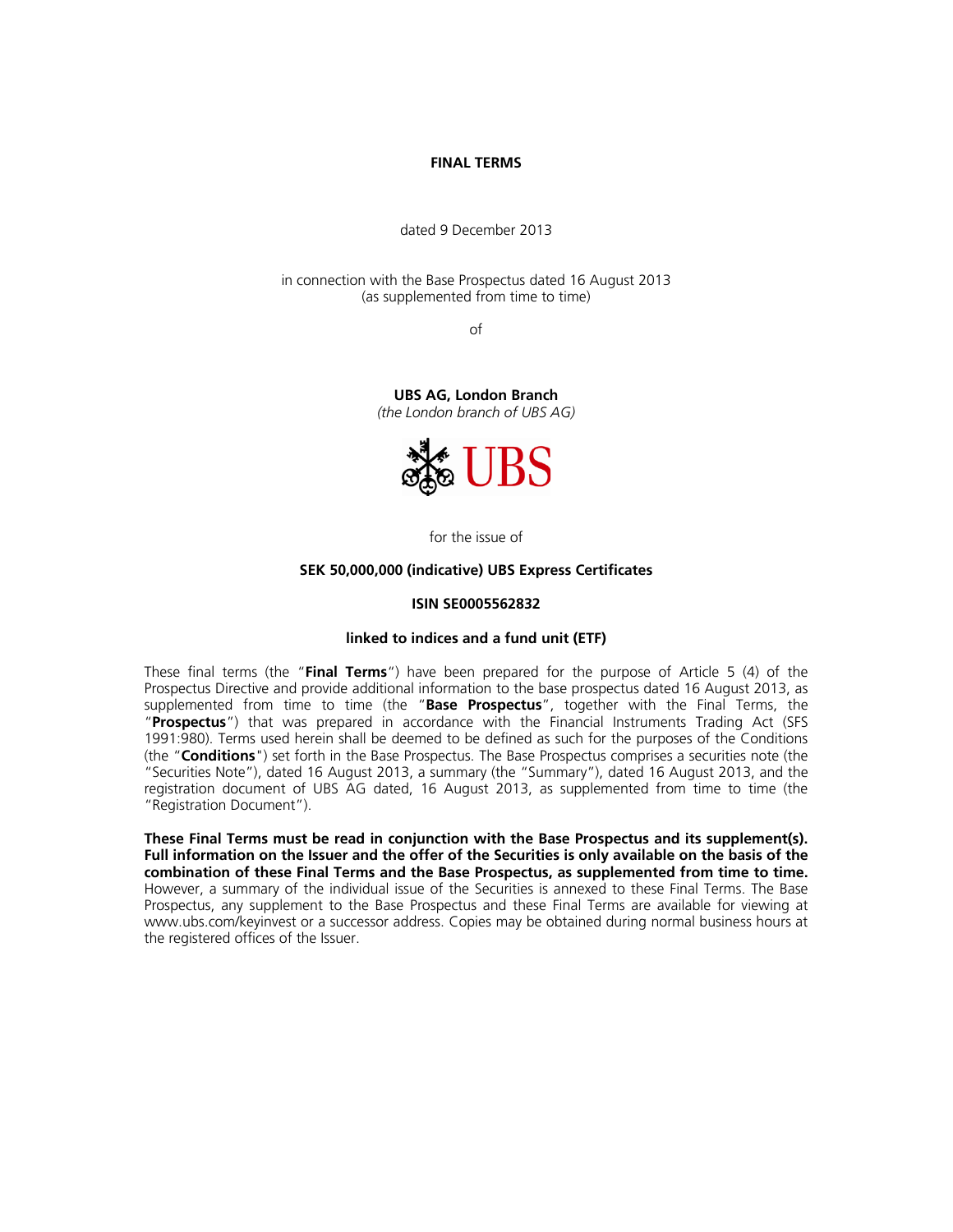# FINAL TERMS

dated 9 December 2013

in connection with the Base Prospectus dated 16 August 2013
(as supplemented from time to time)

of

**UBS AG, London Branch**
*(the London branch of UBS AG)*

UBS

for the issue of

**SEK 50,000,000 (indicative) UBS Express Certificates**

**ISIN SE0005562832**

**linked to indices and a fund unit (ETF)**

These final terms (the "**Final Terms**") have been prepared for the purpose of Article 5 (4) of the Prospectus Directive and provide additional information to the base prospectus dated 16 August 2013, as supplemented from time to time (the "**Base Prospectus**", together with the Final Terms, the "**Prospectus**") that was prepared in accordance with the Financial Instruments Trading Act (SFS 1991:980). Terms used herein shall be deemed to be defined as such for the purposes of the Conditions (the "**Conditions**") set forth in the Base Prospectus. The Base Prospectus comprises a securities note (the "Securities Note"), dated 16 August 2013, a summary (the "Summary"), dated 16 August 2013, and the registration document of UBS AG dated, 16 August 2013, as supplemented from time to time (the "Registration Document").

**These Final Terms must be read in conjunction with the Base Prospectus and its supplement(s). Full information on the Issuer and the offer of the Securities is only available on the basis of the combination of these Final Terms and the Base Prospectus, as supplemented from time to time.** However, a summary of the individual issue of the Securities is annexed to these Final Terms. The Base Prospectus, any supplement to the Base Prospectus and these Final Terms are available for viewing at www.ubs.com/keyinvest or a successor address. Copies may be obtained during normal business hours at the registered offices of the Issuer.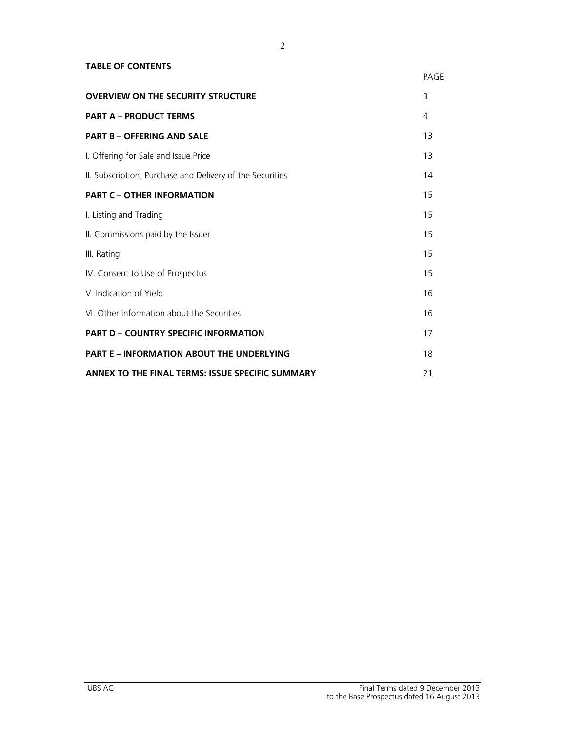**TABLE OF CONTENTS**

| | PAGE: |
|---|---|
| **OVERVIEW ON THE SECURITY STRUCTURE** | 3 |
| **PART A – PRODUCT TERMS** | 4 |
| **PART B – OFFERING AND SALE** | 13 |
| I. Offering for Sale and Issue Price | 13 |
| II. Subscription, Purchase and Delivery of the Securities | 14 |
| **PART C – OTHER INFORMATION** | 15 |
| I. Listing and Trading | 15 |
| II. Commissions paid by the Issuer | 15 |
| III. Rating | 15 |
| IV. Consent to Use of Prospectus | 15 |
| V. Indication of Yield | 16 |
| VI. Other information about the Securities | 16 |
| **PART D – COUNTRY SPECIFIC INFORMATION** | 17 |
| **PART E – INFORMATION ABOUT THE UNDERLYING** | 18 |
| **ANNEX TO THE FINAL TERMS: ISSUE SPECIFIC SUMMARY** | 21 |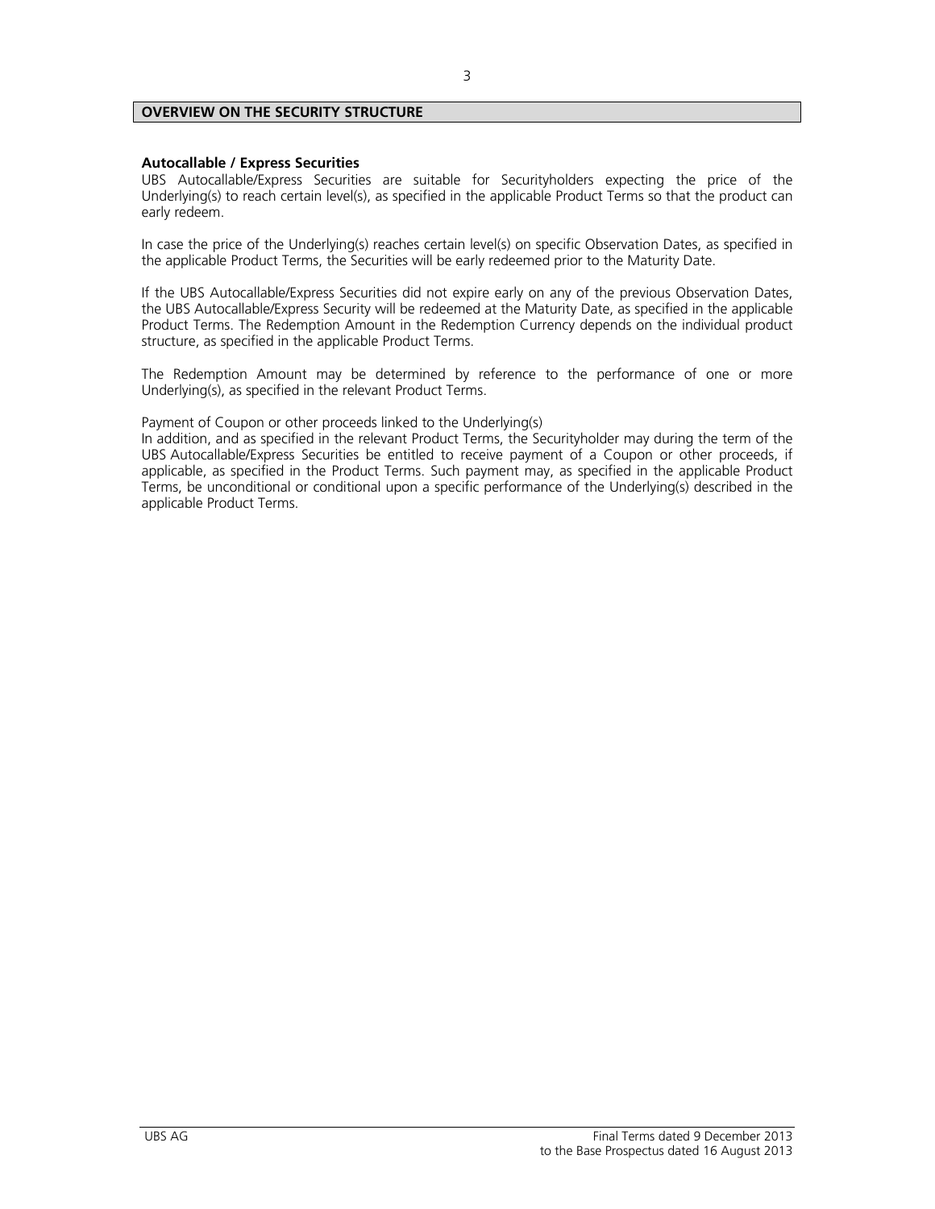## OVERVIEW ON THE SECURITY STRUCTURE

**Autocallable / Express Securities**

UBS Autocallable/Express Securities are suitable for Securityholders expecting the price of the Underlying(s) to reach certain level(s), as specified in the applicable Product Terms so that the product can early redeem.

In case the price of the Underlying(s) reaches certain level(s) on specific Observation Dates, as specified in the applicable Product Terms, the Securities will be early redeemed prior to the Maturity Date.

If the UBS Autocallable/Express Securities did not expire early on any of the previous Observation Dates, the UBS Autocallable/Express Security will be redeemed at the Maturity Date, as specified in the applicable Product Terms. The Redemption Amount in the Redemption Currency depends on the individual product structure, as specified in the applicable Product Terms.

The Redemption Amount may be determined by reference to the performance of one or more Underlying(s), as specified in the relevant Product Terms.

Payment of Coupon or other proceeds linked to the Underlying(s)

In addition, and as specified in the relevant Product Terms, the Securityholder may during the term of the UBS Autocallable/Express Securities be entitled to receive payment of a Coupon or other proceeds, if applicable, as specified in the Product Terms. Such payment may, as specified in the applicable Product Terms, be unconditional or conditional upon a specific performance of the Underlying(s) described in the applicable Product Terms.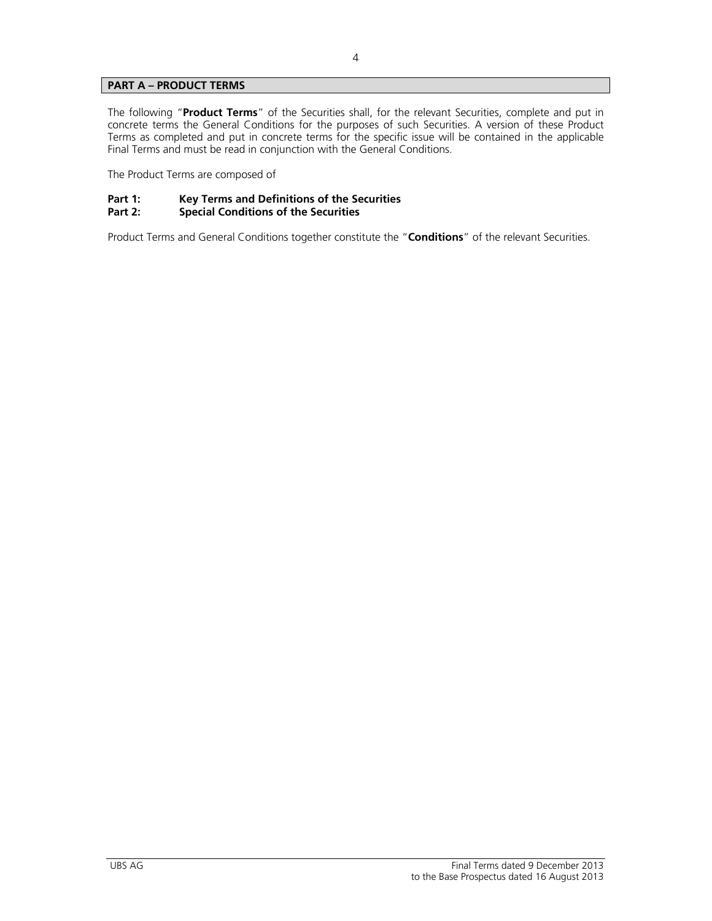## PART A – PRODUCT TERMS

The following "**Product Terms**" of the Securities shall, for the relevant Securities, complete and put in concrete terms the General Conditions for the purposes of such Securities. A version of these Product Terms as completed and put in concrete terms for the specific issue will be contained in the applicable Final Terms and must be read in conjunction with the General Conditions.

The Product Terms are composed of

**Part 1: Key Terms and Definitions of the Securities**
**Part 2: Special Conditions of the Securities**

Product Terms and General Conditions together constitute the "**Conditions**" of the relevant Securities.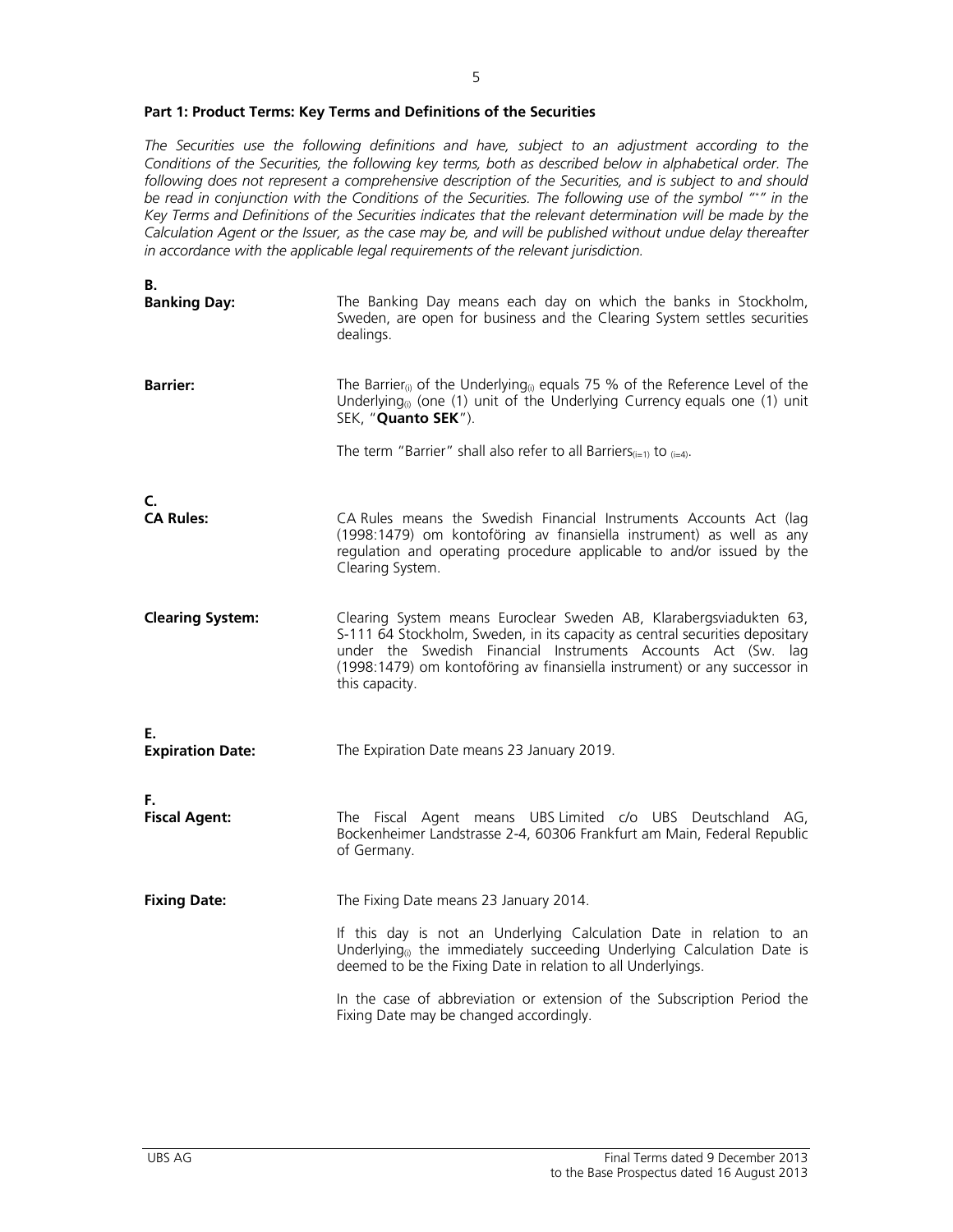## Part 1: Product Terms: Key Terms and Definitions of the Securities

*The Securities use the following definitions and have, subject to an adjustment according to the Conditions of the Securities, the following key terms, both as described below in alphabetical order. The following does not represent a comprehensive description of the Securities, and is subject to and should be read in conjunction with the Conditions of the Securities. The following use of the symbol "\*" in the Key Terms and Definitions of the Securities indicates that the relevant determination will be made by the Calculation Agent or the Issuer, as the case may be, and will be published without undue delay thereafter in accordance with the applicable legal requirements of the relevant jurisdiction.*

| | |
|---|---|
| **B.** | |
| **Banking Day:** | The Banking Day means each day on which the banks in Stockholm, Sweden, are open for business and the Clearing System settles securities dealings. |
| **Barrier:** | The $Barrier_{(i)}$ of the $Underlying_{(i)}$ equals 75 % of the Reference Level of the $Underlying_{(i)}$ (one (1) unit of the Underlying Currency equals one (1) unit SEK, "**Quanto SEK**").<br><br>The term "Barrier" shall also refer to all $Barriers_{(i=1)}$ to $_{(i=4)}$. |
| **C.** | |
| **CA Rules:** | CA Rules means the Swedish Financial Instruments Accounts Act (lag (1998:1479) om kontoföring av finansiella instrument) as well as any regulation and operating procedure applicable to and/or issued by the Clearing System. |
| **Clearing System:** | Clearing System means Euroclear Sweden AB, Klarabergsviadukten 63, S-111 64 Stockholm, Sweden, in its capacity as central securities depositary under the Swedish Financial Instruments Accounts Act (Sw. lag (1998:1479) om kontoföring av finansiella instrument) or any successor in this capacity. |
| **E.** | |
| **Expiration Date:** | The Expiration Date means 23 January 2019. |
| **F.** | |
| **Fiscal Agent:** | The Fiscal Agent means UBS Limited c/o UBS Deutschland AG, Bockenheimer Landstrasse 2-4, 60306 Frankfurt am Main, Federal Republic of Germany. |
| **Fixing Date:** | The Fixing Date means 23 January 2014.<br><br>If this day is not an Underlying Calculation Date in relation to an $Underlying_{(i)}$ the immediately succeeding Underlying Calculation Date is deemed to be the Fixing Date in relation to all Underlyings.<br><br>In the case of abbreviation or extension of the Subscription Period the Fixing Date may be changed accordingly. |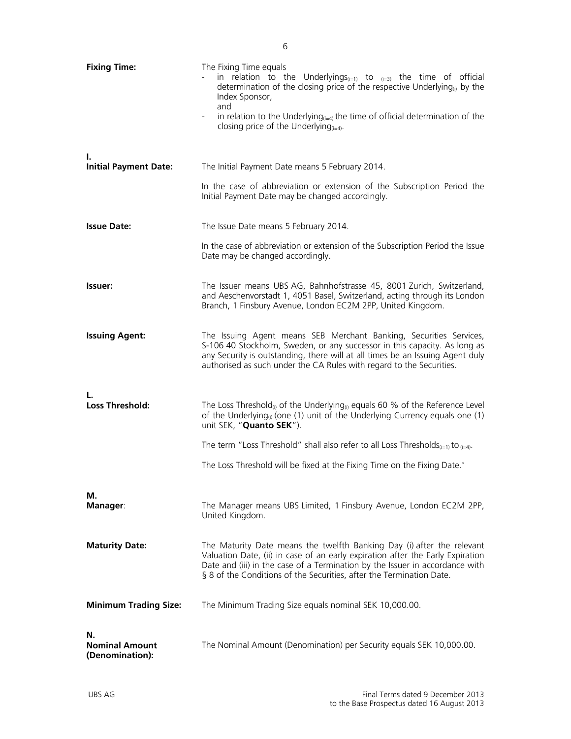| | |
|---|---|
| **Fixing Time:** | The Fixing Time equals<br>- in relation to the Underlyings$_{(i=1)}$ to $_{(i=3)}$ the time of official determination of the closing price of the respective Underlying$_{(i)}$ by the Index Sponsor,<br>and<br>- in relation to the Underlying$_{(i=4)}$ the time of official determination of the closing price of the Underlying$_{(i=4)}$. |
| **I.** | |
| **Initial Payment Date:** | The Initial Payment Date means 5 February 2014.<br><br>In the case of abbreviation or extension of the Subscription Period the Initial Payment Date may be changed accordingly. |
| **Issue Date:** | The Issue Date means 5 February 2014.<br><br>In the case of abbreviation or extension of the Subscription Period the Issue Date may be changed accordingly. |
| **Issuer:** | The Issuer means UBS AG, Bahnhofstrasse 45, 8001 Zurich, Switzerland, and Aeschenvorstadt 1, 4051 Basel, Switzerland, acting through its London Branch, 1 Finsbury Avenue, London EC2M 2PP, United Kingdom. |
| **Issuing Agent:** | The Issuing Agent means SEB Merchant Banking, Securities Services, S-106 40 Stockholm, Sweden, or any successor in this capacity. As long as any Security is outstanding, there will at all times be an Issuing Agent duly authorised as such under the CA Rules with regard to the Securities. |
| **L.** | |
| **Loss Threshold:** | The Loss Threshold$_{(i)}$ of the Underlying$_{(i)}$ equals 60 % of the Reference Level of the Underlying$_{(i)}$ (one (1) unit of the Underlying Currency equals one (1) unit SEK, "**Quanto SEK**").<br><br>The term "Loss Threshold" shall also refer to all Loss Thresholds$_{(i=1)}$ to $_{(i=4)}$.<br><br>The Loss Threshold will be fixed at the Fixing Time on the Fixing Date.* |
| **M.** | |
| **Manager**: | The Manager means UBS Limited, 1 Finsbury Avenue, London EC2M 2PP, United Kingdom. |
| **Maturity Date:** | The Maturity Date means the twelfth Banking Day (i) after the relevant Valuation Date, (ii) in case of an early expiration after the Early Expiration Date and (iii) in the case of a Termination by the Issuer in accordance with § 8 of the Conditions of the Securities, after the Termination Date. |
| **Minimum Trading Size:** | The Minimum Trading Size equals nominal SEK 10,000.00. |
| **N.** | |
| **Nominal Amount (Denomination):** | The Nominal Amount (Denomination) per Security equals SEK 10,000.00. |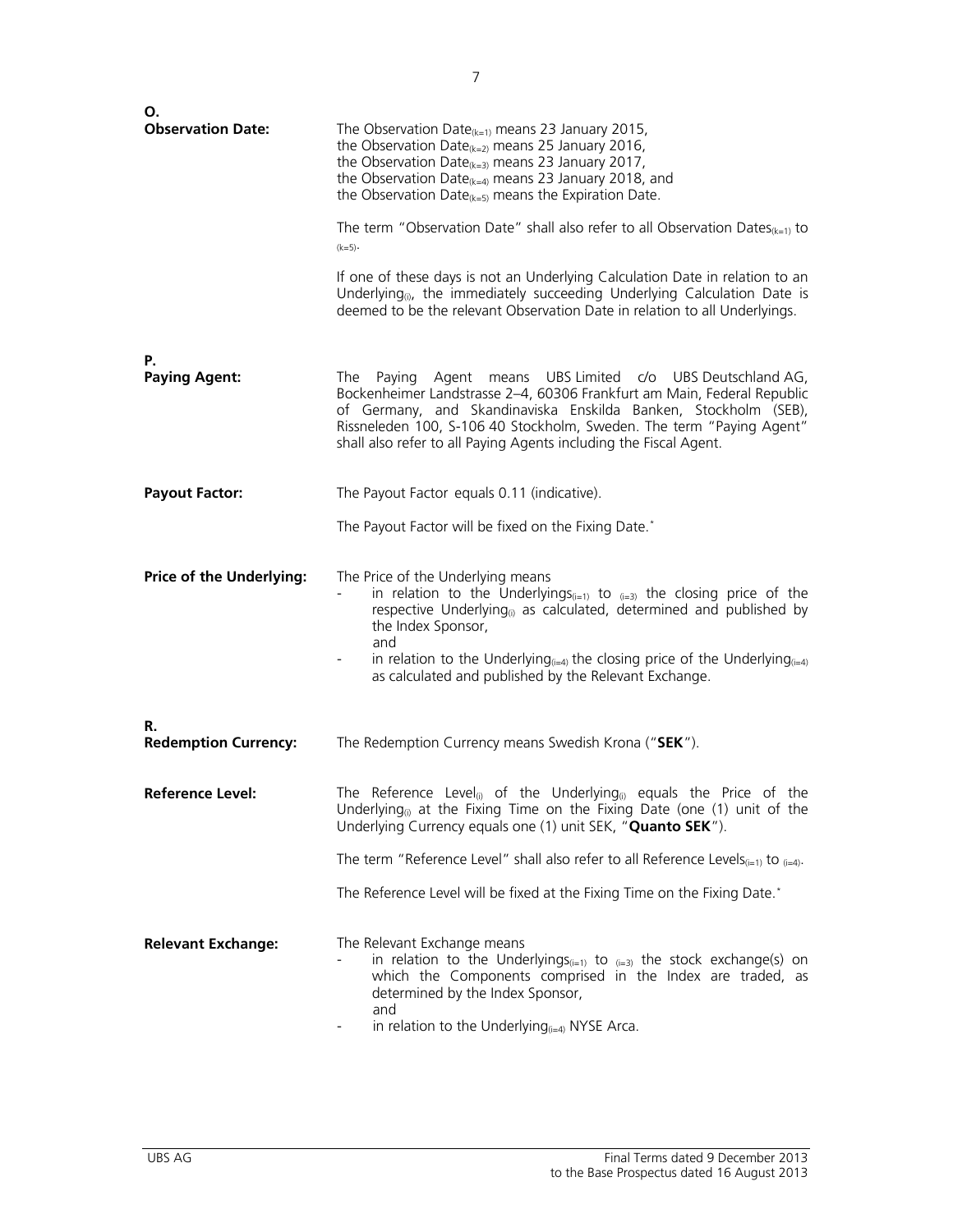**O.**

**Observation Date:** The Observation Date$_{(k=1)}$ means 23 January 2015, the Observation Date$_{(k=2)}$ means 25 January 2016, the Observation Date$_{(k=3)}$ means 23 January 2017, the Observation Date$_{(k=4)}$ means 23 January 2018, and the Observation Date$_{(k=5)}$ means the Expiration Date.

The term "Observation Date" shall also refer to all Observation Dates$_{(k=1)}$ to $_{(k=5)}$.

If one of these days is not an Underlying Calculation Date in relation to an Underlying$_{(i)}$, the immediately succeeding Underlying Calculation Date is deemed to be the relevant Observation Date in relation to all Underlyings.

**P.**

**Paying Agent:** The Paying Agent means UBS Limited c/o UBS Deutschland AG, Bockenheimer Landstrasse 2–4, 60306 Frankfurt am Main, Federal Republic of Germany, and Skandinaviska Enskilda Banken, Stockholm (SEB), Rissneleden 100, S-106 40 Stockholm, Sweden. The term "Paying Agent" shall also refer to all Paying Agents including the Fiscal Agent.

**Payout Factor:** The Payout Factor equals 0.11 (indicative).

The Payout Factor will be fixed on the Fixing Date.*

**Price of the Underlying:** The Price of the Underlying means

- in relation to the Underlyings$_{(i=1)}$ to $_{(i=3)}$ the closing price of the respective Underlying$_{(i)}$ as calculated, determined and published by the Index Sponsor,
  and
- in relation to the Underlying$_{(i=4)}$ the closing price of the Underlying$_{(i=4)}$ as calculated and published by the Relevant Exchange.

**R.**

**Redemption Currency:** The Redemption Currency means Swedish Krona ("**SEK**").

**Reference Level:** The Reference Level$_{(i)}$ of the Underlying$_{(i)}$ equals the Price of the Underlying$_{(i)}$ at the Fixing Time on the Fixing Date (one (1) unit of the Underlying Currency equals one (1) unit SEK, "**Quanto SEK**").

The term "Reference Level" shall also refer to all Reference Levels$_{(i=1)}$ to $_{(i=4)}$.

The Reference Level will be fixed at the Fixing Time on the Fixing Date.*

**Relevant Exchange:** The Relevant Exchange means

- in relation to the Underlyings$_{(i=1)}$ to $_{(i=3)}$ the stock exchange(s) on which the Components comprised in the Index are traded, as determined by the Index Sponsor,
  and
- in relation to the Underlying$_{(i=4)}$ NYSE Arca.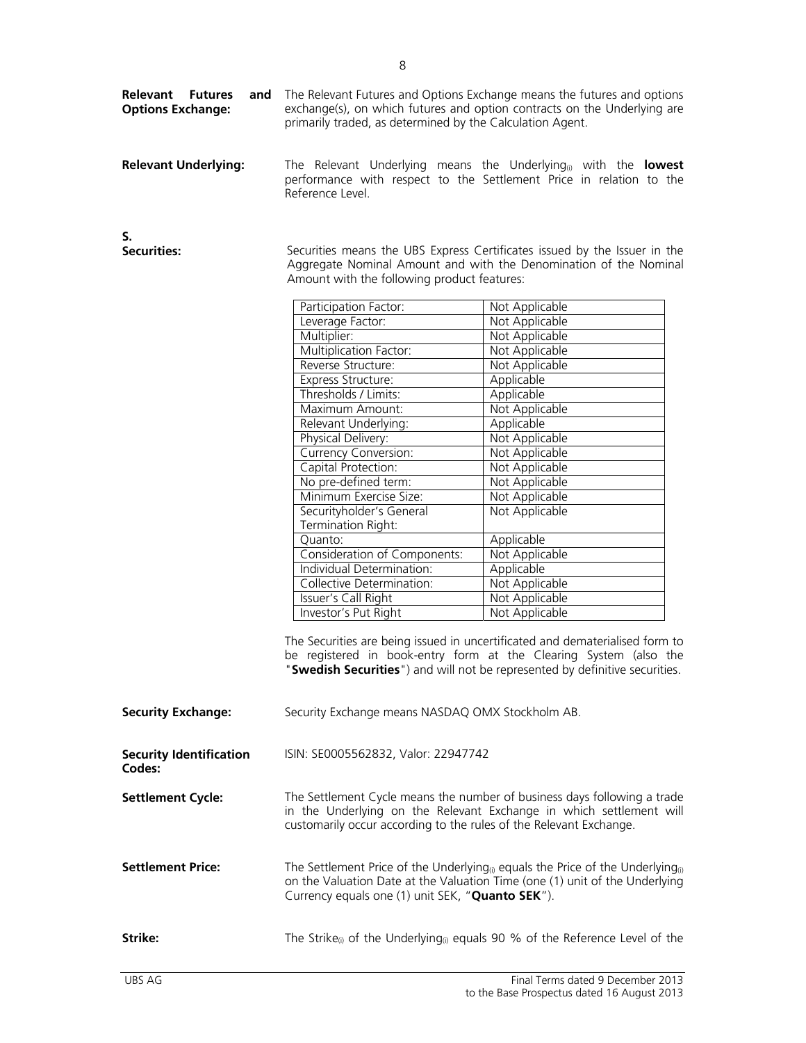**Relevant Futures and Options Exchange:** The Relevant Futures and Options Exchange means the futures and options exchange(s), on which futures and option contracts on the Underlying are primarily traded, as determined by the Calculation Agent.

**Relevant Underlying:** The Relevant Underlying means the $Underlying_{(i)}$ with the **lowest** performance with respect to the Settlement Price in relation to the Reference Level.

**S.**

**Securities:** Securities means the UBS Express Certificates issued by the Issuer in the Aggregate Nominal Amount and with the Denomination of the Nominal Amount with the following product features:

| Participation Factor: | Not Applicable |
|---|---|
| Leverage Factor: | Not Applicable |
| Multiplier: | Not Applicable |
| Multiplication Factor: | Not Applicable |
| Reverse Structure: | Not Applicable |
| Express Structure: | Applicable |
| Thresholds / Limits: | Applicable |
| Maximum Amount: | Not Applicable |
| Relevant Underlying: | Applicable |
| Physical Delivery: | Not Applicable |
| Currency Conversion: | Not Applicable |
| Capital Protection: | Not Applicable |
| No pre-defined term: | Not Applicable |
| Minimum Exercise Size: | Not Applicable |
| Securityholder's General Termination Right: | Not Applicable |
| Quanto: | Applicable |
| Consideration of Components: | Not Applicable |
| Individual Determination: | Applicable |
| Collective Determination: | Not Applicable |
| Issuer's Call Right | Not Applicable |
| Investor's Put Right | Not Applicable |

The Securities are being issued in uncertificated and dematerialised form to be registered in book-entry form at the Clearing System (also the "**Swedish Securities**") and will not be represented by definitive securities.

**Security Exchange:** Security Exchange means NASDAQ OMX Stockholm AB.

**Security Identification Codes:** ISIN: SE0005562832, Valor: 22947742

**Settlement Cycle:** The Settlement Cycle means the number of business days following a trade in the Underlying on the Relevant Exchange in which settlement will customarily occur according to the rules of the Relevant Exchange.

**Settlement Price:** The Settlement Price of the $Underlying_{(i)}$ equals the Price of the $Underlying_{(i)}$ on the Valuation Date at the Valuation Time (one (1) unit of the Underlying Currency equals one (1) unit SEK, "**Quanto SEK**").

**Strike:** The $Strike_{(i)}$ of the $Underlying_{(i)}$ equals 90 % of the Reference Level of the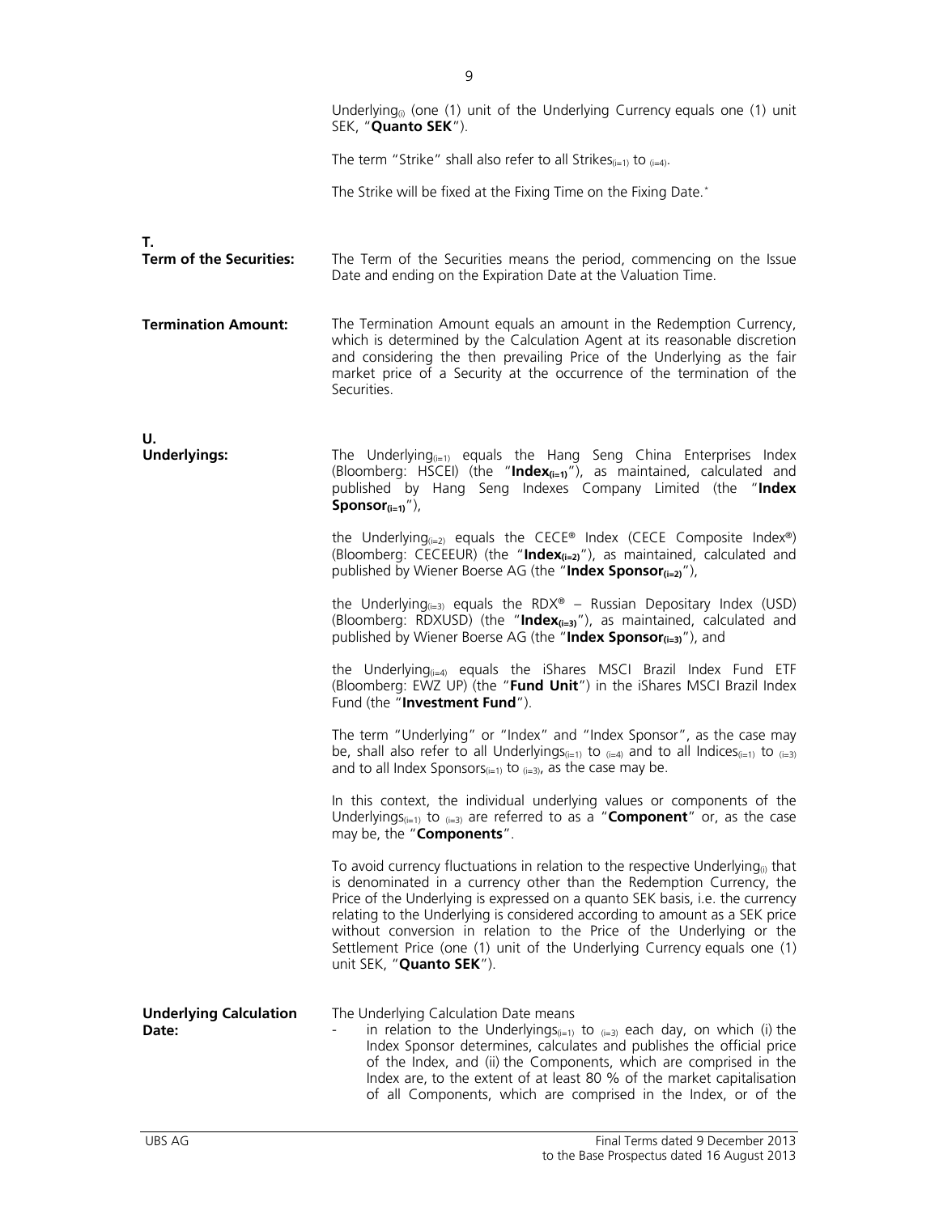Underlying$_{(i)}$ (one (1) unit of the Underlying Currency equals one (1) unit SEK, "**Quanto SEK**").

The term "Strike" shall also refer to all Strikes$_{(i=1)}$ to $_{(i=4)}$.

The Strike will be fixed at the Fixing Time on the Fixing Date.*

**T.**

**Term of the Securities:** The Term of the Securities means the period, commencing on the Issue Date and ending on the Expiration Date at the Valuation Time.

**Termination Amount:** The Termination Amount equals an amount in the Redemption Currency, which is determined by the Calculation Agent at its reasonable discretion and considering the then prevailing Price of the Underlying as the fair market price of a Security at the occurrence of the termination of the Securities.

**U.**

**Underlyings:** The Underlying$_{(i=1)}$ equals the Hang Seng China Enterprises Index (Bloomberg: HSCEI) (the "**Index$_{(i=1)}$**"), as maintained, calculated and published by Hang Seng Indexes Company Limited (the "**Index Sponsor$_{(i=1)}$**"),

the Underlying$_{(i=2)}$ equals the CECE® Index (CECE Composite Index®) (Bloomberg: CECEEUR) (the "**Index$_{(i=2)}$**"), as maintained, calculated and published by Wiener Boerse AG (the "**Index Sponsor$_{(i=2)}$**"),

the Underlying$_{(i=3)}$ equals the RDX® – Russian Depositary Index (USD) (Bloomberg: RDXUSD) (the "**Index$_{(i=3)}$**"), as maintained, calculated and published by Wiener Boerse AG (the "**Index Sponsor$_{(i=3)}$**"), and

the Underlying$_{(i=4)}$ equals the iShares MSCI Brazil Index Fund ETF (Bloomberg: EWZ UP) (the "**Fund Unit**") in the iShares MSCI Brazil Index Fund (the "**Investment Fund**").

The term "Underlying" or "Index" and "Index Sponsor", as the case may be, shall also refer to all Underlyings$_{(i=1)}$ to $_{(i=4)}$ and to all Indices$_{(i=1)}$ to $_{(i=3)}$ and to all Index Sponsors$_{(i=1)}$ to $_{(i=3)}$, as the case may be.

In this context, the individual underlying values or components of the Underlyings$_{(i=1)}$ to $_{(i=3)}$ are referred to as a "**Component**" or, as the case may be, the "**Components**".

To avoid currency fluctuations in relation to the respective Underlying$_{(i)}$ that is denominated in a currency other than the Redemption Currency, the Price of the Underlying is expressed on a quanto SEK basis, i.e. the currency relating to the Underlying is considered according to amount as a SEK price without conversion in relation to the Price of the Underlying or the Settlement Price (one (1) unit of the Underlying Currency equals one (1) unit SEK, "**Quanto SEK**").

**Underlying Calculation Date:** The Underlying Calculation Date means

- in relation to the Underlyings$_{(i=1)}$ to $_{(i=3)}$ each day, on which (i) the Index Sponsor determines, calculates and publishes the official price of the Index, and (ii) the Components, which are comprised in the Index are, to the extent of at least 80 % of the market capitalisation of all Components, which are comprised in the Index, or of the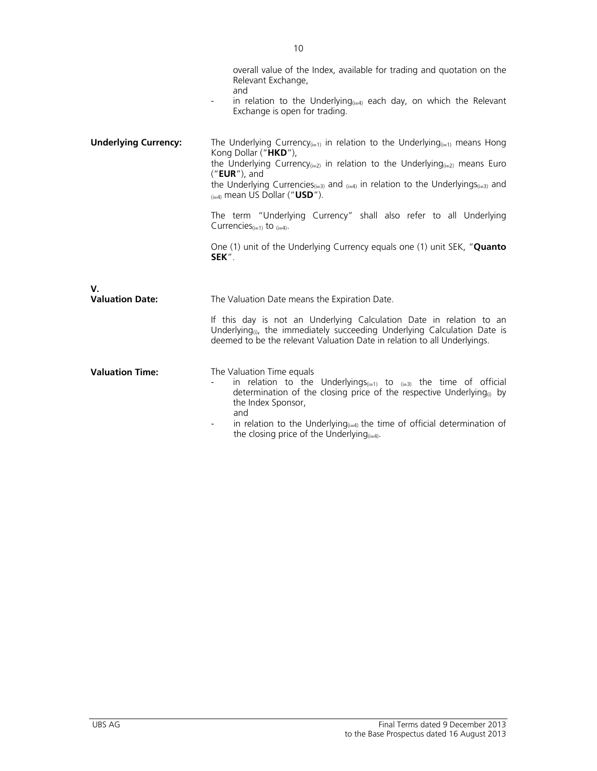overall value of the Index, available for trading and quotation on the Relevant Exchange,

and

- in relation to the $\text{Underlying}_{(i=4)}$ each day, on which the Relevant Exchange is open for trading.

**Underlying Currency:**

The $\text{Underlying Currency}_{(i=1)}$ in relation to the $\text{Underlying}_{(i=1)}$ means Hong Kong Dollar ("**HKD**"),

the $\text{Underlying Currency}_{(i=2)}$ in relation to the $\text{Underlying}_{(i=2)}$ means Euro ("**EUR**"), and

the $\text{Underlying Currencies}_{(i=3)}$ and $_{(i=4)}$ in relation to the $\text{Underlyings}_{(i=3)}$ and $_{(i=4)}$ mean US Dollar ("**USD**").

The term "Underlying Currency" shall also refer to all $\text{Underlying Currencies}_{(i=1)}$ to $_{(i=4)}$.

One (1) unit of the Underlying Currency equals one (1) unit SEK, "**Quanto SEK**".

**V.**

**Valuation Date:**

The Valuation Date means the Expiration Date.

If this day is not an Underlying Calculation Date in relation to an $\text{Underlying}_{(i)}$, the immediately succeeding Underlying Calculation Date is deemed to be the relevant Valuation Date in relation to all Underlyings.

**Valuation Time:**

The Valuation Time equals

- in relation to the $\text{Underlyings}_{(i=1)}$ to $_{(i=3)}$ the time of official determination of the closing price of the respective $\text{Underlying}_{(i)}$ by the Index Sponsor,

and

- in relation to the $\text{Underlying}_{(i=4)}$ the time of official determination of the closing price of the $\text{Underlying}_{(i=4)}$.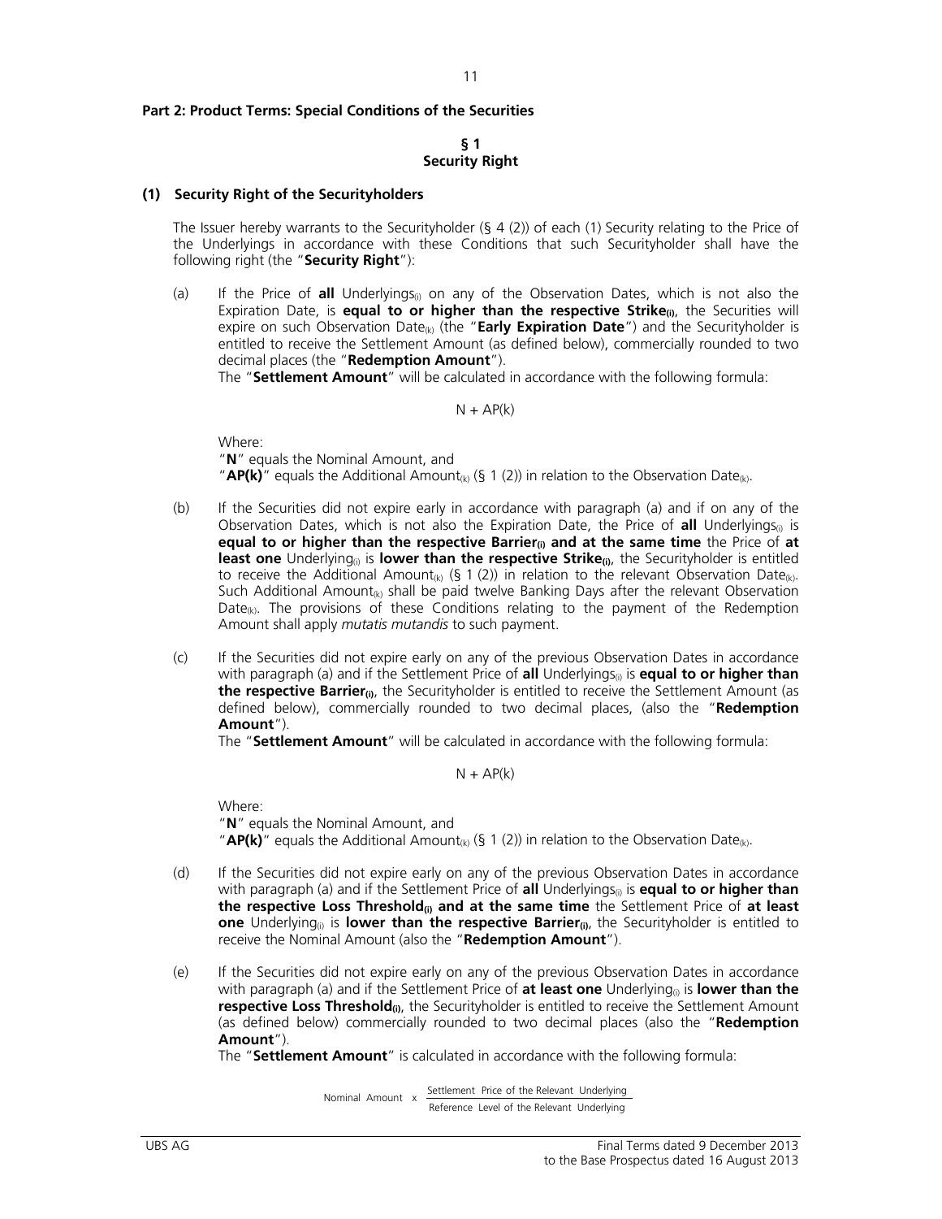**Part 2: Product Terms: Special Conditions of the Securities**

**§ 1**
**Security Right**

**(1) Security Right of the Securityholders**

The Issuer hereby warrants to the Securityholder (§ 4 (2)) of each (1) Security relating to the Price of the Underlyings in accordance with these Conditions that such Securityholder shall have the following right (the "**Security Right**"):

(a) If the Price of **all** $\text{Underlyings}_{(i)}$ on any of the Observation Dates, which is not also the Expiration Date, is **equal to or higher than the respective** $\textbf{Strike}_{(i)}$, the Securities will expire on such Observation $\text{Date}_{(k)}$ (the "**Early Expiration Date**") and the Securityholder is entitled to receive the Settlement Amount (as defined below), commercially rounded to two decimal places (the "**Redemption Amount**").
The "**Settlement Amount**" will be calculated in accordance with the following formula:

$$N + AP(k)$$

Where:
"**N**" equals the Nominal Amount, and
"**AP(k)**" equals the Additional $\text{Amount}_{(k)}$ (§ 1 (2)) in relation to the Observation $\text{Date}_{(k)}$.

(b) If the Securities did not expire early in accordance with paragraph (a) and if on any of the Observation Dates, which is not also the Expiration Date, the Price of **all** $\text{Underlyings}_{(i)}$ is **equal to or higher than the respective** $\textbf{Barrier}_{(i)}$ **and at the same time** the Price of **at least one** $\text{Underlying}_{(i)}$ is **lower than the respective** $\textbf{Strike}_{(i)}$, the Securityholder is entitled to receive the Additional $\text{Amount}_{(k)}$ (§ 1 (2)) in relation to the relevant Observation $\text{Date}_{(k)}$. Such Additional $\text{Amount}_{(k)}$ shall be paid twelve Banking Days after the relevant Observation $\text{Date}_{(k)}$. The provisions of these Conditions relating to the payment of the Redemption Amount shall apply *mutatis mutandis* to such payment.

(c) If the Securities did not expire early on any of the previous Observation Dates in accordance with paragraph (a) and if the Settlement Price of **all** $\text{Underlyings}_{(i)}$ is **equal to or higher than the respective** $\textbf{Barrier}_{(i)}$, the Securityholder is entitled to receive the Settlement Amount (as defined below), commercially rounded to two decimal places, (also the "**Redemption Amount**").
The "**Settlement Amount**" will be calculated in accordance with the following formula:

$$N + AP(k)$$

Where:
"**N**" equals the Nominal Amount, and
"**AP(k)**" equals the Additional $\text{Amount}_{(k)}$ (§ 1 (2)) in relation to the Observation $\text{Date}_{(k)}$.

(d) If the Securities did not expire early on any of the previous Observation Dates in accordance with paragraph (a) and if the Settlement Price of **all** $\text{Underlyings}_{(i)}$ is **equal to or higher than the respective Loss** $\textbf{Threshold}_{(i)}$ **and at the same time** the Settlement Price of **at least one** $\text{Underlying}_{(i)}$ is **lower than the respective** $\textbf{Barrier}_{(i)}$, the Securityholder is entitled to receive the Nominal Amount (also the "**Redemption Amount**").

(e) If the Securities did not expire early on any of the previous Observation Dates in accordance with paragraph (a) and if the Settlement Price of **at least one** $\text{Underlying}_{(i)}$ is **lower than the respective Loss** $\textbf{Threshold}_{(i)}$, the Securityholder is entitled to receive the Settlement Amount (as defined below) commercially rounded to two decimal places (also the "**Redemption Amount**").
The "**Settlement Amount**" is calculated in accordance with the following formula:

$$\text{Nominal Amount} \times \frac{\text{Settlement Price of the Relevant Underlying}}{\text{Reference Level of the Relevant Underlying}}$$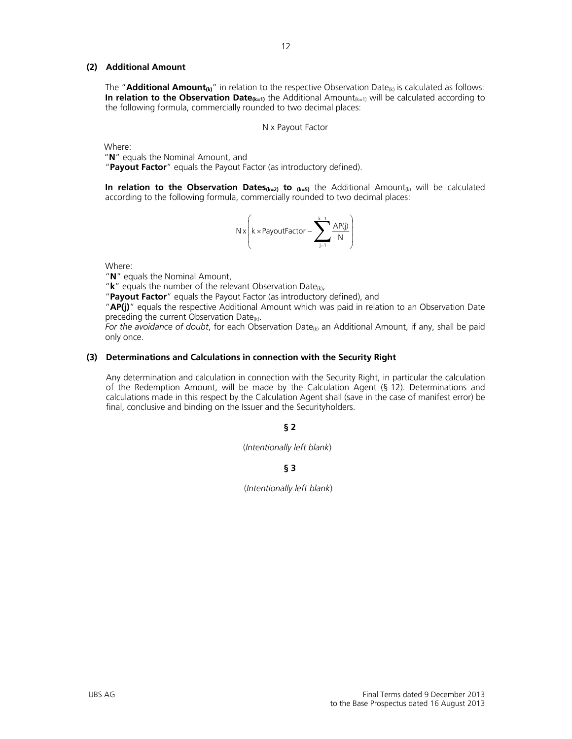### (2) Additional Amount

The "**Additional Amount$_{(k)}$**" in relation to the respective Observation Date$_{(k)}$ is calculated as follows: **In relation to the Observation Date$_{(k=1)}$** the Additional Amount$_{(k=1)}$ will be calculated according to the following formula, commercially rounded to two decimal places:

$$N \text{ x Payout Factor}$$

Where:

"**N**" equals the Nominal Amount, and

"**Payout Factor**" equals the Payout Factor (as introductory defined).

**In relation to the Observation Dates$_{(k=2)}$ to $_{(k=5)}$** the Additional Amount$_{(k)}$ will be calculated according to the following formula, commercially rounded to two decimal places:

$$N \text{ x} \left( k \times \text{PayoutFactor} - \sum_{j=1}^{k-1} \frac{AP(j)}{N} \right)$$

Where:

"**N**" equals the Nominal Amount,

"**k**" equals the number of the relevant Observation Date$_{(k)}$,

"**Payout Factor**" equals the Payout Factor (as introductory defined), and

"**AP(j)**" equals the respective Additional Amount which was paid in relation to an Observation Date preceding the current Observation Date$_{(k)}$.

*For the avoidance of doubt*, for each Observation Date$_{(k)}$ an Additional Amount, if any, shall be paid only once.

### (3) Determinations and Calculations in connection with the Security Right

Any determination and calculation in connection with the Security Right, in particular the calculation of the Redemption Amount, will be made by the Calculation Agent (§ 12). Determinations and calculations made in this respect by the Calculation Agent shall (save in the case of manifest error) be final, conclusive and binding on the Issuer and the Securityholders.

## § 2

(*Intentionally left blank*)

## § 3

(*Intentionally left blank*)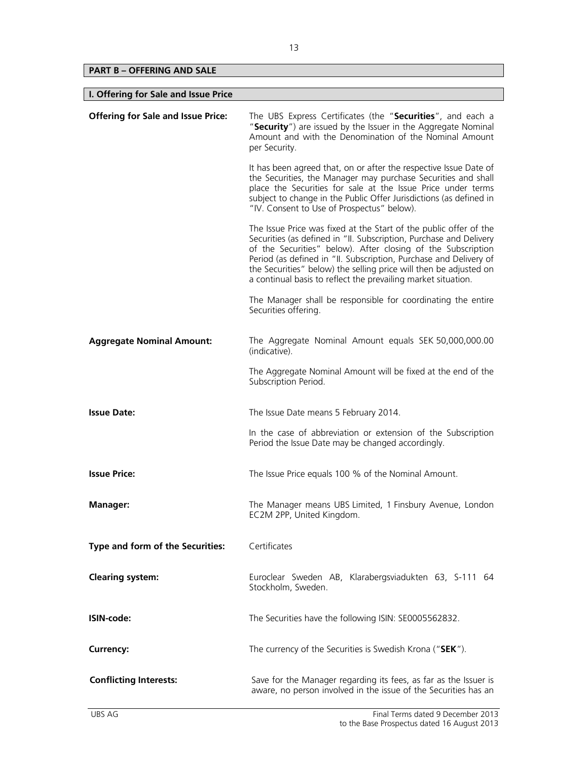## PART B – OFFERING AND SALE

### I. Offering for Sale and Issue Price

**Offering for Sale and Issue Price:**

The UBS Express Certificates (the "**Securities**", and each a "**Security**") are issued by the Issuer in the Aggregate Nominal Amount and with the Denomination of the Nominal Amount per Security.

It has been agreed that, on or after the respective Issue Date of the Securities, the Manager may purchase Securities and shall place the Securities for sale at the Issue Price under terms subject to change in the Public Offer Jurisdictions (as defined in "IV. Consent to Use of Prospectus" below).

The Issue Price was fixed at the Start of the public offer of the Securities (as defined in "II. Subscription, Purchase and Delivery of the Securities" below). After closing of the Subscription Period (as defined in "II. Subscription, Purchase and Delivery of the Securities" below) the selling price will then be adjusted on a continual basis to reflect the prevailing market situation.

The Manager shall be responsible for coordinating the entire Securities offering.

**Aggregate Nominal Amount:**

The Aggregate Nominal Amount equals SEK 50,000,000.00 (indicative).

The Aggregate Nominal Amount will be fixed at the end of the Subscription Period.

**Issue Date:**

The Issue Date means 5 February 2014.

In the case of abbreviation or extension of the Subscription Period the Issue Date may be changed accordingly.

**Issue Price:**

The Issue Price equals 100 % of the Nominal Amount.

**Manager:**

The Manager means UBS Limited, 1 Finsbury Avenue, London EC2M 2PP, United Kingdom.

**Type and form of the Securities:**

Certificates

**Clearing system:**

Euroclear Sweden AB, Klarabergsviadukten 63, S-111 64 Stockholm, Sweden.

**ISIN-code:**

The Securities have the following ISIN: SE0005562832.

**Currency:**

The currency of the Securities is Swedish Krona ("**SEK**").

**Conflicting Interests:**

Save for the Manager regarding its fees, as far as the Issuer is aware, no person involved in the issue of the Securities has an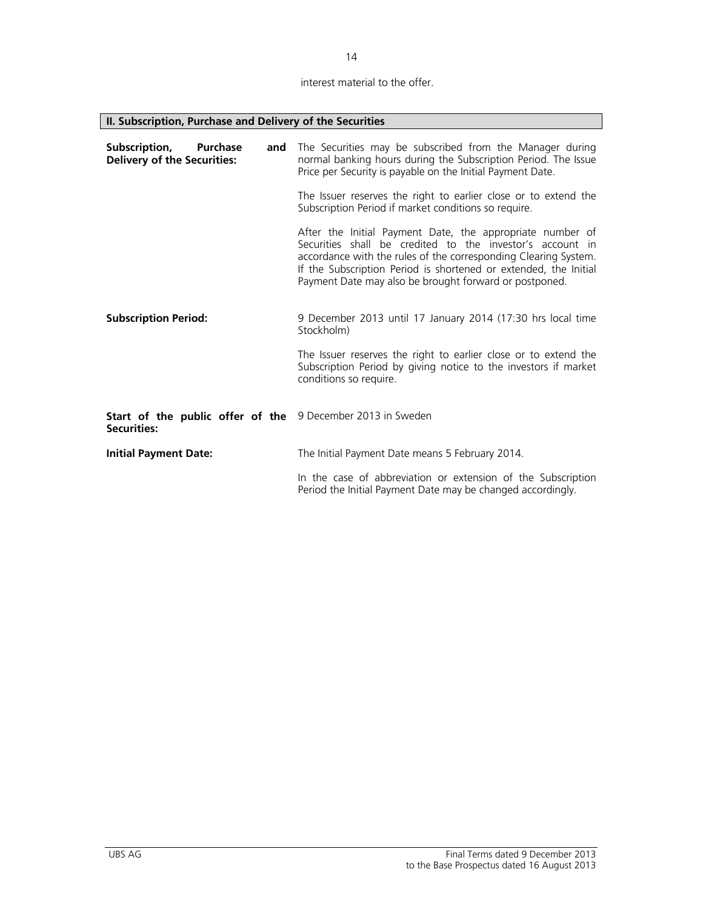interest material to the offer.

## II. Subscription, Purchase and Delivery of the Securities

| | |
|---|---|
| **Subscription, Purchase and Delivery of the Securities:** | The Securities may be subscribed from the Manager during normal banking hours during the Subscription Period. The Issue Price per Security is payable on the Initial Payment Date.<br><br>The Issuer reserves the right to earlier close or to extend the Subscription Period if market conditions so require.<br><br>After the Initial Payment Date, the appropriate number of Securities shall be credited to the investor's account in accordance with the rules of the corresponding Clearing System. If the Subscription Period is shortened or extended, the Initial Payment Date may also be brought forward or postponed. |
| **Subscription Period:** | 9 December 2013 until 17 January 2014 (17:30 hrs local time Stockholm)<br><br>The Issuer reserves the right to earlier close or to extend the Subscription Period by giving notice to the investors if market conditions so require. |
| **Start of the public offer of the Securities:** | 9 December 2013 in Sweden |
| **Initial Payment Date:** | The Initial Payment Date means 5 February 2014.<br><br>In the case of abbreviation or extension of the Subscription Period the Initial Payment Date may be changed accordingly. |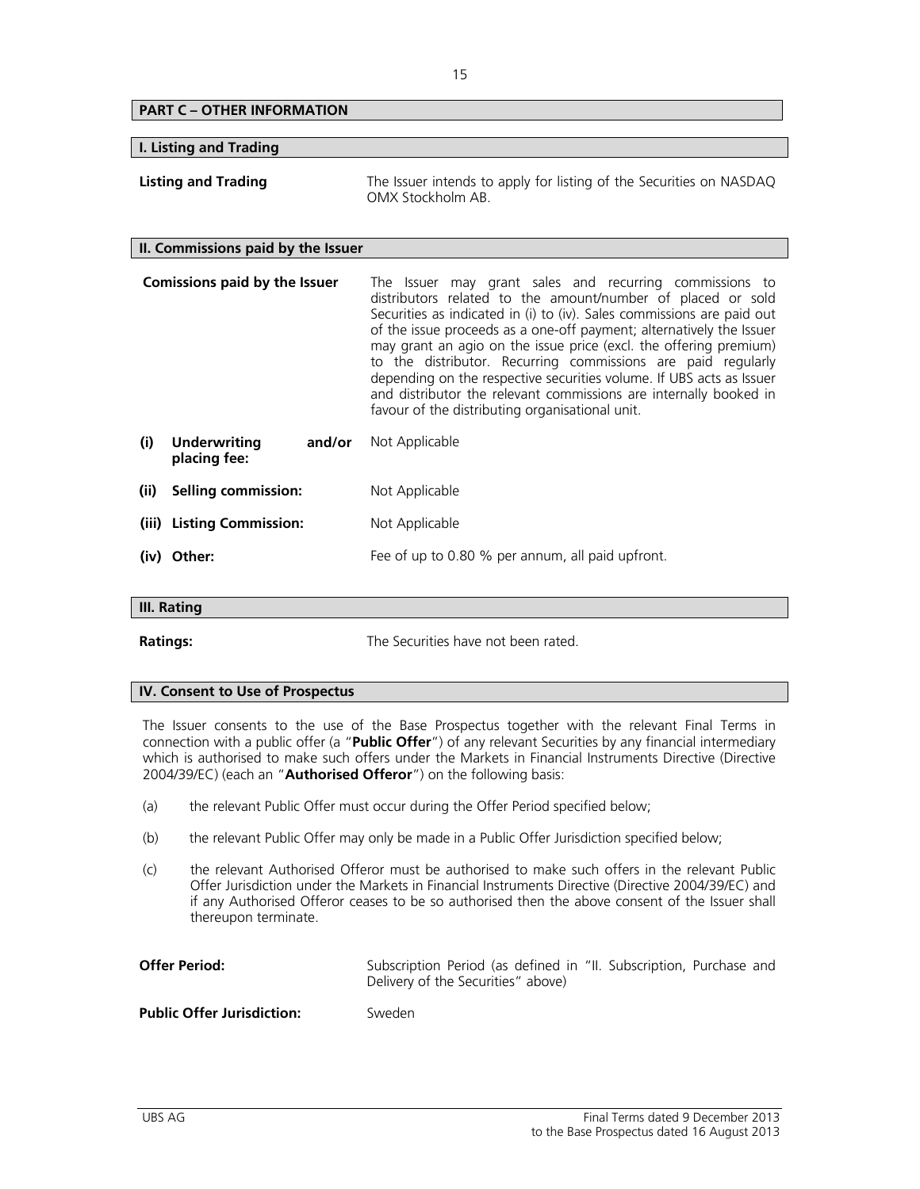## PART C – OTHER INFORMATION

### I. Listing and Trading

| | |
|---|---|
| **Listing and Trading** | The Issuer intends to apply for listing of the Securities on NASDAQ OMX Stockholm AB. |

### II. Commissions paid by the Issuer

| | |
|---|---|
| **Comissions paid by the Issuer** | The Issuer may grant sales and recurring commissions to distributors related to the amount/number of placed or sold Securities as indicated in (i) to (iv). Sales commissions are paid out of the issue proceeds as a one-off payment; alternatively the Issuer may grant an agio on the issue price (excl. the offering premium) to the distributor. Recurring commissions are paid regularly depending on the respective securities volume. If UBS acts as Issuer and distributor the relevant commissions are internally booked in favour of the distributing organisational unit. |
| **(i) Underwriting and/or placing fee:** | Not Applicable |
| **(ii) Selling commission:** | Not Applicable |
| **(iii) Listing Commission:** | Not Applicable |
| **(iv) Other:** | Fee of up to 0.80 % per annum, all paid upfront. |

### III. Rating

| | |
|---|---|
| **Ratings:** | The Securities have not been rated. |

### IV. Consent to Use of Prospectus

The Issuer consents to the use of the Base Prospectus together with the relevant Final Terms in connection with a public offer (a "**Public Offer**") of any relevant Securities by any financial intermediary which is authorised to make such offers under the Markets in Financial Instruments Directive (Directive 2004/39/EC) (each an "**Authorised Offeror**") on the following basis:

(a) the relevant Public Offer must occur during the Offer Period specified below;

(b) the relevant Public Offer may only be made in a Public Offer Jurisdiction specified below;

(c) the relevant Authorised Offeror must be authorised to make such offers in the relevant Public Offer Jurisdiction under the Markets in Financial Instruments Directive (Directive 2004/39/EC) and if any Authorised Offeror ceases to be so authorised then the above consent of the Issuer shall thereupon terminate.

| | |
|---|---|
| **Offer Period:** | Subscription Period (as defined in "II. Subscription, Purchase and Delivery of the Securities" above) |
| **Public Offer Jurisdiction:** | Sweden |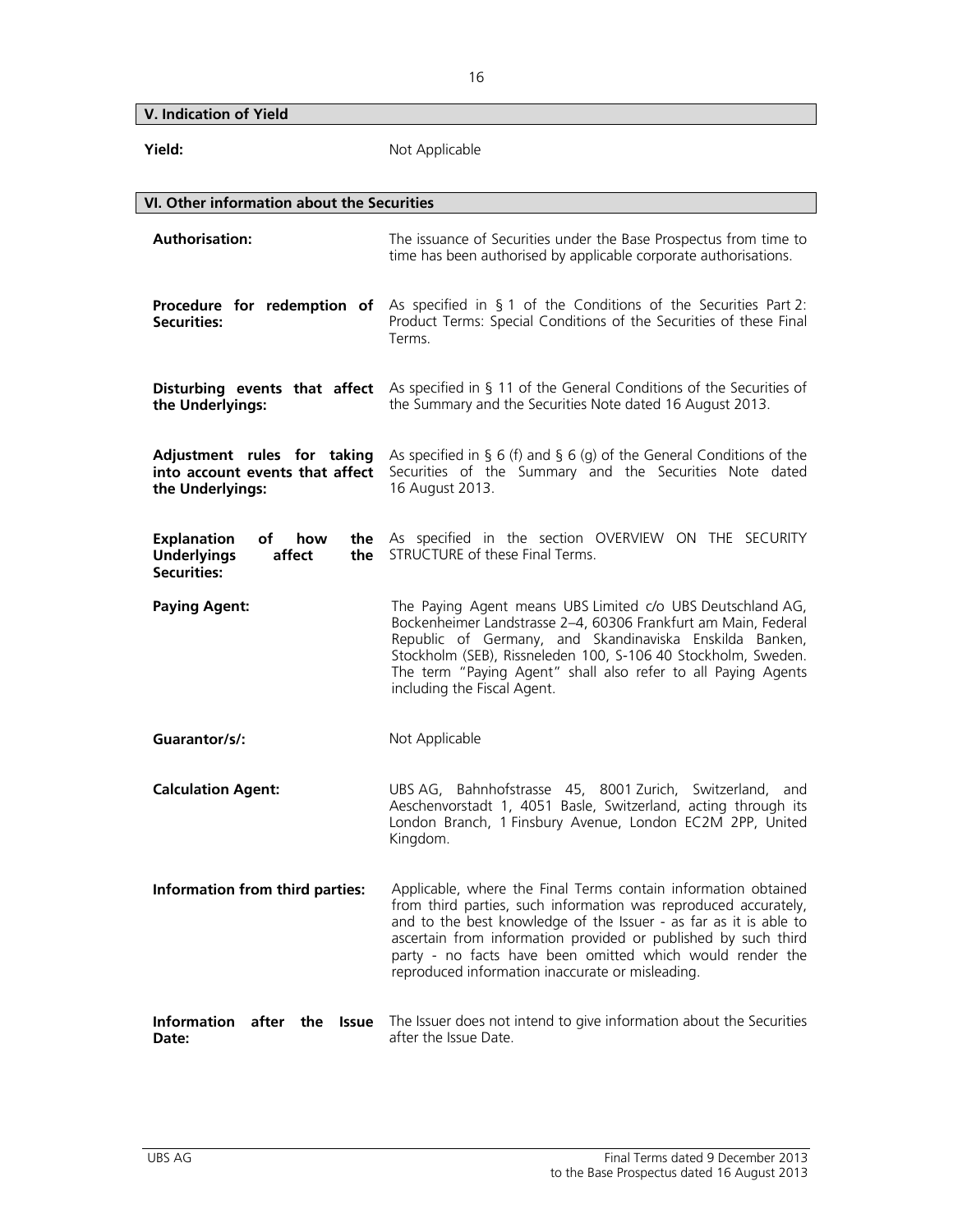## V. Indication of Yield

| | |
|---|---|
| **Yield:** | Not Applicable |

## VI. Other information about the Securities

| | |
|---|---|
| **Authorisation:** | The issuance of Securities under the Base Prospectus from time to time has been authorised by applicable corporate authorisations. |
| **Procedure for redemption of Securities:** | As specified in § 1 of the Conditions of the Securities Part 2: Product Terms: Special Conditions of the Securities of these Final Terms. |
| **Disturbing events that affect the Underlyings:** | As specified in § 11 of the General Conditions of the Securities of the Summary and the Securities Note dated 16 August 2013. |
| **Adjustment rules for taking into account events that affect the Underlyings:** | As specified in § 6 (f) and § 6 (g) of the General Conditions of the Securities of the Summary and the Securities Note dated 16 August 2013. |
| **Explanation of how the Underlyings affect the Securities:** | As specified in the section OVERVIEW ON THE SECURITY STRUCTURE of these Final Terms. |
| **Paying Agent:** | The Paying Agent means UBS Limited c/o UBS Deutschland AG, Bockenheimer Landstrasse 2–4, 60306 Frankfurt am Main, Federal Republic of Germany, and Skandinaviska Enskilda Banken, Stockholm (SEB), Rissneleden 100, S-106 40 Stockholm, Sweden. The term "Paying Agent" shall also refer to all Paying Agents including the Fiscal Agent. |
| **Guarantor/s/:** | Not Applicable |
| **Calculation Agent:** | UBS AG, Bahnhofstrasse 45, 8001 Zurich, Switzerland, and Aeschenvorstadt 1, 4051 Basle, Switzerland, acting through its London Branch, 1 Finsbury Avenue, London EC2M 2PP, United Kingdom. |
| **Information from third parties:** | Applicable, where the Final Terms contain information obtained from third parties, such information was reproduced accurately, and to the best knowledge of the Issuer - as far as it is able to ascertain from information provided or published by such third party - no facts have been omitted which would render the reproduced information inaccurate or misleading. |
| **Information after the Issue Date:** | The Issuer does not intend to give information about the Securities after the Issue Date. |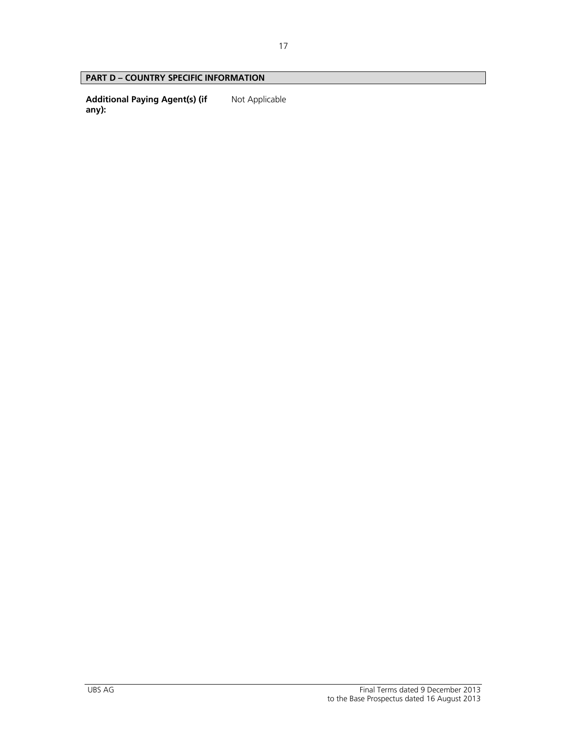## PART D – COUNTRY SPECIFIC INFORMATION

| | |
|---|---|
| **Additional Paying Agent(s) (if any):** | Not Applicable |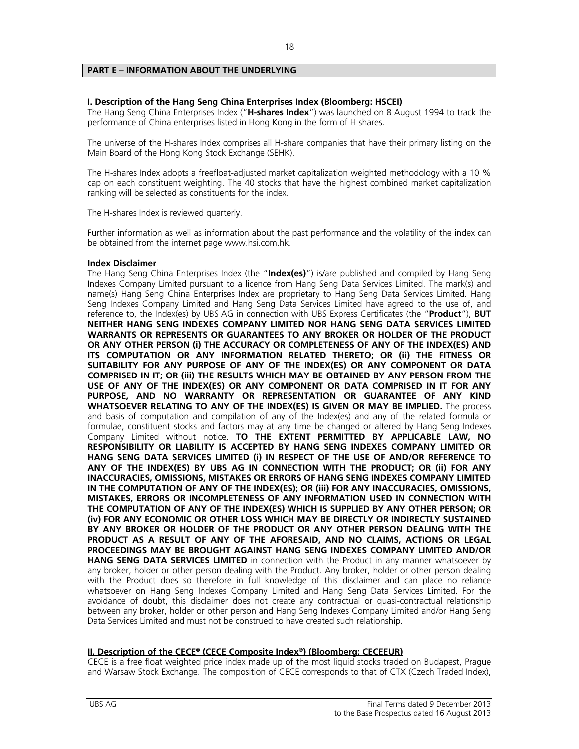## PART E – INFORMATION ABOUT THE UNDERLYING

### I. Description of the Hang Seng China Enterprises Index (Bloomberg: HSCEI)

The Hang Seng China Enterprises Index ("**H-shares Index**") was launched on 8 August 1994 to track the performance of China enterprises listed in Hong Kong in the form of H shares.

The universe of the H-shares Index comprises all H-share companies that have their primary listing on the Main Board of the Hong Kong Stock Exchange (SEHK).

The H-shares Index adopts a freefloat-adjusted market capitalization weighted methodology with a 10 % cap on each constituent weighting. The 40 stocks that have the highest combined market capitalization ranking will be selected as constituents for the index.

The H-shares Index is reviewed quarterly.

Further information as well as information about the past performance and the volatility of the index can be obtained from the internet page www.hsi.com.hk.

**Index Disclaimer**

The Hang Seng China Enterprises Index (the "**Index(es)**") is/are published and compiled by Hang Seng Indexes Company Limited pursuant to a licence from Hang Seng Data Services Limited. The mark(s) and name(s) Hang Seng China Enterprises Index are proprietary to Hang Seng Data Services Limited. Hang Seng Indexes Company Limited and Hang Seng Data Services Limited have agreed to the use of, and reference to, the Index(es) by UBS AG in connection with UBS Express Certificates (the "**Product**"), **BUT NEITHER HANG SENG INDEXES COMPANY LIMITED NOR HANG SENG DATA SERVICES LIMITED WARRANTS OR REPRESENTS OR GUARANTEES TO ANY BROKER OR HOLDER OF THE PRODUCT OR ANY OTHER PERSON (i) THE ACCURACY OR COMPLETENESS OF ANY OF THE INDEX(ES) AND ITS COMPUTATION OR ANY INFORMATION RELATED THERETO; OR (ii) THE FITNESS OR SUITABILITY FOR ANY PURPOSE OF ANY OF THE INDEX(ES) OR ANY COMPONENT OR DATA COMPRISED IN IT; OR (iii) THE RESULTS WHICH MAY BE OBTAINED BY ANY PERSON FROM THE USE OF ANY OF THE INDEX(ES) OR ANY COMPONENT OR DATA COMPRISED IN IT FOR ANY PURPOSE, AND NO WARRANTY OR REPRESENTATION OR GUARANTEE OF ANY KIND WHATSOEVER RELATING TO ANY OF THE INDEX(ES) IS GIVEN OR MAY BE IMPLIED.** The process and basis of computation and compilation of any of the Index(es) and any of the related formula or formulae, constituent stocks and factors may at any time be changed or altered by Hang Seng Indexes Company Limited without notice. **TO THE EXTENT PERMITTED BY APPLICABLE LAW, NO RESPONSIBILITY OR LIABILITY IS ACCEPTED BY HANG SENG INDEXES COMPANY LIMITED OR HANG SENG DATA SERVICES LIMITED (i) IN RESPECT OF THE USE OF AND/OR REFERENCE TO ANY OF THE INDEX(ES) BY UBS AG IN CONNECTION WITH THE PRODUCT; OR (ii) FOR ANY INACCURACIES, OMISSIONS, MISTAKES OR ERRORS OF HANG SENG INDEXES COMPANY LIMITED IN THE COMPUTATION OF ANY OF THE INDEX(ES); OR (iii) FOR ANY INACCURACIES, OMISSIONS, MISTAKES, ERRORS OR INCOMPLETENESS OF ANY INFORMATION USED IN CONNECTION WITH THE COMPUTATION OF ANY OF THE INDEX(ES) WHICH IS SUPPLIED BY ANY OTHER PERSON; OR (iv) FOR ANY ECONOMIC OR OTHER LOSS WHICH MAY BE DIRECTLY OR INDIRECTLY SUSTAINED BY ANY BROKER OR HOLDER OF THE PRODUCT OR ANY OTHER PERSON DEALING WITH THE PRODUCT AS A RESULT OF ANY OF THE AFORESAID, AND NO CLAIMS, ACTIONS OR LEGAL PROCEEDINGS MAY BE BROUGHT AGAINST HANG SENG INDEXES COMPANY LIMITED AND/OR HANG SENG DATA SERVICES LIMITED** in connection with the Product in any manner whatsoever by any broker, holder or other person dealing with the Product. Any broker, holder or other person dealing with the Product does so therefore in full knowledge of this disclaimer and can place no reliance whatsoever on Hang Seng Indexes Company Limited and Hang Seng Data Services Limited. For the avoidance of doubt, this disclaimer does not create any contractual or quasi-contractual relationship between any broker, holder or other person and Hang Seng Indexes Company Limited and/or Hang Seng Data Services Limited and must not be construed to have created such relationship.

### II. Description of the CECE® (CECE Composite Index®) (Bloomberg: CECEEUR)

CECE is a free float weighted price index made up of the most liquid stocks traded on Budapest, Prague and Warsaw Stock Exchange. The composition of CECE corresponds to that of CTX (Czech Traded Index),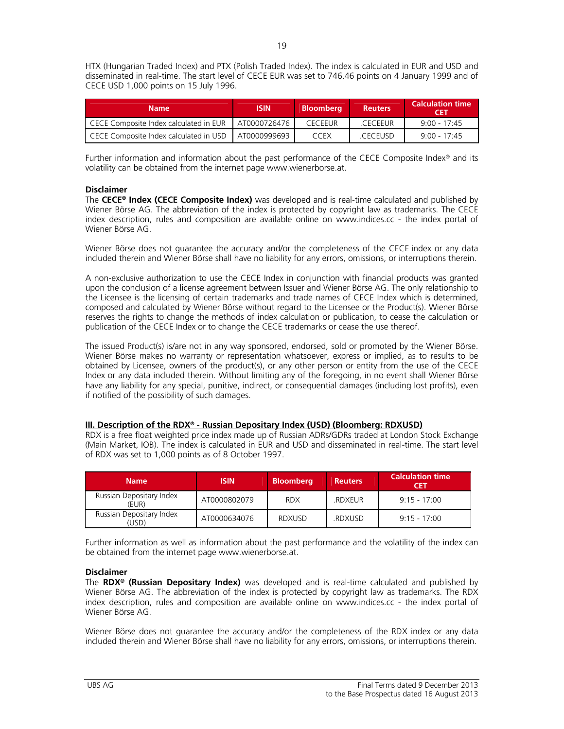HTX (Hungarian Traded Index) and PTX (Polish Traded Index). The index is calculated in EUR and USD and disseminated in real-time. The start level of CECE EUR was set to 746.46 points on 4 January 1999 and of CECE USD 1,000 points on 15 July 1996.

| Name | ISIN | Bloomberg | Reuters | Calculation time CET |
|---|---|---|---|---|
| CECE Composite Index calculated in EUR | AT0000726476 | CECEEUR | .CECEEUR | 9:00 - 17:45 |
| CECE Composite Index calculated in USD | AT0000999693 | CCEX | .CECEUSD | 9:00 - 17:45 |

Further information and information about the past performance of the CECE Composite Index® and its volatility can be obtained from the internet page www.wienerborse.at.

**Disclaimer**

The **CECE® Index (CECE Composite Index)** was developed and is real-time calculated and published by Wiener Börse AG. The abbreviation of the index is protected by copyright law as trademarks. The CECE index description, rules and composition are available online on www.indices.cc - the index portal of Wiener Börse AG.

Wiener Börse does not guarantee the accuracy and/or the completeness of the CECE index or any data included therein and Wiener Börse shall have no liability for any errors, omissions, or interruptions therein.

A non-exclusive authorization to use the CECE Index in conjunction with financial products was granted upon the conclusion of a license agreement between Issuer and Wiener Börse AG. The only relationship to the Licensee is the licensing of certain trademarks and trade names of CECE Index which is determined, composed and calculated by Wiener Börse without regard to the Licensee or the Product(s). Wiener Börse reserves the rights to change the methods of index calculation or publication, to cease the calculation or publication of the CECE Index or to change the CECE trademarks or cease the use thereof.

The issued Product(s) is/are not in any way sponsored, endorsed, sold or promoted by the Wiener Börse. Wiener Börse makes no warranty or representation whatsoever, express or implied, as to results to be obtained by Licensee, owners of the product(s), or any other person or entity from the use of the CECE Index or any data included therein. Without limiting any of the foregoing, in no event shall Wiener Börse have any liability for any special, punitive, indirect, or consequential damages (including lost profits), even if notified of the possibility of such damages.

**III. Description of the RDX® - Russian Depositary Index (USD) (Bloomberg: RDXUSD)**

RDX is a free float weighted price index made up of Russian ADRs/GDRs traded at London Stock Exchange (Main Market, IOB). The index is calculated in EUR and USD and disseminated in real-time. The start level of RDX was set to 1,000 points as of 8 October 1997.

| Name | ISIN | Bloomberg | Reuters | Calculation time CET |
|---|---|---|---|---|
| Russian Depositary Index (EUR) | AT0000802079 | RDX | .RDXEUR | 9:15 - 17:00 |
| Russian Depositary Index (USD) | AT0000634076 | RDXUSD | .RDXUSD | 9:15 - 17:00 |

Further information as well as information about the past performance and the volatility of the index can be obtained from the internet page www.wienerborse.at.

**Disclaimer**

The **RDX® (Russian Depositary Index)** was developed and is real-time calculated and published by Wiener Börse AG. The abbreviation of the index is protected by copyright law as trademarks. The RDX index description, rules and composition are available online on www.indices.cc - the index portal of Wiener Börse AG.

Wiener Börse does not guarantee the accuracy and/or the completeness of the RDX index or any data included therein and Wiener Börse shall have no liability for any errors, omissions, or interruptions therein.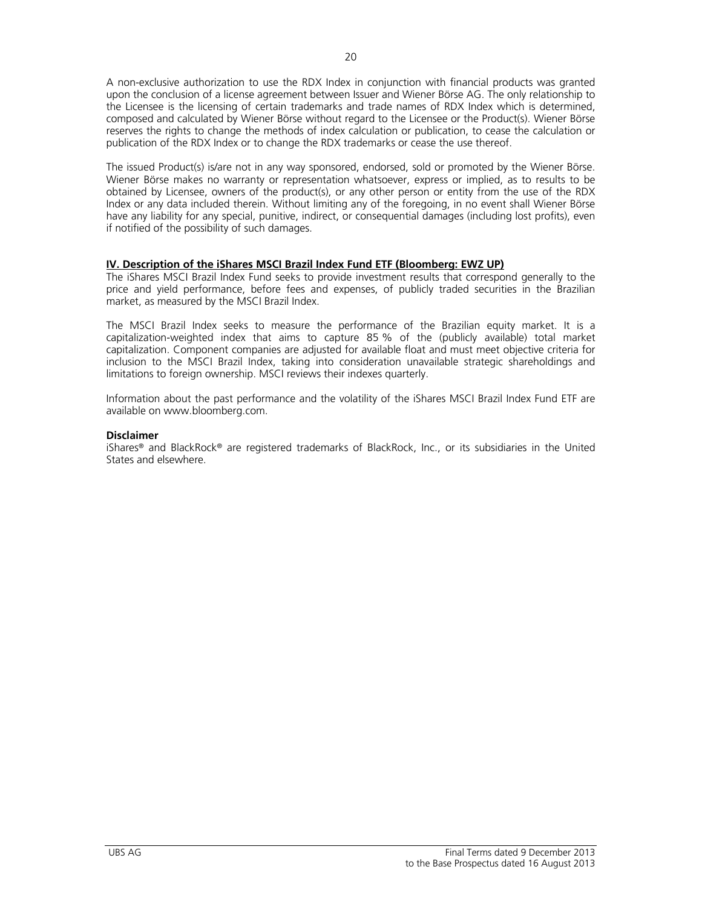A non-exclusive authorization to use the RDX Index in conjunction with financial products was granted upon the conclusion of a license agreement between Issuer and Wiener Börse AG. The only relationship to the Licensee is the licensing of certain trademarks and trade names of RDX Index which is determined, composed and calculated by Wiener Börse without regard to the Licensee or the Product(s). Wiener Börse reserves the rights to change the methods of index calculation or publication, to cease the calculation or publication of the RDX Index or to change the RDX trademarks or cease the use thereof.

The issued Product(s) is/are not in any way sponsored, endorsed, sold or promoted by the Wiener Börse. Wiener Börse makes no warranty or representation whatsoever, express or implied, as to results to be obtained by Licensee, owners of the product(s), or any other person or entity from the use of the RDX Index or any data included therein. Without limiting any of the foregoing, in no event shall Wiener Börse have any liability for any special, punitive, indirect, or consequential damages (including lost profits), even if notified of the possibility of such damages.

**IV. Description of the iShares MSCI Brazil Index Fund ETF (Bloomberg: EWZ UP)**

The iShares MSCI Brazil Index Fund seeks to provide investment results that correspond generally to the price and yield performance, before fees and expenses, of publicly traded securities in the Brazilian market, as measured by the MSCI Brazil Index.

The MSCI Brazil Index seeks to measure the performance of the Brazilian equity market. It is a capitalization-weighted index that aims to capture 85 % of the (publicly available) total market capitalization. Component companies are adjusted for available float and must meet objective criteria for inclusion to the MSCI Brazil Index, taking into consideration unavailable strategic shareholdings and limitations to foreign ownership. MSCI reviews their indexes quarterly.

Information about the past performance and the volatility of the iShares MSCI Brazil Index Fund ETF are available on www.bloomberg.com.

**Disclaimer**

iShares® and BlackRock® are registered trademarks of BlackRock, Inc., or its subsidiaries in the United States and elsewhere.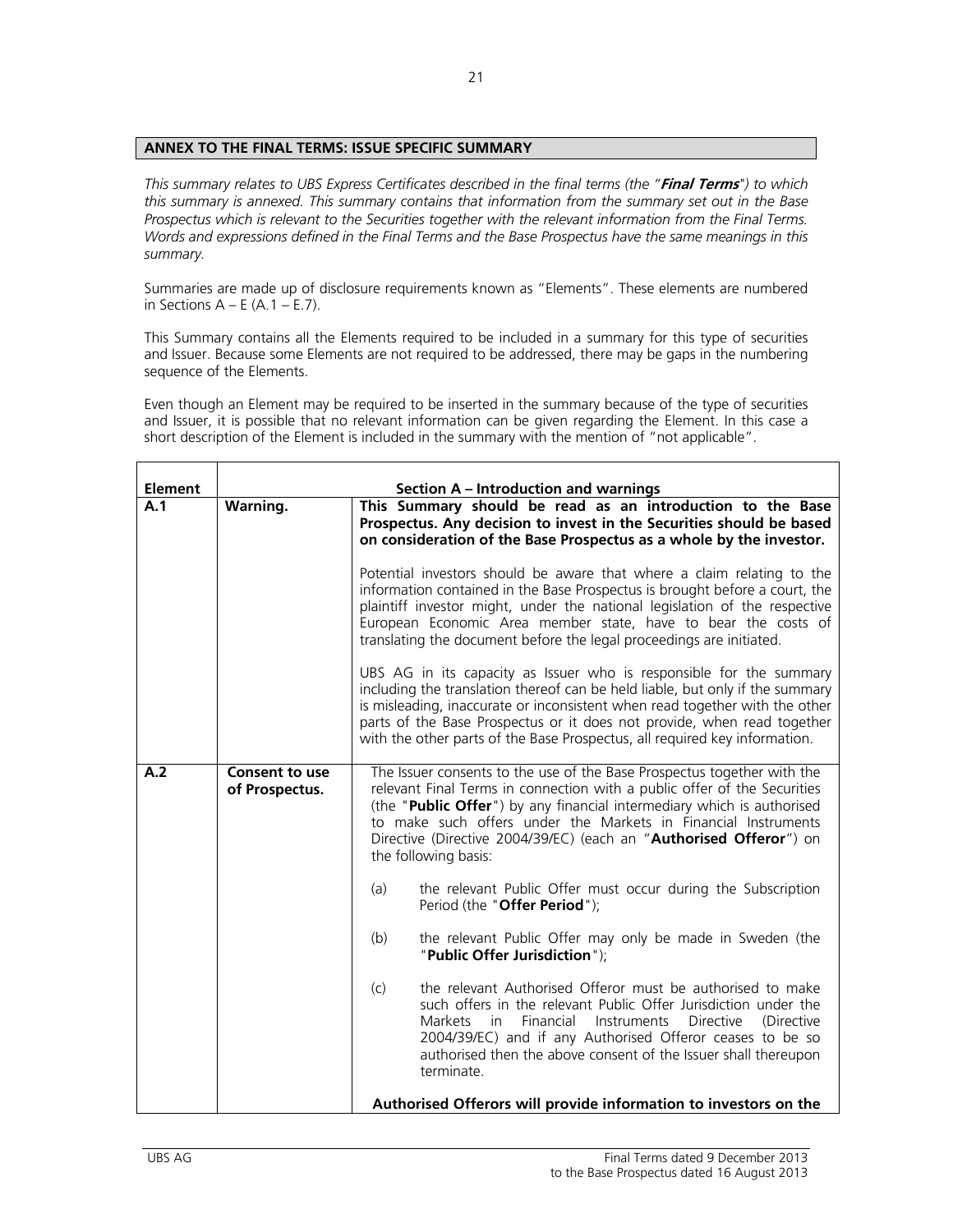## ANNEX TO THE FINAL TERMS: ISSUE SPECIFIC SUMMARY

*This summary relates to UBS Express Certificates described in the final terms (the "**Final Terms**") to which this summary is annexed. This summary contains that information from the summary set out in the Base Prospectus which is relevant to the Securities together with the relevant information from the Final Terms. Words and expressions defined in the Final Terms and the Base Prospectus have the same meanings in this summary.*

Summaries are made up of disclosure requirements known as "Elements". These elements are numbered in Sections A – E (A.1 – E.7).

This Summary contains all the Elements required to be included in a summary for this type of securities and Issuer. Because some Elements are not required to be addressed, there may be gaps in the numbering sequence of the Elements.

Even though an Element may be required to be inserted in the summary because of the type of securities and Issuer, it is possible that no relevant information can be given regarding the Element. In this case a short description of the Element is included in the summary with the mention of "not applicable".

| **Element** | **Section A – Introduction and warnings** | |
|---|---|---|
| **A.1** | **Warning.** | **This Summary should be read as an introduction to the Base Prospectus. Any decision to invest in the Securities should be based on consideration of the Base Prospectus as a whole by the investor.**<br><br>Potential investors should be aware that where a claim relating to the information contained in the Base Prospectus is brought before a court, the plaintiff investor might, under the national legislation of the respective European Economic Area member state, have to bear the costs of translating the document before the legal proceedings are initiated.<br><br>UBS AG in its capacity as Issuer who is responsible for the summary including the translation thereof can be held liable, but only if the summary is misleading, inaccurate or inconsistent when read together with the other parts of the Base Prospectus or it does not provide, when read together with the other parts of the Base Prospectus, all required key information. |
| **A.2** | **Consent to use of Prospectus.** | The Issuer consents to the use of the Base Prospectus together with the relevant Final Terms in connection with a public offer of the Securities (the "**Public Offer**") by any financial intermediary which is authorised to make such offers under the Markets in Financial Instruments Directive (Directive 2004/39/EC) (each an "**Authorised Offeror**") on the following basis:<br><br>(a) the relevant Public Offer must occur during the Subscription Period (the "**Offer Period**");<br><br>(b) the relevant Public Offer may only be made in Sweden (the "**Public Offer Jurisdiction**");<br><br>(c) the relevant Authorised Offeror must be authorised to make such offers in the relevant Public Offer Jurisdiction under the Markets in Financial Instruments Directive (Directive 2004/39/EC) and if any Authorised Offeror ceases to be so authorised then the above consent of the Issuer shall thereupon terminate.<br><br>**Authorised Offerors will provide information to investors on the** |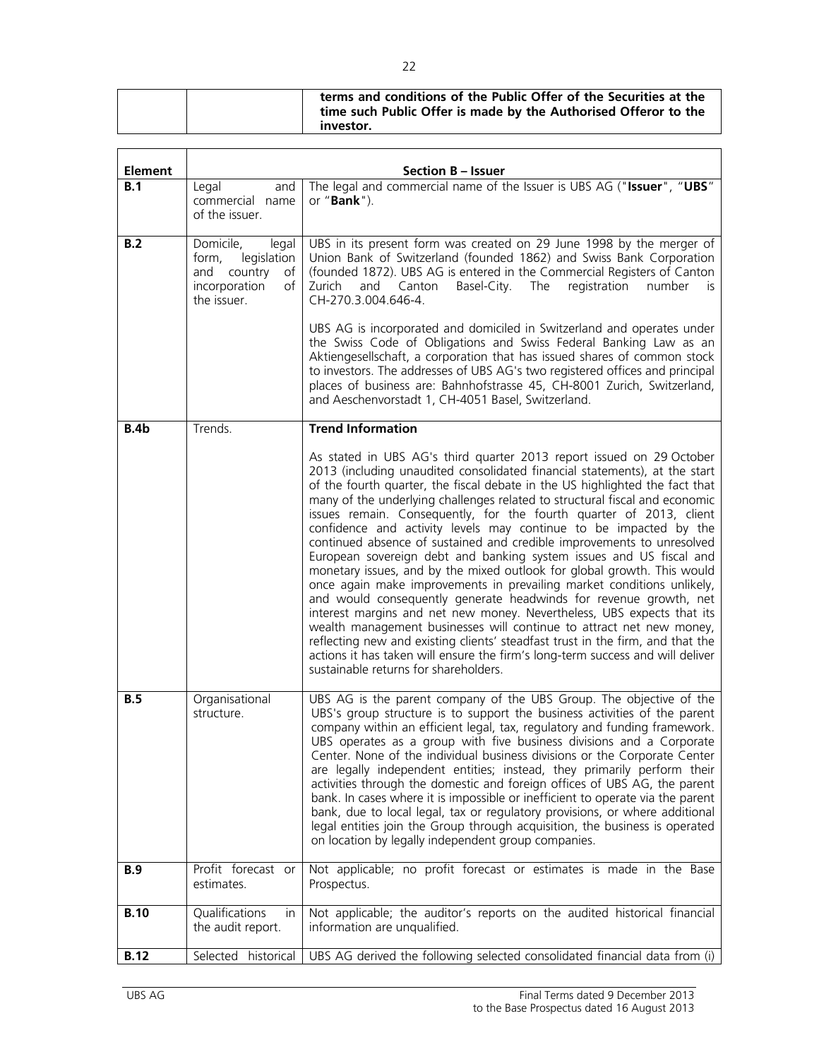| | | **terms and conditions of the Public Offer of the Securities at the time such Public Offer is made by the Authorised Offeror to the investor.** |
|---|---|---|

| **Element** | | **Section B – Issuer** |
|---|---|---|
| **B.1** | Legal and commercial name of the issuer. | The legal and commercial name of the Issuer is UBS AG ("**Issuer**", "**UBS**" or "**Bank**"). |
| **B.2** | Domicile, legal form, legislation and country of incorporation of the issuer. | UBS in its present form was created on 29 June 1998 by the merger of Union Bank of Switzerland (founded 1862) and Swiss Bank Corporation (founded 1872). UBS AG is entered in the Commercial Registers of Canton Zurich and Canton Basel-City. The registration number is CH-270.3.004.646-4.<br><br>UBS AG is incorporated and domiciled in Switzerland and operates under the Swiss Code of Obligations and Swiss Federal Banking Law as an Aktiengesellschaft, a corporation that has issued shares of common stock to investors. The addresses of UBS AG's two registered offices and principal places of business are: Bahnhofstrasse 45, CH-8001 Zurich, Switzerland, and Aeschenvorstadt 1, CH-4051 Basel, Switzerland. |
| **B.4b** | Trends. | **Trend Information**<br><br>As stated in UBS AG's third quarter 2013 report issued on 29 October 2013 (including unaudited consolidated financial statements), at the start of the fourth quarter, the fiscal debate in the US highlighted the fact that many of the underlying challenges related to structural fiscal and economic issues remain. Consequently, for the fourth quarter of 2013, client confidence and activity levels may continue to be impacted by the continued absence of sustained and credible improvements to unresolved European sovereign debt and banking system issues and US fiscal and monetary issues, and by the mixed outlook for global growth. This would once again make improvements in prevailing market conditions unlikely, and would consequently generate headwinds for revenue growth, net interest margins and net new money. Nevertheless, UBS expects that its wealth management businesses will continue to attract net new money, reflecting new and existing clients' steadfast trust in the firm, and that the actions it has taken will ensure the firm's long-term success and will deliver sustainable returns for shareholders. |
| **B.5** | Organisational structure. | UBS AG is the parent company of the UBS Group. The objective of the UBS's group structure is to support the business activities of the parent company within an efficient legal, tax, regulatory and funding framework. UBS operates as a group with five business divisions and a Corporate Center. None of the individual business divisions or the Corporate Center are legally independent entities; instead, they primarily perform their activities through the domestic and foreign offices of UBS AG, the parent bank. In cases where it is impossible or inefficient to operate via the parent bank, due to local legal, tax or regulatory provisions, or where additional legal entities join the Group through acquisition, the business is operated on location by legally independent group companies. |
| **B.9** | Profit forecast or estimates. | Not applicable; no profit forecast or estimates is made in the Base Prospectus. |
| **B.10** | Qualifications in the audit report. | Not applicable; the auditor's reports on the audited historical financial information are unqualified. |
| **B.12** | Selected historical | UBS AG derived the following selected consolidated financial data from (i) |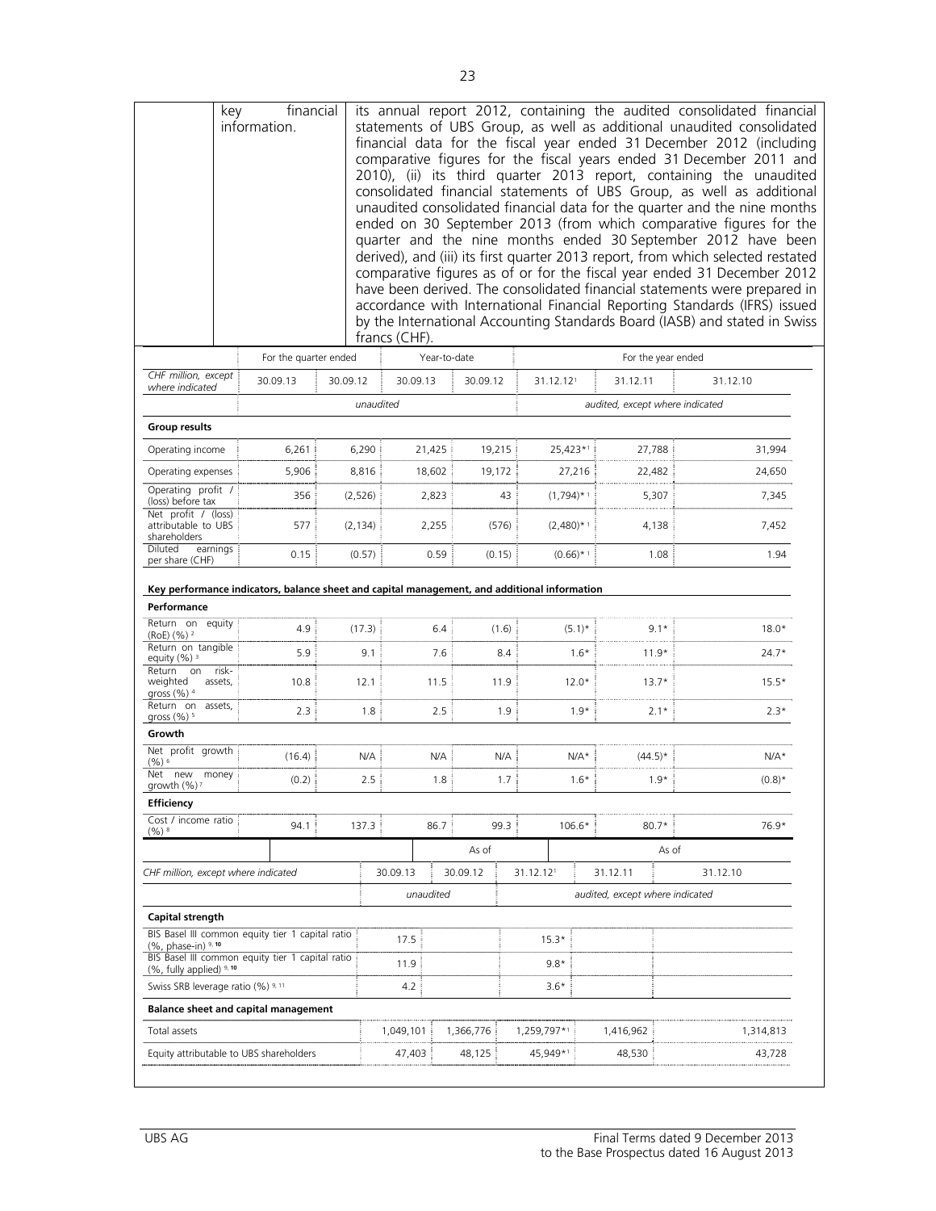| | key financial information. | its annual report 2012, containing the audited consolidated financial statements of UBS Group, as well as additional unaudited consolidated financial data for the fiscal year ended 31 December 2012 (including comparative figures for the fiscal years ended 31 December 2011 and 2010), (ii) its third quarter 2013 report, containing the unaudited consolidated financial statements of UBS Group, as well as additional unaudited consolidated financial data for the quarter and the nine months ended on 30 September 2013 (from which comparative figures for the quarter and the nine months ended 30 September 2012 have been derived), and (iii) its first quarter 2013 report, from which selected restated comparative figures as of or for the fiscal year ended 31 December 2012 have been derived. The consolidated financial statements were prepared in accordance with International Financial Reporting Standards (IFRS) issued by the International Accounting Standards Board (IASB) and stated in Swiss francs (CHF). |
|---|---|---|

| | For the quarter ended | | Year-to-date | | For the year ended | | |
|---|---|---|---|---|---|---|---|
| *CHF million, except where indicated* | 30.09.13 | 30.09.12 | 30.09.13 | 30.09.12 | 31.12.12[1] | 31.12.11 | 31.12.10 |
| | *unaudited* | | | | *audited, except where indicated* | | |
| **Group results** | | | | | | | |
| Operating income | 6,261 | 6,290 | 21,425 | 19,215 | 25,423*[1] | 27,788 | 31,994 |
| Operating expenses | 5,906 | 8,816 | 18,602 | 19,172 | 27,216 | 22,482 | 24,650 |
| Operating profit / (loss) before tax | 356 | (2,526) | 2,823 | 43 | (1,794)*[1] | 5,307 | 7,345 |
| Net profit / (loss) attributable to UBS shareholders | 577 | (2,134) | 2,255 | (576) | (2,480)*[1] | 4,138 | 7,452 |
| Diluted earnings per share (CHF) | 0.15 | (0.57) | 0.59 | (0.15) | (0.66)*[1] | 1.08 | 1.94 |
| **Key performance indicators, balance sheet and capital management, and additional information** | | | | | | | |
| **Performance** | | | | | | | |
| Return on equity (RoE) (%) [2] | 4.9 | (17.3) | 6.4 | (1.6) | (5.1)* | 9.1* | 18.0* |
| Return on tangible equity (%) [3] | 5.9 | 9.1 | 7.6 | 8.4 | 1.6* | 11.9* | 24.7* |
| Return on risk-weighted assets, gross (%) [4] | 10.8 | 12.1 | 11.5 | 11.9 | 12.0* | 13.7* | 15.5* |
| Return on assets, gross (%) [5] | 2.3 | 1.8 | 2.5 | 1.9 | 1.9* | 2.1* | 2.3* |
| **Growth** | | | | | | | |
| Net profit growth (%) [6] | (16.4) | N/A | N/A | N/A | N/A* | (44.5)* | N/A* |
| Net new money growth (%) [7] | (0.2) | 2.5 | 1.8 | 1.7 | 1.6* | 1.9* | (0.8)* |
| **Efficiency** | | | | | | | |
| Cost / income ratio (%) [8] | 94.1 | 137.3 | 86.7 | 99.3 | 106.6* | 80.7* | 76.9* |

| | As of | | As of | | |
|---|---|---|---|---|---|
| *CHF million, except where indicated* | 30.09.13 | 30.09.12 | 31.12.12[1] | 31.12.11 | 31.12.10 |
| | *unaudited* | | *audited, except where indicated* | | |
| **Capital strength** | | | | | |
| BIS Basel III common equity tier 1 capital ratio (%, phase-in) [9, 10] | 17.5 | | 15.3* | | |
| BIS Basel III common equity tier 1 capital ratio (%, fully applied) [9, 10] | 11.9 | | 9.8* | | |
| Swiss SRB leverage ratio (%) [9, 11] | 4.2 | | 3.6* | | |
| **Balance sheet and capital management** | | | | | |
| Total assets | 1,049,101 | 1,366,776 | 1,259,797*[1] | 1,416,962 | 1,314,813 |
| Equity attributable to UBS shareholders | 47,403 | 48,125 | 45,949*[1] | 48,530 | 43,728 |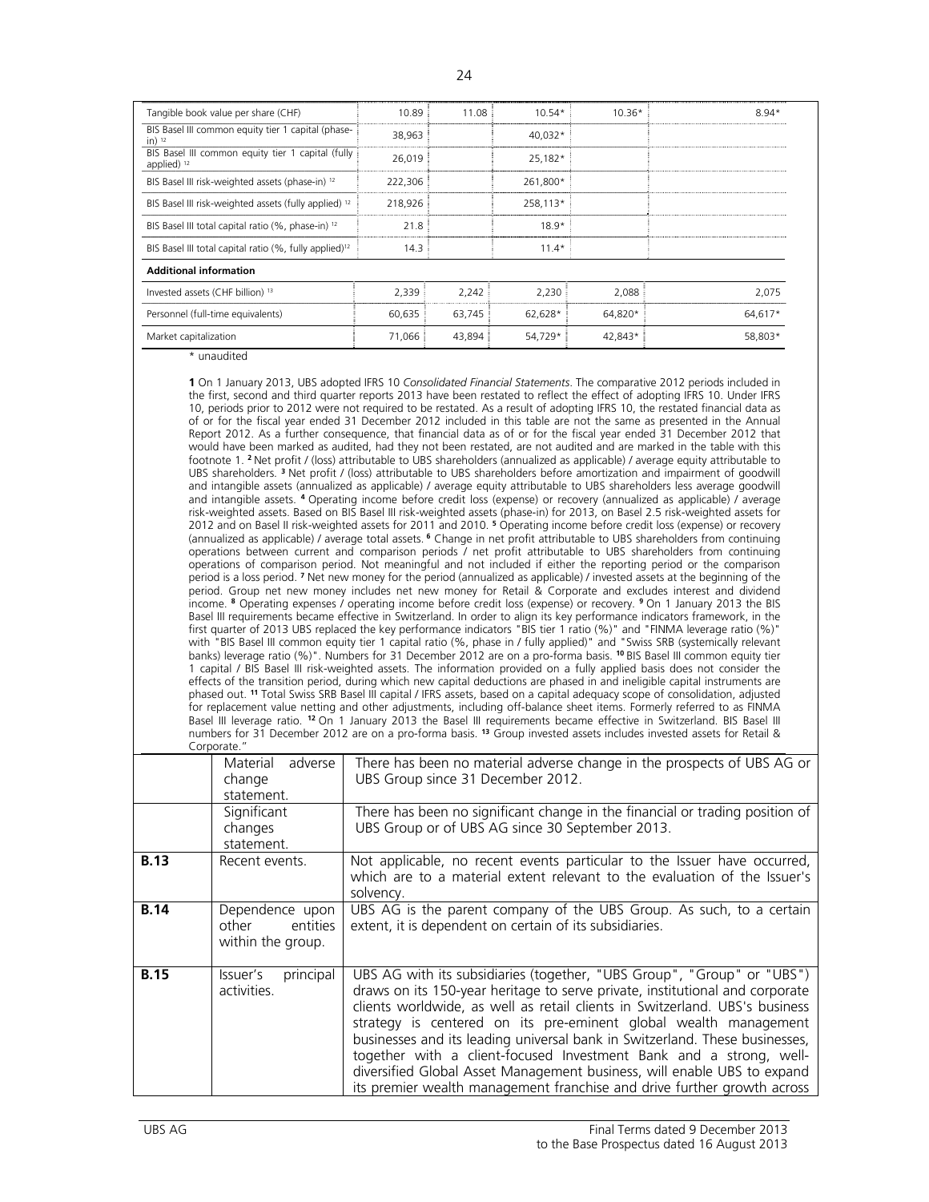| | | | | | |
|---|---|---|---|---|---|
| Tangible book value per share (CHF) | 10.89 | 11.08 | 10.54* | 10.36* | 8.94* |
| BIS Basel III common equity tier 1 capital (phase-in) [12] | 38,963 | | 40,032* | | |
| BIS Basel III common equity tier 1 capital (fully applied) [12] | 26,019 | | 25,182* | | |
| BIS Basel III risk-weighted assets (phase-in) [12] | 222,306 | | 261,800* | | |
| BIS Basel III risk-weighted assets (fully applied) [12] | 218,926 | | 258,113* | | |
| BIS Basel III total capital ratio (%, phase-in) [12] | 21.8 | | 18.9* | | |
| BIS Basel III total capital ratio (%, fully applied)[12] | 14.3 | | 11.4* | | |
| **Additional information** | | | | | |
| Invested assets (CHF billion) [13] | 2,339 | 2,242 | 2,230 | 2,088 | 2,075 |
| Personnel (full-time equivalents) | 60,635 | 63,745 | 62,628* | 64,820* | 64,617* |
| Market capitalization | 71,066 | 43,894 | 54,729* | 42,843* | 58,803* |

\* unaudited

**1** On 1 January 2013, UBS adopted IFRS 10 *Consolidated Financial Statements*. The comparative 2012 periods included in the first, second and third quarter reports 2013 have been restated to reflect the effect of adopting IFRS 10. Under IFRS 10, periods prior to 2012 were not required to be restated. As a result of adopting IFRS 10, the restated financial data as of or for the fiscal year ended 31 December 2012 included in this table are not the same as presented in the Annual Report 2012. As a further consequence, that financial data as of or for the fiscal year ended 31 December 2012 that would have been marked as audited, had they not been restated, are not audited and are marked in the table with this footnote 1. **2** Net profit / (loss) attributable to UBS shareholders (annualized as applicable) / average equity attributable to UBS shareholders. **3** Net profit / (loss) attributable to UBS shareholders before amortization and impairment of goodwill and intangible assets (annualized as applicable) / average equity attributable to UBS shareholders less average goodwill and intangible assets. **4** Operating income before credit loss (expense) or recovery (annualized as applicable) / average risk-weighted assets. Based on BIS Basel III risk-weighted assets (phase-in) for 2013, on Basel 2.5 risk-weighted assets for 2012 and on Basel II risk-weighted assets for 2011 and 2010. **5** Operating income before credit loss (expense) or recovery (annualized as applicable) / average total assets. **6** Change in net profit attributable to UBS shareholders from continuing operations between current and comparison periods / net profit attributable to UBS shareholders from continuing operations of comparison period. Not meaningful and not included if either the reporting period or the comparison period is a loss period. **7** Net new money for the period (annualized as applicable) / invested assets at the beginning of the period. Group net new money includes net new money for Retail & Corporate and excludes interest and dividend income. **8** Operating expenses / operating income before credit loss (expense) or recovery. **9** On 1 January 2013 the BIS Basel III requirements became effective in Switzerland. In order to align its key performance indicators framework, in the first quarter of 2013 UBS replaced the key performance indicators "BIS tier 1 ratio (%)" and "FINMA leverage ratio (%)" with "BIS Basel III common equity tier 1 capital ratio (%, phase in / fully applied)" and "Swiss SRB (systemically relevant banks) leverage ratio (%)". Numbers for 31 December 2012 are on a pro-forma basis. **10** BIS Basel III common equity tier 1 capital / BIS Basel III risk-weighted assets. The information provided on a fully applied basis does not consider the effects of the transition period, during which new capital deductions are phased in and ineligible capital instruments are phased out. **11** Total Swiss SRB Basel III capital / IFRS assets, based on a capital adequacy scope of consolidation, adjusted for replacement value netting and other adjustments, including off-balance sheet items. Formerly referred to as FINMA Basel III leverage ratio. **12** On 1 January 2013 the Basel III requirements became effective in Switzerland. BIS Basel III numbers for 31 December 2012 are on a pro-forma basis. **13** Group invested assets includes invested assets for Retail & Corporate."

| | | |
|---|---|---|
| | Material adverse change statement. | There has been no material adverse change in the prospects of UBS AG or UBS Group since 31 December 2012. |
| | Significant changes statement. | There has been no significant change in the financial or trading position of UBS Group or of UBS AG since 30 September 2013. |
| **B.13** | Recent events. | Not applicable, no recent events particular to the Issuer have occurred, which are to a material extent relevant to the evaluation of the Issuer's solvency. |
| **B.14** | Dependence upon other entities within the group. | UBS AG is the parent company of the UBS Group. As such, to a certain extent, it is dependent on certain of its subsidiaries. |
| **B.15** | Issuer's principal activities. | UBS AG with its subsidiaries (together, "UBS Group", "Group" or "UBS") draws on its 150-year heritage to serve private, institutional and corporate clients worldwide, as well as retail clients in Switzerland. UBS's business strategy is centered on its pre-eminent global wealth management businesses and its leading universal bank in Switzerland. These businesses, together with a client-focused Investment Bank and a strong, well-diversified Global Asset Management business, will enable UBS to expand its premier wealth management franchise and drive further growth across |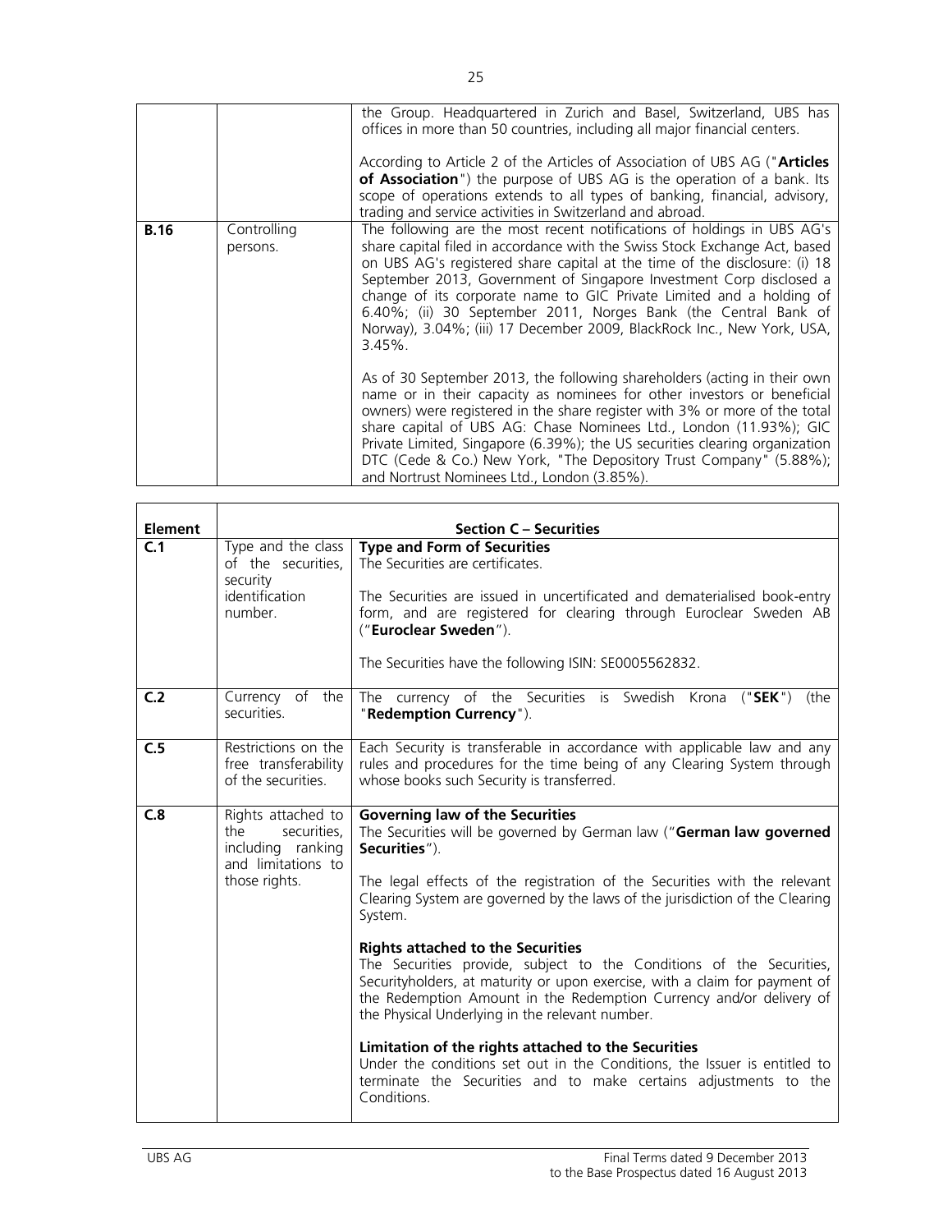| | | |
|---|---|---|
| | | the Group. Headquartered in Zurich and Basel, Switzerland, UBS has offices in more than 50 countries, including all major financial centers.<br><br>According to Article 2 of the Articles of Association of UBS AG ("**Articles of Association**") the purpose of UBS AG is the operation of a bank. Its scope of operations extends to all types of banking, financial, advisory, trading and service activities in Switzerland and abroad. |
| **B.16** | Controlling persons. | The following are the most recent notifications of holdings in UBS AG's share capital filed in accordance with the Swiss Stock Exchange Act, based on UBS AG's registered share capital at the time of the disclosure: (i) 18 September 2013, Government of Singapore Investment Corp disclosed a change of its corporate name to GIC Private Limited and a holding of 6.40%; (ii) 30 September 2011, Norges Bank (the Central Bank of Norway), 3.04%; (iii) 17 December 2009, BlackRock Inc., New York, USA, 3.45%.<br><br>As of 30 September 2013, the following shareholders (acting in their own name or in their capacity as nominees for other investors or beneficial owners) were registered in the share register with 3% or more of the total share capital of UBS AG: Chase Nominees Ltd., London (11.93%); GIC Private Limited, Singapore (6.39%); the US securities clearing organization DTC (Cede & Co.) New York, "The Depository Trust Company" (5.88%); and Nortrust Nominees Ltd., London (3.85%). |

| **Element** | **Section C – Securities** | |
|---|---|---|
| **C.1** | Type and the class of the securities, security identification number. | **Type and Form of Securities**<br>The Securities are certificates.<br><br>The Securities are issued in uncertificated and dematerialised book-entry form, and are registered for clearing through Euroclear Sweden AB ("**Euroclear Sweden**").<br><br>The Securities have the following ISIN: SE0005562832. |
| **C.2** | Currency of the securities. | The currency of the Securities is Swedish Krona ("**SEK**") (the "**Redemption Currency**"). |
| **C.5** | Restrictions on the free transferability of the securities. | Each Security is transferable in accordance with applicable law and any rules and procedures for the time being of any Clearing System through whose books such Security is transferred. |
| **C.8** | Rights attached to the securities, including ranking and limitations to those rights. | **Governing law of the Securities**<br>The Securities will be governed by German law ("**German law governed Securities**").<br><br>The legal effects of the registration of the Securities with the relevant Clearing System are governed by the laws of the jurisdiction of the Clearing System.<br><br>**Rights attached to the Securities**<br>The Securities provide, subject to the Conditions of the Securities, Securityholders, at maturity or upon exercise, with a claim for payment of the Redemption Amount in the Redemption Currency and/or delivery of the Physical Underlying in the relevant number.<br><br>**Limitation of the rights attached to the Securities**<br>Under the conditions set out in the Conditions, the Issuer is entitled to terminate the Securities and to make certains adjustments to the Conditions. |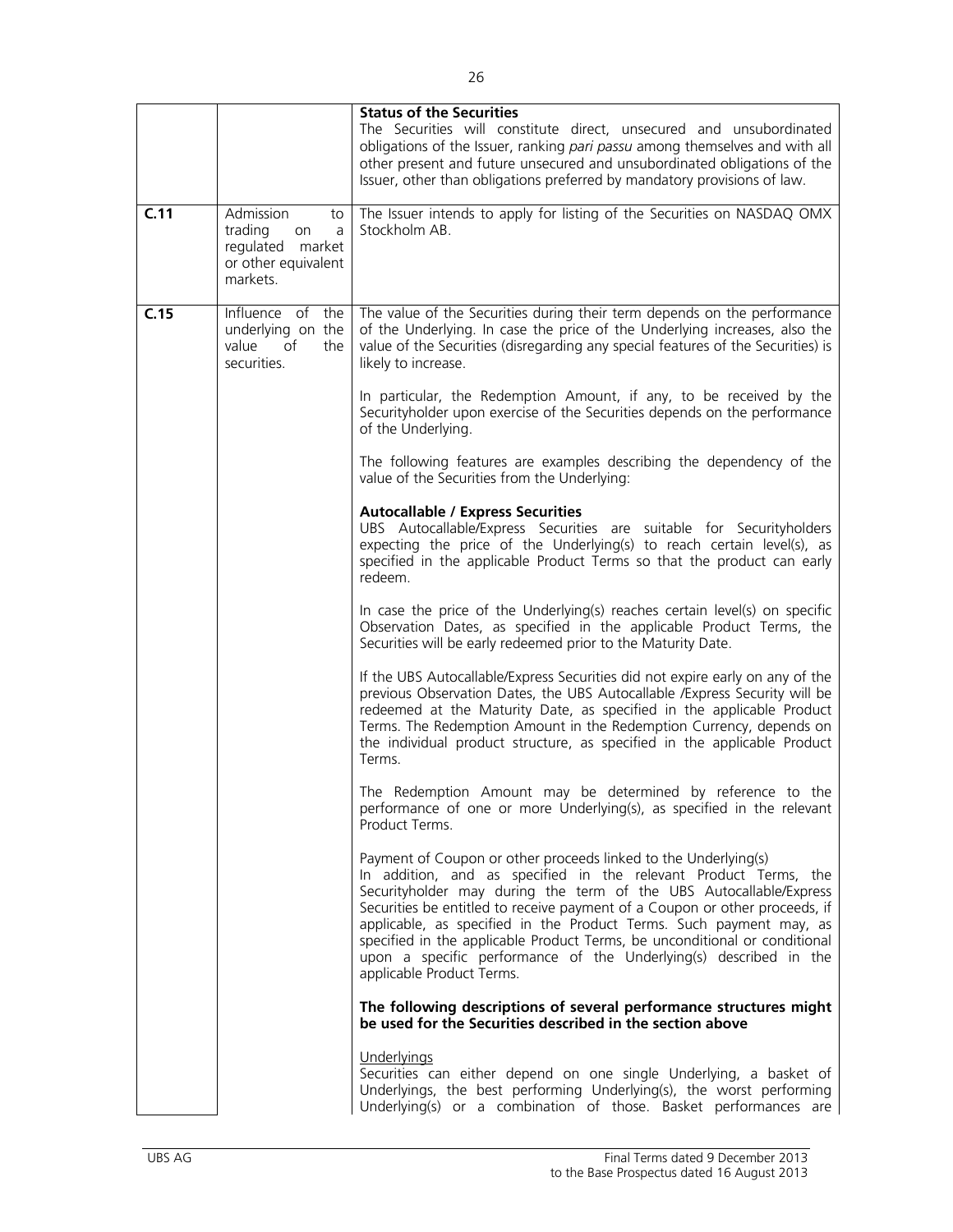| | | |
|---|---|---|
| | | **Status of the Securities**<br>The Securities will constitute direct, unsecured and unsubordinated obligations of the Issuer, ranking *pari passu* among themselves and with all other present and future unsecured and unsubordinated obligations of the Issuer, other than obligations preferred by mandatory provisions of law. |
| **C.11** | Admission to trading on a regulated market or other equivalent markets. | The Issuer intends to apply for listing of the Securities on NASDAQ OMX Stockholm AB. |
| **C.15** | Influence of the underlying on the value of the securities. | The value of the Securities during their term depends on the performance of the Underlying. In case the price of the Underlying increases, also the value of the Securities (disregarding any special features of the Securities) is likely to increase.<br><br>In particular, the Redemption Amount, if any, to be received by the Securityholder upon exercise of the Securities depends on the performance of the Underlying.<br><br>The following features are examples describing the dependency of the value of the Securities from the Underlying:<br><br>**Autocallable / Express Securities**<br>UBS Autocallable/Express Securities are suitable for Securityholders expecting the price of the Underlying(s) to reach certain level(s), as specified in the applicable Product Terms so that the product can early redeem.<br><br>In case the price of the Underlying(s) reaches certain level(s) on specific Observation Dates, as specified in the applicable Product Terms, the Securities will be early redeemed prior to the Maturity Date.<br><br>If the UBS Autocallable/Express Securities did not expire early on any of the previous Observation Dates, the UBS Autocallable /Express Security will be redeemed at the Maturity Date, as specified in the applicable Product Terms. The Redemption Amount in the Redemption Currency, depends on the individual product structure, as specified in the applicable Product Terms.<br><br>The Redemption Amount may be determined by reference to the performance of one or more Underlying(s), as specified in the relevant Product Terms.<br><br>Payment of Coupon or other proceeds linked to the Underlying(s)<br>In addition, and as specified in the relevant Product Terms, the Securityholder may during the term of the UBS Autocallable/Express Securities be entitled to receive payment of a Coupon or other proceeds, if applicable, as specified in the Product Terms. Such payment may, as specified in the applicable Product Terms, be unconditional or conditional upon a specific performance of the Underlying(s) described in the applicable Product Terms.<br><br>**The following descriptions of several performance structures might be used for the Securities described in the section above**<br><br><u>Underlyings</u><br>Securities can either depend on one single Underlying, a basket of Underlyings, the best performing Underlying(s), the worst performing Underlying(s) or a combination of those. Basket performances are |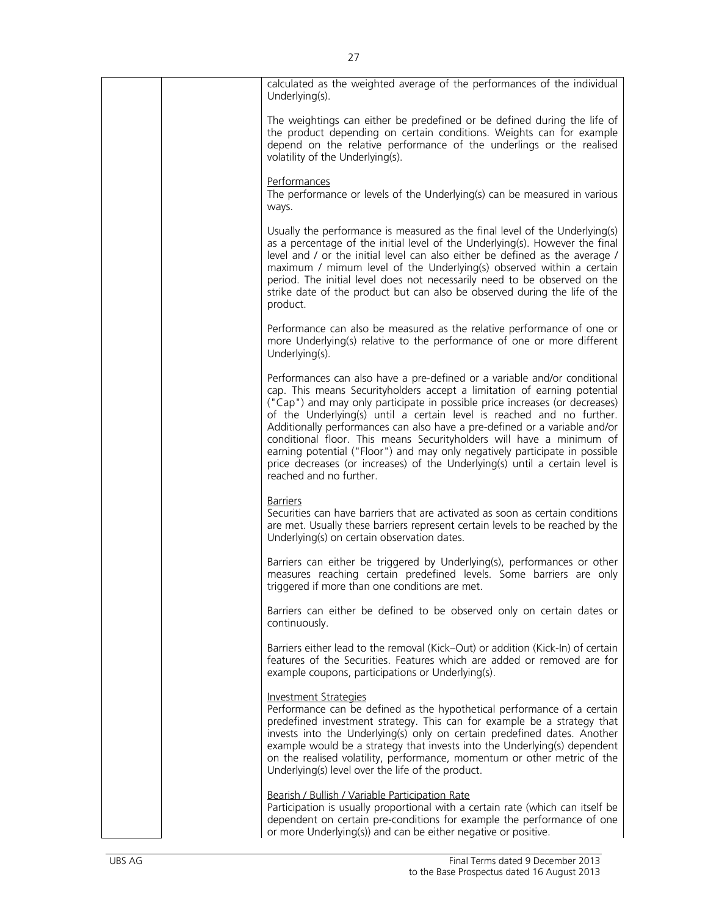calculated as the weighted average of the performances of the individual Underlying(s).

The weightings can either be predefined or be defined during the life of the product depending on certain conditions. Weights can for example depend on the relative performance of the underlings or the realised volatility of the Underlying(s).

Performances

The performance or levels of the Underlying(s) can be measured in various ways.

Usually the performance is measured as the final level of the Underlying(s) as a percentage of the initial level of the Underlying(s). However the final level and / or the initial level can also either be defined as the average / maximum / mimum level of the Underlying(s) observed within a certain period. The initial level does not necessarily need to be observed on the strike date of the product but can also be observed during the life of the product.

Performance can also be measured as the relative performance of one or more Underlying(s) relative to the performance of one or more different Underlying(s).

Performances can also have a pre-defined or a variable and/or conditional cap. This means Securityholders accept a limitation of earning potential ("Cap") and may only participate in possible price increases (or decreases) of the Underlying(s) until a certain level is reached and no further. Additionally performances can also have a pre-defined or a variable and/or conditional floor. This means Securityholders will have a minimum of earning potential ("Floor") and may only negatively participate in possible price decreases (or increases) of the Underlying(s) until a certain level is reached and no further.

Barriers

Securities can have barriers that are activated as soon as certain conditions are met. Usually these barriers represent certain levels to be reached by the Underlying(s) on certain observation dates.

Barriers can either be triggered by Underlying(s), performances or other measures reaching certain predefined levels. Some barriers are only triggered if more than one conditions are met.

Barriers can either be defined to be observed only on certain dates or continuously.

Barriers either lead to the removal (Kick–Out) or addition (Kick-In) of certain features of the Securities. Features which are added or removed are for example coupons, participations or Underlying(s).

Investment Strategies

Performance can be defined as the hypothetical performance of a certain predefined investment strategy. This can for example be a strategy that invests into the Underlying(s) only on certain predefined dates. Another example would be a strategy that invests into the Underlying(s) dependent on the realised volatility, performance, momentum or other metric of the Underlying(s) level over the life of the product.

Bearish / Bullish / Variable Participation Rate

Participation is usually proportional with a certain rate (which can itself be dependent on certain pre-conditions for example the performance of one or more Underlying(s)) and can be either negative or positive.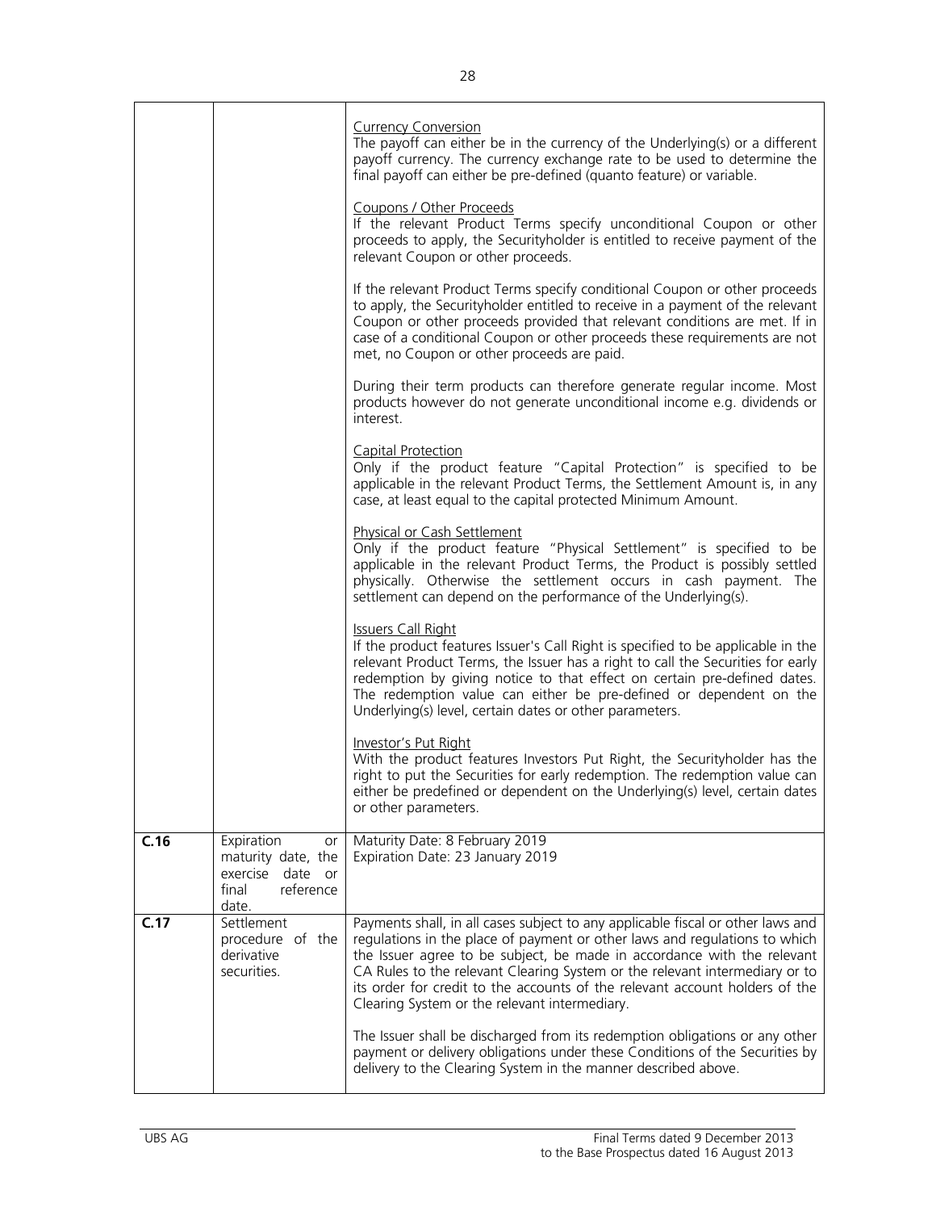| | | |
|---|---|---|
| | | Currency Conversion<br>The payoff can either be in the currency of the Underlying(s) or a different payoff currency. The currency exchange rate to be used to determine the final payoff can either be pre-defined (quanto feature) or variable.<br><br>Coupons / Other Proceeds<br>If the relevant Product Terms specify unconditional Coupon or other proceeds to apply, the Securityholder is entitled to receive payment of the relevant Coupon or other proceeds.<br><br>If the relevant Product Terms specify conditional Coupon or other proceeds to apply, the Securityholder entitled to receive in a payment of the relevant Coupon or other proceeds provided that relevant conditions are met. If in case of a conditional Coupon or other proceeds these requirements are not met, no Coupon or other proceeds are paid.<br><br>During their term products can therefore generate regular income. Most products however do not generate unconditional income e.g. dividends or interest.<br><br>Capital Protection<br>Only if the product feature "Capital Protection" is specified to be applicable in the relevant Product Terms, the Settlement Amount is, in any case, at least equal to the capital protected Minimum Amount.<br><br>Physical or Cash Settlement<br>Only if the product feature "Physical Settlement" is specified to be applicable in the relevant Product Terms, the Product is possibly settled physically. Otherwise the settlement occurs in cash payment. The settlement can depend on the performance of the Underlying(s).<br><br>Issuers Call Right<br>If the product features Issuer's Call Right is specified to be applicable in the relevant Product Terms, the Issuer has a right to call the Securities for early redemption by giving notice to that effect on certain pre-defined dates. The redemption value can either be pre-defined or dependent on the Underlying(s) level, certain dates or other parameters.<br><br>Investor's Put Right<br>With the product features Investors Put Right, the Securityholder has the right to put the Securities for early redemption. The redemption value can either be predefined or dependent on the Underlying(s) level, certain dates or other parameters. |
| **C.16** | Expiration or maturity date, the exercise date or final reference date. | Maturity Date: 8 February 2019<br>Expiration Date: 23 January 2019 |
| **C.17** | Settlement procedure of the derivative securities. | Payments shall, in all cases subject to any applicable fiscal or other laws and regulations in the place of payment or other laws and regulations to which the Issuer agree to be subject, be made in accordance with the relevant CA Rules to the relevant Clearing System or the relevant intermediary or to its order for credit to the accounts of the relevant account holders of the Clearing System or the relevant intermediary.<br><br>The Issuer shall be discharged from its redemption obligations or any other payment or delivery obligations under these Conditions of the Securities by delivery to the Clearing System in the manner described above. |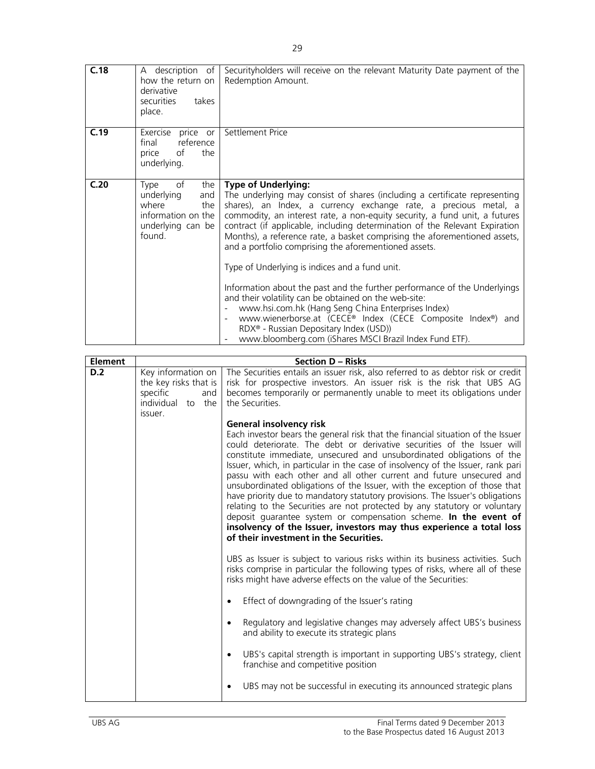| | | |
|---|---|---|
| **C.18** | A description of how the return on derivative securities takes place. | Securityholders will receive on the relevant Maturity Date payment of the Redemption Amount. |
| **C.19** | Exercise price or final reference price of the underlying. | Settlement Price |
| **C.20** | Type of the underlying and where the information on the underlying can be found. | **Type of Underlying:**<br>The underlying may consist of shares (including a certificate representing shares), an Index, a currency exchange rate, a precious metal, a commodity, an interest rate, a non-equity security, a fund unit, a futures contract (if applicable, including determination of the Relevant Expiration Months), a reference rate, a basket comprising the aforementioned assets, and a portfolio comprising the aforementioned assets.<br><br>Type of Underlying is indices and a fund unit.<br><br>Information about the past and the further performance of the Underlyings and their volatility can be obtained on the web-site:<br>- www.hsi.com.hk (Hang Seng China Enterprises Index)<br>- www.wienerborse.at (CECE® Index (CECE Composite Index®) and RDX® - Russian Depositary Index (USD))<br>- www.bloomberg.com (iShares MSCI Brazil Index Fund ETF). |

| **Element** | **Section D – Risks** | |
|---|---|---|
| **D.2** | Key information on the key risks that is specific and individual to the issuer. | The Securities entails an issuer risk, also referred to as debtor risk or credit risk for prospective investors. An issuer risk is the risk that UBS AG becomes temporarily or permanently unable to meet its obligations under the Securities.<br><br>**General insolvency risk**<br>Each investor bears the general risk that the financial situation of the Issuer could deteriorate. The debt or derivative securities of the Issuer will constitute immediate, unsecured and unsubordinated obligations of the Issuer, which, in particular in the case of insolvency of the Issuer, rank pari passu with each other and all other current and future unsecured and unsubordinated obligations of the Issuer, with the exception of those that have priority due to mandatory statutory provisions. The Issuer's obligations relating to the Securities are not protected by any statutory or voluntary deposit guarantee system or compensation scheme. **In the event of insolvency of the Issuer, investors may thus experience a total loss of their investment in the Securities.**<br><br>UBS as Issuer is subject to various risks within its business activities. Such risks comprise in particular the following types of risks, where all of these risks might have adverse effects on the value of the Securities:<br><br>• Effect of downgrading of the Issuer's rating<br><br>• Regulatory and legislative changes may adversely affect UBS's business and ability to execute its strategic plans<br><br>• UBS's capital strength is important in supporting UBS's strategy, client franchise and competitive position<br><br>• UBS may not be successful in executing its announced strategic plans |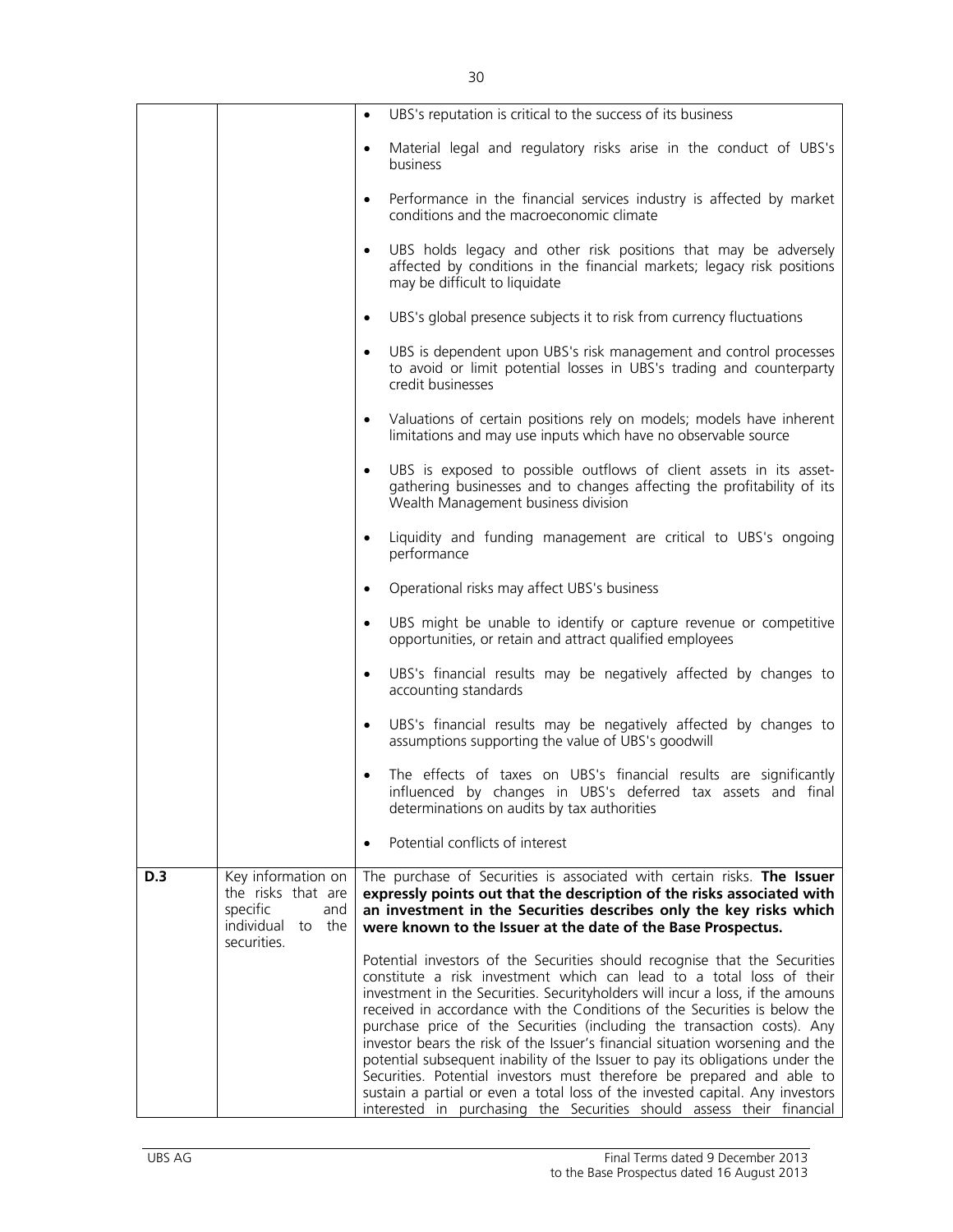| | | |
|---|---|---|
| | | • UBS's reputation is critical to the success of its business<br><br>• Material legal and regulatory risks arise in the conduct of UBS's business<br><br>• Performance in the financial services industry is affected by market conditions and the macroeconomic climate<br><br>• UBS holds legacy and other risk positions that may be adversely affected by conditions in the financial markets; legacy risk positions may be difficult to liquidate<br><br>• UBS's global presence subjects it to risk from currency fluctuations<br><br>• UBS is dependent upon UBS's risk management and control processes to avoid or limit potential losses in UBS's trading and counterparty credit businesses<br><br>• Valuations of certain positions rely on models; models have inherent limitations and may use inputs which have no observable source<br><br>• UBS is exposed to possible outflows of client assets in its asset-gathering businesses and to changes affecting the profitability of its Wealth Management business division<br><br>• Liquidity and funding management are critical to UBS's ongoing performance<br><br>• Operational risks may affect UBS's business<br><br>• UBS might be unable to identify or capture revenue or competitive opportunities, or retain and attract qualified employees<br><br>• UBS's financial results may be negatively affected by changes to accounting standards<br><br>• UBS's financial results may be negatively affected by changes to assumptions supporting the value of UBS's goodwill<br><br>• The effects of taxes on UBS's financial results are significantly influenced by changes in UBS's deferred tax assets and final determinations on audits by tax authorities<br><br>• Potential conflicts of interest |
| **D.3** | Key information on the risks that are specific and individual to the securities. | The purchase of Securities is associated with certain risks. **The Issuer expressly points out that the description of the risks associated with an investment in the Securities describes only the key risks which were known to the Issuer at the date of the Base Prospectus.**<br><br>Potential investors of the Securities should recognise that the Securities constitute a risk investment which can lead to a total loss of their investment in the Securities. Securityholders will incur a loss, if the amouns received in accordance with the Conditions of the Securities is below the purchase price of the Securities (including the transaction costs). Any investor bears the risk of the Issuer's financial situation worsening and the potential subsequent inability of the Issuer to pay its obligations under the Securities. Potential investors must therefore be prepared and able to sustain a partial or even a total loss of the invested capital. Any investors interested in purchasing the Securities should assess their financial |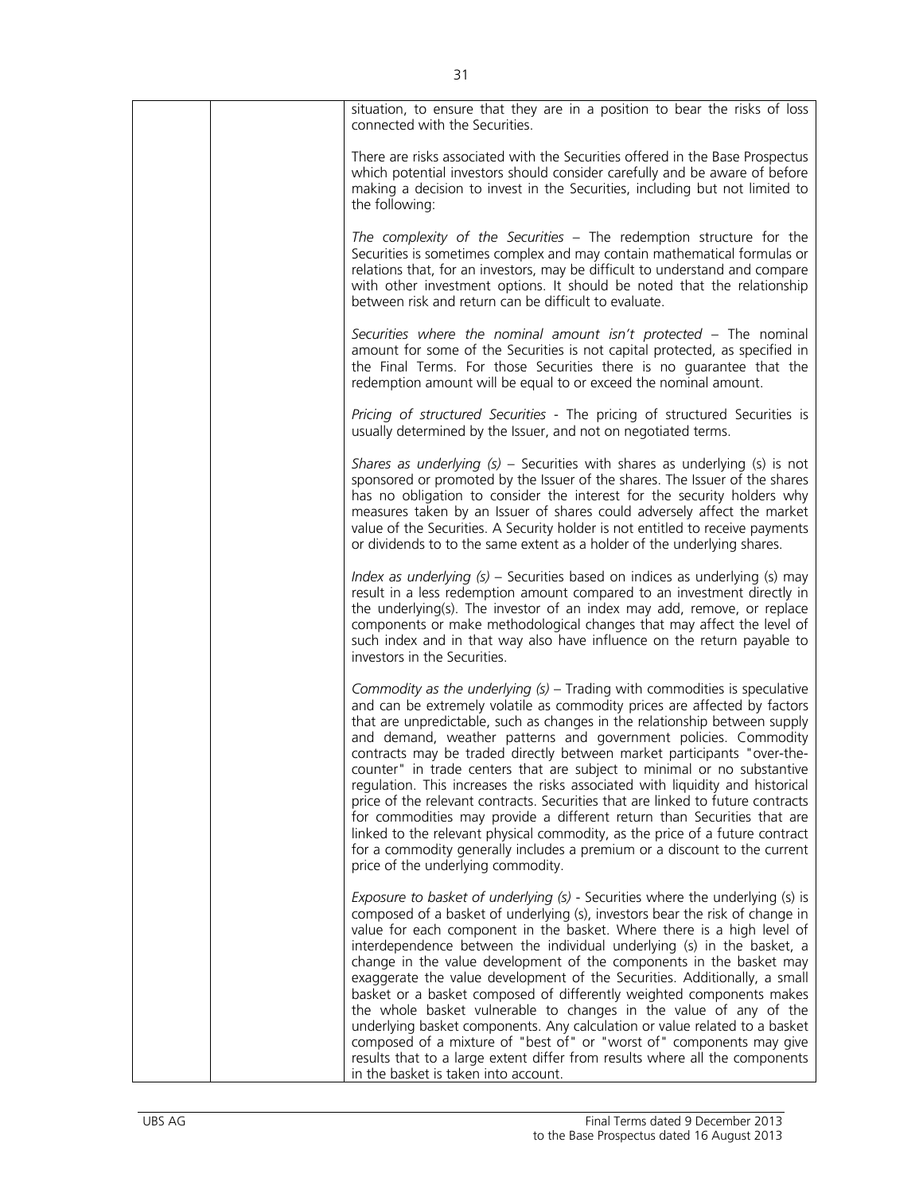| | | situation, to ensure that they are in a position to bear the risks of loss connected with the Securities.<br><br>There are risks associated with the Securities offered in the Base Prospectus which potential investors should consider carefully and be aware of before making a decision to invest in the Securities, including but not limited to the following:<br><br>*The complexity of the Securities* – The redemption structure for the Securities is sometimes complex and may contain mathematical formulas or relations that, for an investors, may be difficult to understand and compare with other investment options. It should be noted that the relationship between risk and return can be difficult to evaluate.<br><br>*Securities where the nominal amount isn't protected* – The nominal amount for some of the Securities is not capital protected, as specified in the Final Terms. For those Securities there is no guarantee that the redemption amount will be equal to or exceed the nominal amount.<br><br>*Pricing of structured Securities* - The pricing of structured Securities is usually determined by the Issuer, and not on negotiated terms.<br><br>*Shares as underlying (s)* – Securities with shares as underlying (s) is not sponsored or promoted by the Issuer of the shares. The Issuer of the shares has no obligation to consider the interest for the security holders why measures taken by an Issuer of shares could adversely affect the market value of the Securities. A Security holder is not entitled to receive payments or dividends to to the same extent as a holder of the underlying shares.<br><br>*Index as underlying (s)* – Securities based on indices as underlying (s) may result in a less redemption amount compared to an investment directly in the underlying(s). The investor of an index may add, remove, or replace components or make methodological changes that may affect the level of such index and in that way also have influence on the return payable to investors in the Securities.<br><br>*Commodity as the underlying (s)* – Trading with commodities is speculative and can be extremely volatile as commodity prices are affected by factors that are unpredictable, such as changes in the relationship between supply and demand, weather patterns and government policies. Commodity contracts may be traded directly between market participants "over-the-counter" in trade centers that are subject to minimal or no substantive regulation. This increases the risks associated with liquidity and historical price of the relevant contracts. Securities that are linked to future contracts for commodities may provide a different return than Securities that are linked to the relevant physical commodity, as the price of a future contract for a commodity generally includes a premium or a discount to the current price of the underlying commodity.<br><br>*Exposure to basket of underlying (s)* - Securities where the underlying (s) is composed of a basket of underlying (s), investors bear the risk of change in value for each component in the basket. Where there is a high level of interdependence between the individual underlying (s) in the basket, a change in the value development of the components in the basket may exaggerate the value development of the Securities. Additionally, a small basket or a basket composed of differently weighted components makes the whole basket vulnerable to changes in the value of any of the underlying basket components. Any calculation or value related to a basket composed of a mixture of "best of" or "worst of" components may give results that to a large extent differ from results where all the components in the basket is taken into account. |
|---|---|---|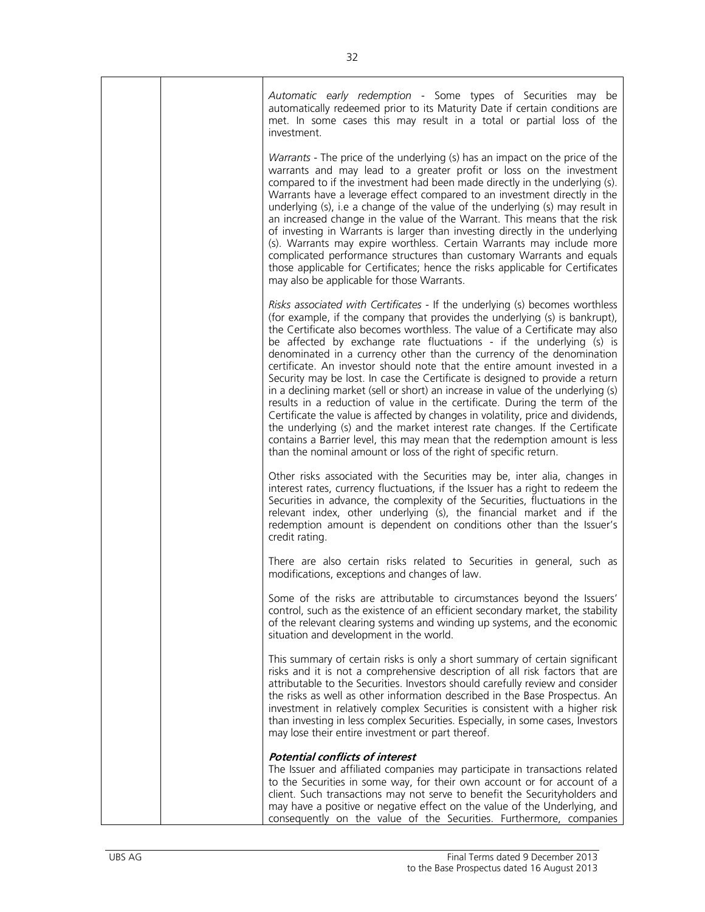| | | *Automatic early redemption* - Some types of Securities may be automatically redeemed prior to its Maturity Date if certain conditions are met. In some cases this may result in a total or partial loss of the investment.<br><br>*Warrants* - The price of the underlying (s) has an impact on the price of the warrants and may lead to a greater profit or loss on the investment compared to if the investment had been made directly in the underlying (s). Warrants have a leverage effect compared to an investment directly in the underlying (s), i.e a change of the value of the underlying (s) may result in an increased change in the value of the Warrant. This means that the risk of investing in Warrants is larger than investing directly in the underlying (s). Warrants may expire worthless. Certain Warrants may include more complicated performance structures than customary Warrants and equals those applicable for Certificates; hence the risks applicable for Certificates may also be applicable for those Warrants.<br><br>*Risks associated with Certificates* - If the underlying (s) becomes worthless (for example, if the company that provides the underlying (s) is bankrupt), the Certificate also becomes worthless. The value of a Certificate may also be affected by exchange rate fluctuations - if the underlying (s) is denominated in a currency other than the currency of the denomination certificate. An investor should note that the entire amount invested in a Security may be lost. In case the Certificate is designed to provide a return in a declining market (sell or short) an increase in value of the underlying (s) results in a reduction of value in the certificate. During the term of the Certificate the value is affected by changes in volatility, price and dividends, the underlying (s) and the market interest rate changes. If the Certificate contains a Barrier level, this may mean that the redemption amount is less than the nominal amount or loss of the right of specific return.<br><br>Other risks associated with the Securities may be, inter alia, changes in interest rates, currency fluctuations, if the Issuer has a right to redeem the Securities in advance, the complexity of the Securities, fluctuations in the relevant index, other underlying (s), the financial market and if the redemption amount is dependent on conditions other than the Issuer's credit rating.<br><br>There are also certain risks related to Securities in general, such as modifications, exceptions and changes of law.<br><br>Some of the risks are attributable to circumstances beyond the Issuers' control, such as the existence of an efficient secondary market, the stability of the relevant clearing systems and winding up systems, and the economic situation and development in the world.<br><br>This summary of certain risks is only a short summary of certain significant risks and it is not a comprehensive description of all risk factors that are attributable to the Securities. Investors should carefully review and consider the risks as well as other information described in the Base Prospectus. An investment in relatively complex Securities is consistent with a higher risk than investing in less complex Securities. Especially, in some cases, Investors may lose their entire investment or part thereof.<br><br>***Potential conflicts of interest***<br>The Issuer and affiliated companies may participate in transactions related to the Securities in some way, for their own account or for account of a client. Such transactions may not serve to benefit the Securityholders and may have a positive or negative effect on the value of the Underlying, and consequently on the value of the Securities. Furthermore, companies |
|---|---|---|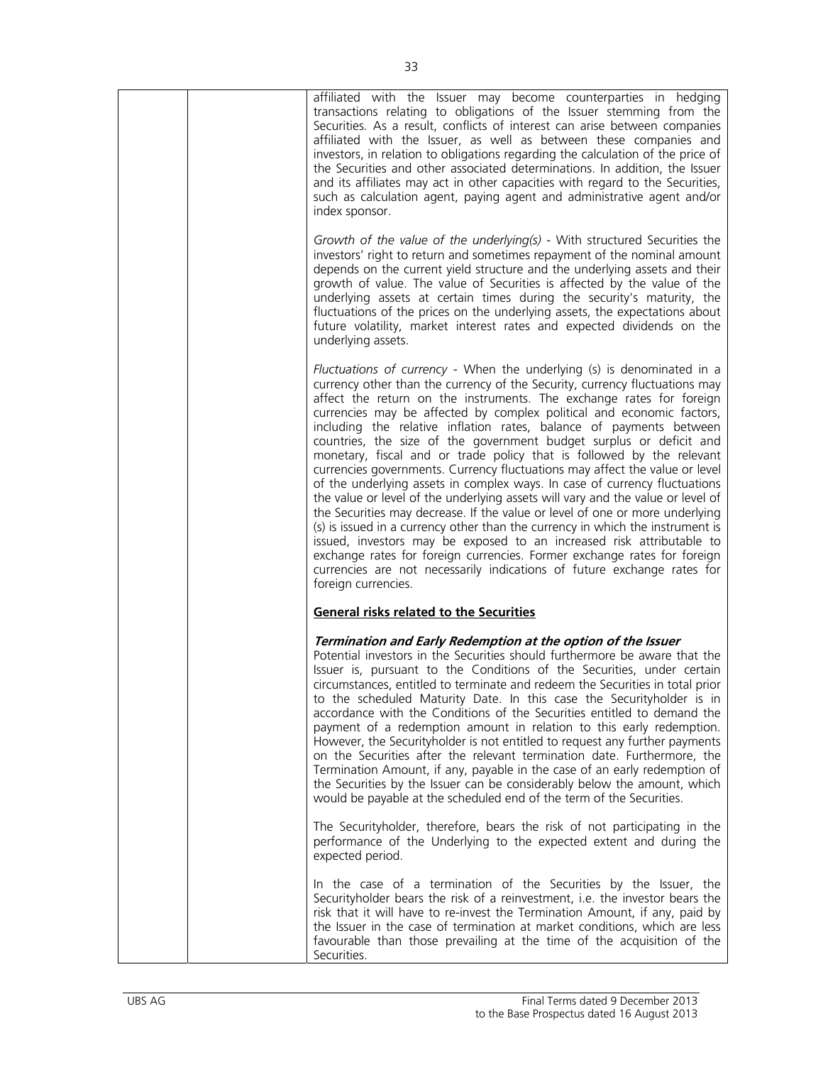affiliated with the Issuer may become counterparties in hedging transactions relating to obligations of the Issuer stemming from the Securities. As a result, conflicts of interest can arise between companies affiliated with the Issuer, as well as between these companies and investors, in relation to obligations regarding the calculation of the price of the Securities and other associated determinations. In addition, the Issuer and its affiliates may act in other capacities with regard to the Securities, such as calculation agent, paying agent and administrative agent and/or index sponsor.

*Growth of the value of the underlying(s)* - With structured Securities the investors' right to return and sometimes repayment of the nominal amount depends on the current yield structure and the underlying assets and their growth of value. The value of Securities is affected by the value of the underlying assets at certain times during the security's maturity, the fluctuations of the prices on the underlying assets, the expectations about future volatility, market interest rates and expected dividends on the underlying assets.

*Fluctuations of currency* - When the underlying (s) is denominated in a currency other than the currency of the Security, currency fluctuations may affect the return on the instruments. The exchange rates for foreign currencies may be affected by complex political and economic factors, including the relative inflation rates, balance of payments between countries, the size of the government budget surplus or deficit and monetary, fiscal and or trade policy that is followed by the relevant currencies governments. Currency fluctuations may affect the value or level of the underlying assets in complex ways. In case of currency fluctuations the value or level of the underlying assets will vary and the value or level of the Securities may decrease. If the value or level of one or more underlying (s) is issued in a currency other than the currency in which the instrument is issued, investors may be exposed to an increased risk attributable to exchange rates for foreign currencies. Former exchange rates for foreign currencies are not necessarily indications of future exchange rates for foreign currencies.

**General risks related to the Securities**

***Termination and Early Redemption at the option of the Issuer***

Potential investors in the Securities should furthermore be aware that the Issuer is, pursuant to the Conditions of the Securities, under certain circumstances, entitled to terminate and redeem the Securities in total prior to the scheduled Maturity Date. In this case the Securityholder is in accordance with the Conditions of the Securities entitled to demand the payment of a redemption amount in relation to this early redemption. However, the Securityholder is not entitled to request any further payments on the Securities after the relevant termination date. Furthermore, the Termination Amount, if any, payable in the case of an early redemption of the Securities by the Issuer can be considerably below the amount, which would be payable at the scheduled end of the term of the Securities.

The Securityholder, therefore, bears the risk of not participating in the performance of the Underlying to the expected extent and during the expected period.

In the case of a termination of the Securities by the Issuer, the Securityholder bears the risk of a reinvestment, i.e. the investor bears the risk that it will have to re-invest the Termination Amount, if any, paid by the Issuer in the case of termination at market conditions, which are less favourable than those prevailing at the time of the acquisition of the Securities.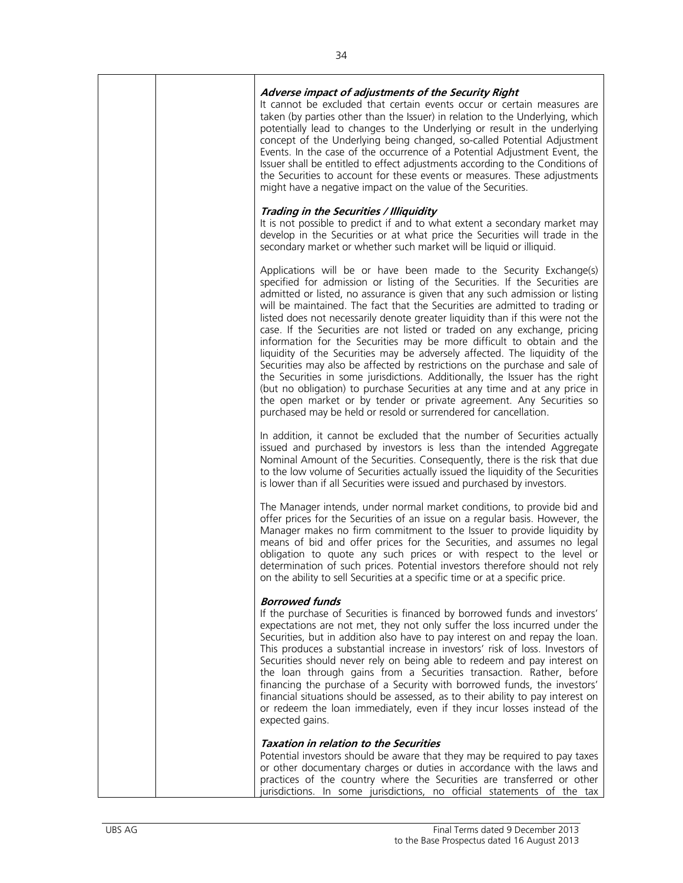***Adverse impact of adjustments of the Security Right***

It cannot be excluded that certain events occur or certain measures are taken (by parties other than the Issuer) in relation to the Underlying, which potentially lead to changes to the Underlying or result in the underlying concept of the Underlying being changed, so-called Potential Adjustment Events. In the case of the occurrence of a Potential Adjustment Event, the Issuer shall be entitled to effect adjustments according to the Conditions of the Securities to account for these events or measures. These adjustments might have a negative impact on the value of the Securities.

***Trading in the Securities / Illiquidity***

It is not possible to predict if and to what extent a secondary market may develop in the Securities or at what price the Securities will trade in the secondary market or whether such market will be liquid or illiquid.

Applications will be or have been made to the Security Exchange(s) specified for admission or listing of the Securities. If the Securities are admitted or listed, no assurance is given that any such admission or listing will be maintained. The fact that the Securities are admitted to trading or listed does not necessarily denote greater liquidity than if this were not the case. If the Securities are not listed or traded on any exchange, pricing information for the Securities may be more difficult to obtain and the liquidity of the Securities may be adversely affected. The liquidity of the Securities may also be affected by restrictions on the purchase and sale of the Securities in some jurisdictions. Additionally, the Issuer has the right (but no obligation) to purchase Securities at any time and at any price in the open market or by tender or private agreement. Any Securities so purchased may be held or resold or surrendered for cancellation.

In addition, it cannot be excluded that the number of Securities actually issued and purchased by investors is less than the intended Aggregate Nominal Amount of the Securities. Consequently, there is the risk that due to the low volume of Securities actually issued the liquidity of the Securities is lower than if all Securities were issued and purchased by investors.

The Manager intends, under normal market conditions, to provide bid and offer prices for the Securities of an issue on a regular basis. However, the Manager makes no firm commitment to the Issuer to provide liquidity by means of bid and offer prices for the Securities, and assumes no legal obligation to quote any such prices or with respect to the level or determination of such prices. Potential investors therefore should not rely on the ability to sell Securities at a specific time or at a specific price.

***Borrowed funds***

If the purchase of Securities is financed by borrowed funds and investors' expectations are not met, they not only suffer the loss incurred under the Securities, but in addition also have to pay interest on and repay the loan. This produces a substantial increase in investors' risk of loss. Investors of Securities should never rely on being able to redeem and pay interest on the loan through gains from a Securities transaction. Rather, before financing the purchase of a Security with borrowed funds, the investors' financial situations should be assessed, as to their ability to pay interest on or redeem the loan immediately, even if they incur losses instead of the expected gains.

***Taxation in relation to the Securities***

Potential investors should be aware that they may be required to pay taxes or other documentary charges or duties in accordance with the laws and practices of the country where the Securities are transferred or other jurisdictions. In some jurisdictions, no official statements of the tax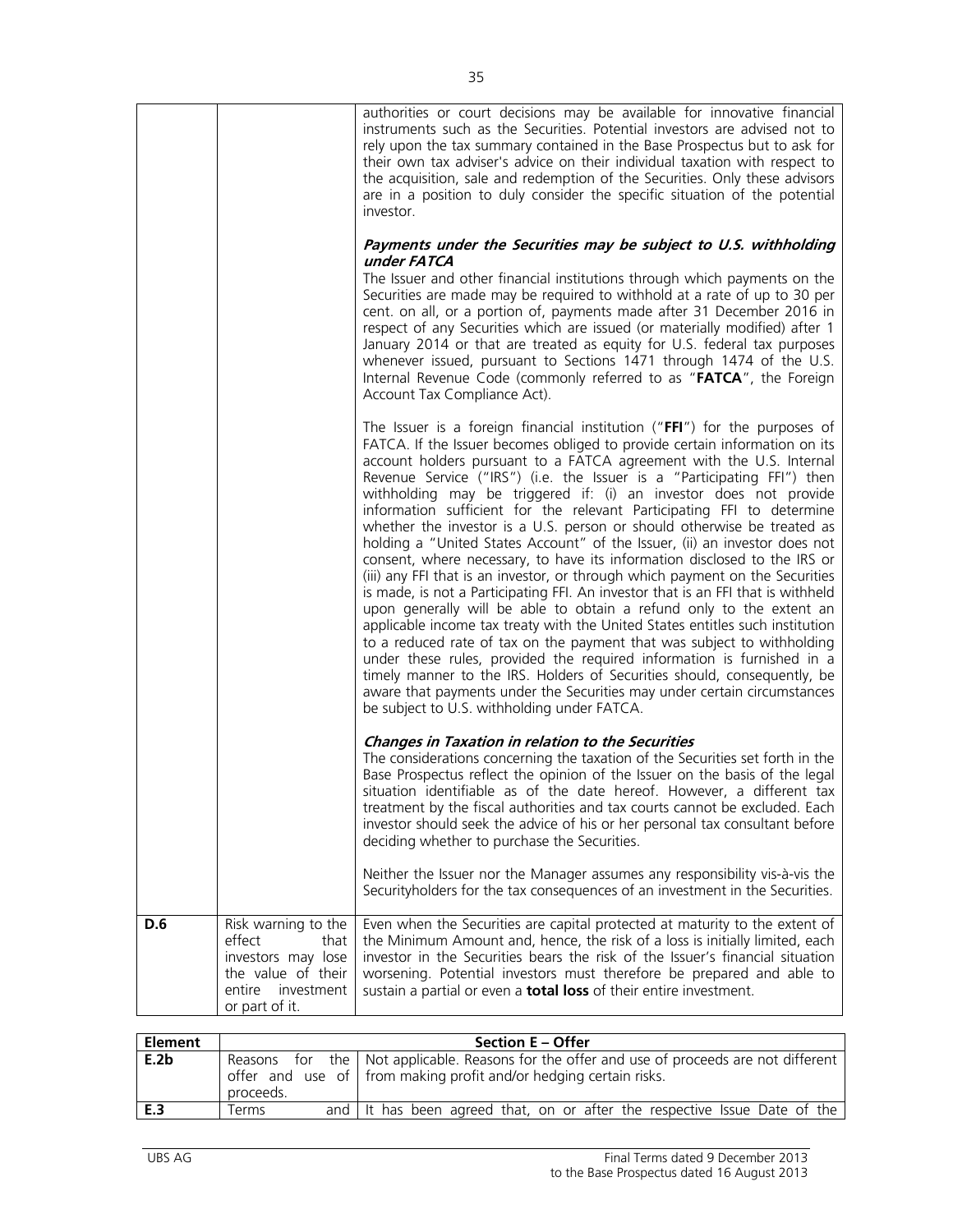| | | |
|---|---|---|
| | | authorities or court decisions may be available for innovative financial instruments such as the Securities. Potential investors are advised not to rely upon the tax summary contained in the Base Prospectus but to ask for their own tax adviser's advice on their individual taxation with respect to the acquisition, sale and redemption of the Securities. Only these advisors are in a position to duly consider the specific situation of the potential investor.<br><br>***Payments under the Securities may be subject to U.S. withholding under FATCA***<br>The Issuer and other financial institutions through which payments on the Securities are made may be required to withhold at a rate of up to 30 per cent. on all, or a portion of, payments made after 31 December 2016 in respect of any Securities which are issued (or materially modified) after 1 January 2014 or that are treated as equity for U.S. federal tax purposes whenever issued, pursuant to Sections 1471 through 1474 of the U.S. Internal Revenue Code (commonly referred to as "**FATCA**", the Foreign Account Tax Compliance Act).<br><br>The Issuer is a foreign financial institution ("**FFI**") for the purposes of FATCA. If the Issuer becomes obliged to provide certain information on its account holders pursuant to a FATCA agreement with the U.S. Internal Revenue Service ("IRS") (i.e. the Issuer is a "Participating FFI") then withholding may be triggered if: (i) an investor does not provide information sufficient for the relevant Participating FFI to determine whether the investor is a U.S. person or should otherwise be treated as holding a "United States Account" of the Issuer, (ii) an investor does not consent, where necessary, to have its information disclosed to the IRS or (iii) any FFI that is an investor, or through which payment on the Securities is made, is not a Participating FFI. An investor that is an FFI that is withheld upon generally will be able to obtain a refund only to the extent an applicable income tax treaty with the United States entitles such institution to a reduced rate of tax on the payment that was subject to withholding under these rules, provided the required information is furnished in a timely manner to the IRS. Holders of Securities should, consequently, be aware that payments under the Securities may under certain circumstances be subject to U.S. withholding under FATCA.<br><br>***Changes in Taxation in relation to the Securities***<br>The considerations concerning the taxation of the Securities set forth in the Base Prospectus reflect the opinion of the Issuer on the basis of the legal situation identifiable as of the date hereof. However, a different tax treatment by the fiscal authorities and tax courts cannot be excluded. Each investor should seek the advice of his or her personal tax consultant before deciding whether to purchase the Securities.<br><br>Neither the Issuer nor the Manager assumes any responsibility vis-à-vis the Securityholders for the tax consequences of an investment in the Securities. |
| **D.6** | Risk warning to the effect that investors may lose the value of their entire investment or part of it. | Even when the Securities are capital protected at maturity to the extent of the Minimum Amount and, hence, the risk of a loss is initially limited, each investor in the Securities bears the risk of the Issuer's financial situation worsening. Potential investors must therefore be prepared and able to sustain a partial or even a **total loss** of their entire investment. |

| **Element** | **Section E – Offer** | |
|---|---|---|
| **E.2b** | Reasons for the offer and use of proceeds. | Not applicable. Reasons for the offer and use of proceeds are not different from making profit and/or hedging certain risks. |
| **E.3** | Terms and | It has been agreed that, on or after the respective Issue Date of the |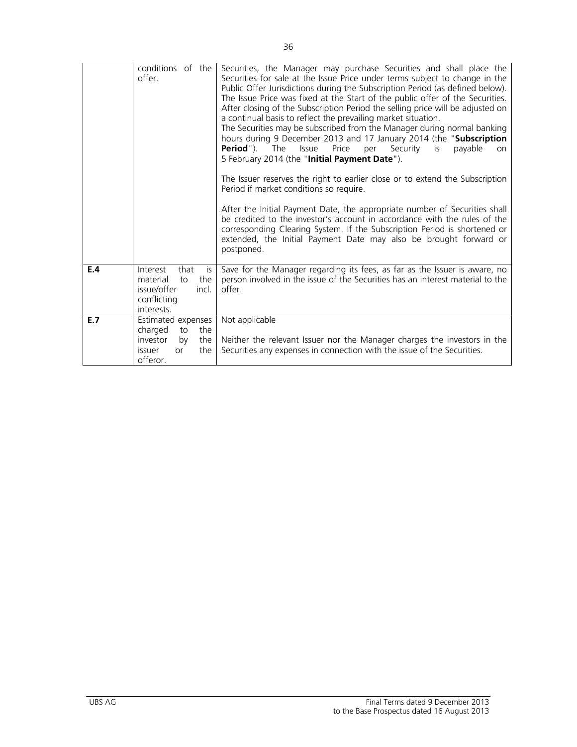| | | |
|---|---|---|
| | conditions of the offer. | Securities, the Manager may purchase Securities and shall place the Securities for sale at the Issue Price under terms subject to change in the Public Offer Jurisdictions during the Subscription Period (as defined below). The Issue Price was fixed at the Start of the public offer of the Securities. After closing of the Subscription Period the selling price will be adjusted on a continual basis to reflect the prevailing market situation.<br>The Securities may be subscribed from the Manager during normal banking hours during 9 December 2013 and 17 January 2014 (the "**Subscription Period**"). The Issue Price per Security is payable on 5 February 2014 (the "**Initial Payment Date**").<br><br>The Issuer reserves the right to earlier close or to extend the Subscription Period if market conditions so require.<br><br>After the Initial Payment Date, the appropriate number of Securities shall be credited to the investor's account in accordance with the rules of the corresponding Clearing System. If the Subscription Period is shortened or extended, the Initial Payment Date may also be brought forward or postponed. |
| **E.4** | Interest that is material to the issue/offer incl. conflicting interests. | Save for the Manager regarding its fees, as far as the Issuer is aware, no person involved in the issue of the Securities has an interest material to the offer. |
| **E.7** | Estimated expenses charged to the investor by the issuer or the offeror. | Not applicable<br><br>Neither the relevant Issuer nor the Manager charges the investors in the Securities any expenses in connection with the issue of the Securities. |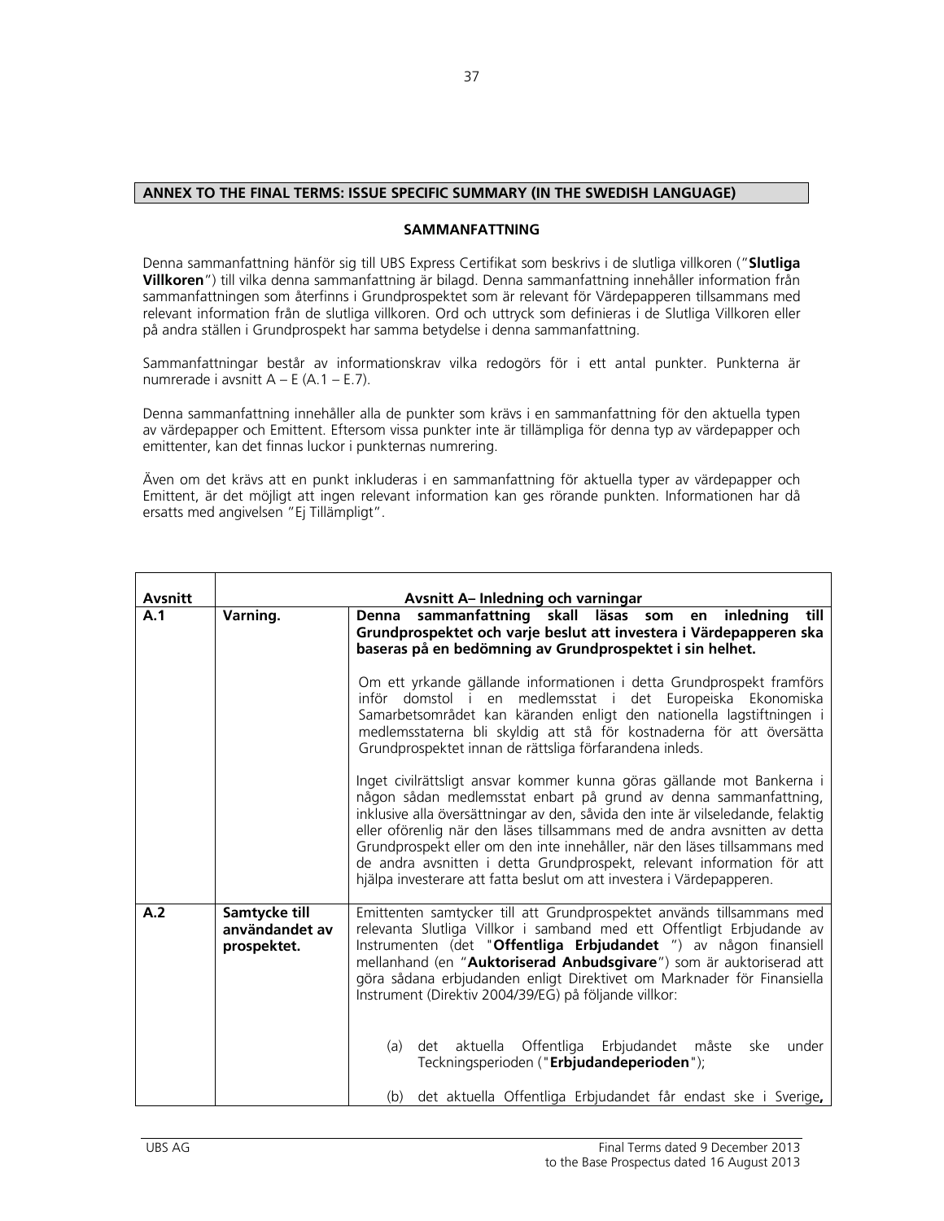## ANNEX TO THE FINAL TERMS: ISSUE SPECIFIC SUMMARY (IN THE SWEDISH LANGUAGE)

### SAMMANFATTNING

Denna sammanfattning hänför sig till UBS Express Certifikat som beskrivs i de slutliga villkoren ("**Slutliga Villkoren**") till vilka denna sammanfattning är bilagd. Denna sammanfattning innehåller information från sammanfattningen som återfinns i Grundprospektet som är relevant för Värdepapperen tillsammans med relevant information från de slutliga villkoren. Ord och uttryck som definieras i de Slutliga Villkoren eller på andra ställen i Grundprospekt har samma betydelse i denna sammanfattning.

Sammanfattningar består av informationskrav vilka redogörs för i ett antal punkter. Punkterna är numrerade i avsnitt A – E (A.1 – E.7).

Denna sammanfattning innehåller alla de punkter som krävs i en sammanfattning för den aktuella typen av värdepapper och Emittent. Eftersom vissa punkter inte är tillämpliga för denna typ av värdepapper och emittenter, kan det finnas luckor i punkternas numrering.

Även om det krävs att en punkt inkluderas i en sammanfattning för aktuella typer av värdepapper och Emittent, är det möjligt att ingen relevant information kan ges rörande punkten. Informationen har då ersatts med angivelsen "Ej Tillämpligt".

| Avsnitt | Avsnitt A– Inledning och varningar | |
|---|---|---|
| A.1 | Varning. | **Denna sammanfattning skall läsas som en inledning till Grundprospektet och varje beslut att investera i Värdepapperen ska baseras på en bedömning av Grundprospektet i sin helhet.**<br><br>Om ett yrkande gällande informationen i detta Grundprospekt framförs inför domstol i en medlemsstat i det Europeiska Ekonomiska Samarbetsområdet kan käranden enligt den nationella lagstiftningen i medlemsstaterna bli skyldig att stå för kostnaderna för att översätta Grundprospektet innan de rättsliga förfarandena inleds.<br><br>Inget civilrättsligt ansvar kommer kunna göras gällande mot Bankerna i någon sådan medlemsstat enbart på grund av denna sammanfattning, inklusive alla översättningar av den, såvida den inte är vilseledande, felaktig eller oförenlig när den läses tillsammans med de andra avsnitten av detta Grundprospekt eller om den inte innehåller, när den läses tillsammans med de andra avsnitten i detta Grundprospekt, relevant information för att hjälpa investerare att fatta beslut om att investera i Värdepapperen. |
| A.2 | Samtycke till användandet av prospektet. | Emittenten samtycker till att Grundprospektet används tillsammans med relevanta Slutliga Villkor i samband med ett Offentligt Erbjudande av Instrumenten (det "**Offentliga Erbjudandet** ") av någon finansiell mellanhand (en "**Auktoriserad Anbudsgivare**") som är auktoriserad att göra sådana erbjudanden enligt Direktivet om Marknader för Finansiella Instrument (Direktiv 2004/39/EG) på följande villkor:<br><br>(a) det aktuella Offentliga Erbjudandet måste ske under Teckningsperioden ("**Erbjudandeperioden**");<br><br>(b) det aktuella Offentliga Erbjudandet får endast ske i Sverige**,** |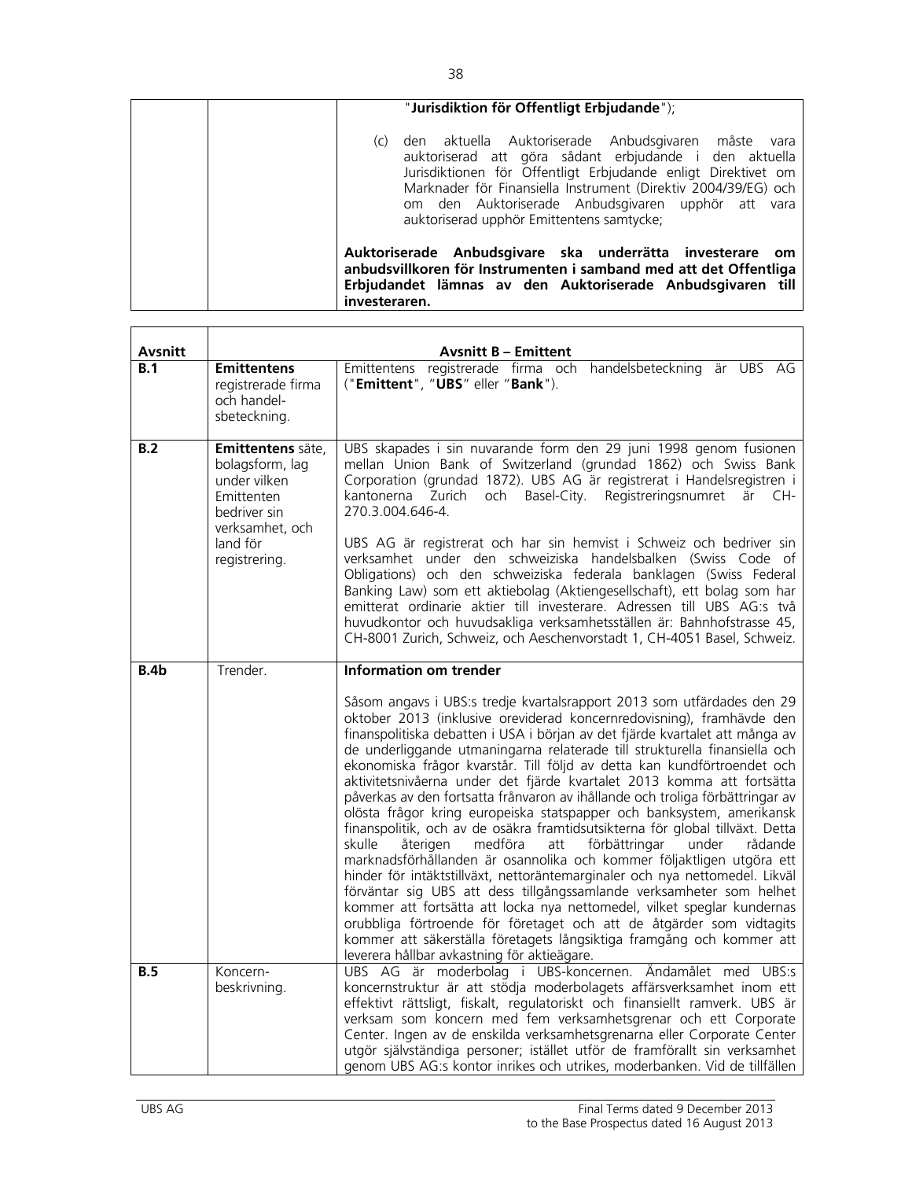| | | "**Jurisdiktion för Offentligt Erbjudande**");<br><br>(c) den aktuella Auktoriserade Anbudsgivaren måste vara auktoriserad att göra sådant erbjudande i den aktuella Jurisdiktionen för Offentligt Erbjudande enligt Direktivet om Marknader för Finansiella Instrument (Direktiv 2004/39/EG) och om den Auktoriserade Anbudsgivaren upphör att vara auktoriserad upphör Emittentens samtycke;<br><br>**Auktoriserade Anbudsgivare ska underrätta investerare om anbudsvillkoren för Instrumenten i samband med att det Offentliga Erbjudandet lämnas av den Auktoriserade Anbudsgivaren till investeraren.** |
|---|---|---|

| Avsnitt | | Avsnitt B – Emittent |
|---|---|---|
| **B.1** | **Emittentens** registrerade firma och handel-sbeteckning. | Emittentens registrerade firma och handelsbeteckning är UBS AG ("**Emittent**", "**UBS**" eller "**Bank**"). |
| **B.2** | **Emittentens** säte, bolagsform, lag under vilken Emittenten bedriver sin verksamhet, och land för registrering. | UBS skapades i sin nuvarande form den 29 juni 1998 genom fusionen mellan Union Bank of Switzerland (grundad 1862) och Swiss Bank Corporation (grundad 1872). UBS AG är registrerat i Handelsregistren i kantonerna Zurich och Basel-City. Registreringsnumret är CH-270.3.004.646-4.<br><br>UBS AG är registrerat och har sin hemvist i Schweiz och bedriver sin verksamhet under den schweiziska handelsbalken (Swiss Code of Obligations) och den schweiziska federala banklagen (Swiss Federal Banking Law) som ett aktiebolag (Aktiengesellschaft), ett bolag som har emitterat ordinarie aktier till investerare. Adressen till UBS AG:s två huvudkontor och huvudsakliga verksamhetsställen är: Bahnhofstrasse 45, CH-8001 Zurich, Schweiz, och Aeschenvorstadt 1, CH-4051 Basel, Schweiz. |
| **B.4b** | Trender. | **Information om trender**<br><br>Såsom angavs i UBS:s tredje kvartalsrapport 2013 som utfärdades den 29 oktober 2013 (inklusive oreviderad koncernredovisning), framhävde den finanspolitiska debatten i USA i början av det fjärde kvartalet att många av de underliggande utmaningarna relaterade till strukturella finansiella och ekonomiska frågor kvarstår. Till följd av detta kan kundförtroendet och aktivitetsnivåerna under det fjärde kvartalet 2013 komma att fortsätta påverkas av den fortsatta frånvaron av ihållande och troliga förbättringar av olösta frågor kring europeiska statspapper och banksystem, amerikansk finanspolitik, och av de osäkra framtidsutsikterna för global tillväxt. Detta skulle återigen medföra att förbättringar under rådande marknadsförhållanden är osannolika och kommer följaktligen utgöra ett hinder för intäktstillväxt, nettoräntemarginaler och nya nettomedel. Likväl förväntar sig UBS att dess tillgångssamlande verksamheter som helhet kommer att fortsätta att locka nya nettomedel, vilket speglar kundernas orubbliga förtroende för företaget och att de åtgärder som vidtagits kommer att säkerställa företagets långsiktiga framgång och kommer att leverera hållbar avkastning för aktieägare. |
| **B.5** | Koncern-beskrivning. | UBS AG är moderbolag i UBS-koncernen. Ändamålet med UBS:s koncernstruktur är att stödja moderbolagets affärsverksamhet inom ett effektivt rättsligt, fiskalt, regulatoriskt och finansiellt ramverk. UBS är verksam som koncern med fem verksamhetsgrenar och ett Corporate Center. Ingen av de enskilda verksamhetsgrenarna eller Corporate Center utgör självständiga personer; istället utför de framförallt sin verksamhet genom UBS AG:s kontor inrikes och utrikes, moderbanken. Vid de tillfällen |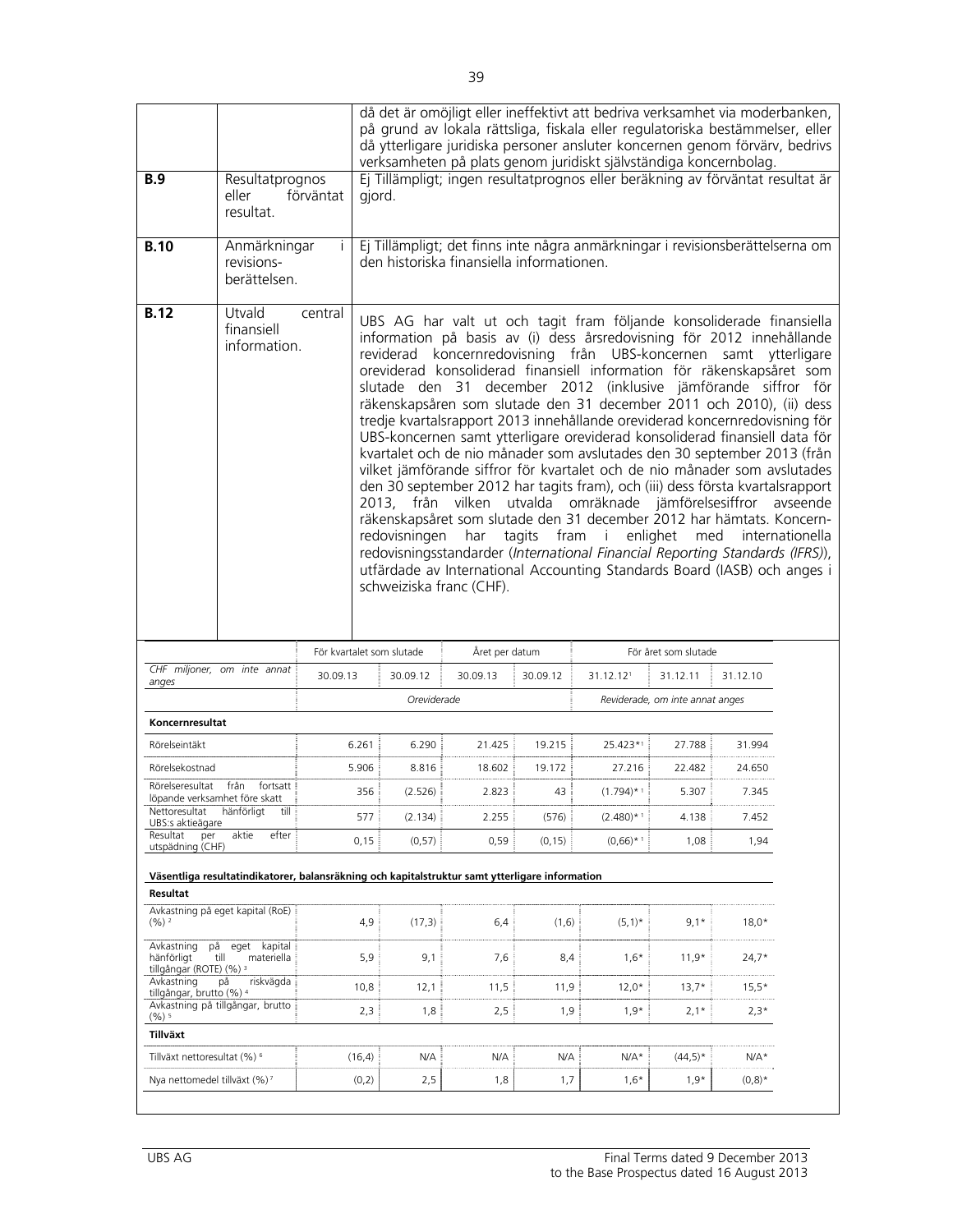| | | |
|---|---|---|
| | | då det är omöjligt eller ineffektivt att bedriva verksamhet via moderbanken, på grund av lokala rättsliga, fiskala eller regulatoriska bestämmelser, eller då ytterligare juridiska personer ansluter koncernen genom förvärv, bedrivs verksamheten på plats genom juridiskt självständiga koncernbolag. |
| **B.9** | Resultatprognos eller förväntat resultat. | Ej Tillämpligt; ingen resultatprognos eller beräkning av förväntat resultat är gjord. |
| **B.10** | Anmärkningar i revisions-berättelsen. | Ej Tillämpligt; det finns inte några anmärkningar i revisionsberättelserna om den historiska finansiella informationen. |
| **B.12** | Utvald central finansiell information. | UBS AG har valt ut och tagit fram följande konsoliderade finansiella information på basis av (i) dess årsredovisning för 2012 innehållande reviderad koncernredovisning från UBS-koncernen samt ytterligare oreviderad konsoliderad finansiell information för räkenskapsåret som slutade den 31 december 2012 (inklusive jämförande siffror för räkenskapsåren som slutade den 31 december 2011 och 2010), (ii) dess tredje kvartalsrapport 2013 innehållande oreviderad koncernredovisning för UBS-koncernen samt ytterligare oreviderad konsoliderad finansiell data för kvartalet och de nio månader som avslutades den 30 september 2013 (från vilket jämförande siffror för kvartalet och de nio månader som avslutades den 30 september 2012 har tagits fram), och (iii) dess första kvartalsrapport 2013, från vilken utvalda omräknade jämförelsesiffror avseende räkenskapsåret som slutade den 31 december 2012 har hämtats. Koncern-redovisningen har tagits fram i enlighet med internationella redovisningsstandarder (*International Financial Reporting Standards (IFRS)*), utfärdade av International Accounting Standards Board (IASB) och anges i schweiziska franc (CHF). |

| | För kvartalet som slutade | | Året per datum | | För året som slutade | | |
|---|---|---|---|---|---|---|---|
| *CHF miljoner, om inte annat anges* | 30.09.13 | 30.09.12 | 30.09.13 | 30.09.12 | 31.12.12[1] | 31.12.11 | 31.12.10 |
| | *Oreviderade* | | | | *Reviderade, om inte annat anges* | | |
| **Koncernresultat** | | | | | | | |
| Rörelseintäkt | 6.261 | 6.290 | 21.425 | 19.215 | 25.423*[1] | 27.788 | 31.994 |
| Rörelsekostnad | 5.906 | 8.816 | 18.602 | 19.172 | 27.216 | 22.482 | 24.650 |
| Rörelseresultat från fortsatt löpande verksamhet före skatt | 356 | (2.526) | 2.823 | 43 | (1.794)*[1] | 5.307 | 7.345 |
| Nettoresultat hänförligt till UBS:s aktieägare | 577 | (2.134) | 2.255 | (576) | (2.480)*[1] | 4.138 | 7.452 |
| Resultat per aktie efter utspädning (CHF) | 0,15 | (0,57) | 0,59 | (0,15) | (0,66)*[1] | 1,08 | 1,94 |
| **Väsentliga resultatindikatorer, balansräkning och kapitalstruktur samt ytterligare information** | | | | | | | |
| **Resultat** | | | | | | | |
| Avkastning på eget kapital (RoE) (%)[2] | 4,9 | (17,3) | 6,4 | (1,6) | (5,1)* | 9,1* | 18,0* |
| Avkastning på eget kapital hänförligt till materiella tillgångar (ROTE) (%)[3] | 5,9 | 9,1 | 7,6 | 8,4 | 1,6* | 11,9* | 24,7* |
| Avkastning på riskvägda tillgångar, brutto (%)[4] | 10,8 | 12,1 | 11,5 | 11,9 | 12,0* | 13,7* | 15,5* |
| Avkastning på tillgångar, brutto (%)[5] | 2,3 | 1,8 | 2,5 | 1,9 | 1,9* | 2,1* | 2,3* |
| **Tillväxt** | | | | | | | |
| Tillväxt nettoresultat (%)[6] | (16,4) | N/A | N/A | N/A | N/A* | (44,5)* | N/A* |
| Nya nettomedel tillväxt (%)[7] | (0,2) | 2,5 | 1,8 | 1,7 | 1,6* | 1,9* | (0,8)* |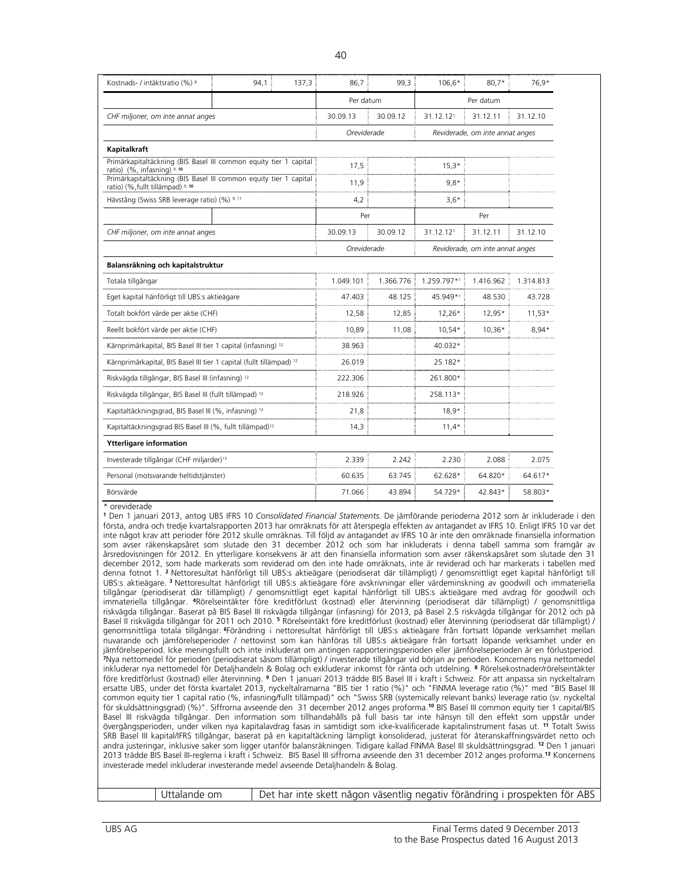| | | | | | | | |
|---|---|---|---|---|---|---|---|
| Kostnads- / intäktsratio (%) [8] | 94,1 | 137,3 | 86,7 | 99,3 | 106,6* | 80,7* | 76,9* |
| | | | Per datum | | Per datum | | |
| CHF miljoner, om inte annat anges | | | 30.09.13 | 30.09.12 | 31.12.12[1] | 31.12.11 | 31.12.10 |
| | | | *Oreviderade* | | *Reviderade, om inte annat anges* | | |
| **Kapitalkraft** | | | | | | | |
| Primärkapitaltäckning (BIS Basel III common equity tier 1 capital ratio) (%, infasning) [9, 10] | | | 17,5 | | 15,3* | | |
| Primärkapitaltäckning (BIS Basel III common equity tier 1 capital ratio) (%,fullt tillämpad) [9, 10] | | | 11,9 | | 9,8* | | |
| Hävstång (Swiss SRB leverage ratio) (%) [9, 11] | | | 4,2 | | 3,6* | | |
| | | | Per | | Per | | |
| CHF miljoner, om inte annat anges | | | 30.09.13 | 30.09.12 | 31.12.12[1] | 31.12.11 | 31.12.10 |
| | | | *Oreviderade* | | *Reviderade, om inte annat anges* | | |
| **Balansräkning och kapitalstruktur** | | | | | | | |
| Totala tillgångar | | | 1.049.101 | 1.366.776 | 1.259.797*[1] | 1.416.962 | 1.314.813 |
| Eget kapital hänförligt till UBS:s aktieägare | | | 47.403 | 48.125 | 45.949*[1] | 48.530 | 43.728 |
| Totalt bokfört värde per aktie (CHF) | | | 12,58 | 12,85 | 12,26* | 12,95* | 11,53* |
| Reellt bokfört värde per aktie (CHF) | | | 10,89 | 11,08 | 10,54* | 10,36* | 8,94* |
| Kärnprimärkapital, BIS Basel III tier 1 capital (infasning) [12] | | | 38.963 | | 40.032* | | |
| Kärnprimärkapital, BIS Basel III tier 1 capital (fullt tillämpad) [12] | | | 26.019 | | 25.182* | | |
| Riskvägda tillgångar, BIS Basel III (infasning) [12] | | | 222.306 | | 261.800* | | |
| Riskvägda tillgångar, BIS Basel III (fullt tillämpad) [12] | | | 218.926 | | 258.113* | | |
| Kapitaltäckningsgrad, BIS Basel III (%, infasning) [12] | | | 21,8 | | 18,9* | | |
| Kapitaltäckningsgrad BIS Basel III (%, fullt tillämpad)[12] | | | 14,3 | | 11,4* | | |
| **Ytterligare information** | | | | | | | |
| Investerade tillgångar (CHF miljarder)[13] | | | 2.339 | 2.242 | 2.230 | 2.088 | 2.075 |
| Personal (motsvarande heltidstjänster) | | | 60.635 | 63.745 | 62.628* | 64.820* | 64.617* |
| Börsvärde | | | 71.066 | 43.894 | 54.729* | 42.843* | 58.803* |

\* oreviderade

[1] Den 1 januari 2013, antog UBS IFRS 10 *Consolidated Financial Statements*. De jämförande perioderna 2012 som är inkluderade i den första, andra och tredje kvartalsrapporten 2013 har omräknats för att återspegla effekten av antagandet av IFRS 10. Enligt IFRS 10 var det inte något krav att perioder före 2012 skulle omräknas. Till följd av antagandet av IFRS 10 är inte den omräknade finansiella information som avser räkenskapsåret som slutade den 31 december 2012 och som har inkluderats i denna tabell samma som framgår av årsredovisningen för 2012. En ytterligare konsekvens är att den finansiella information som avser räkenskapsåret som slutade den 31 december 2012, som hade markerats som reviderad om den inte hade omräknats, inte är reviderad och har markerats i tabellen med denna fotnot 1. [2] Nettoresultat hänförligt till UBS:s aktieägare (periodiserat där tillämpligt) / genomsnittligt eget kapital hänförligt till UBS:s aktieägare. [3] Nettoresultat hänförligt till UBS:s aktieägare före avskrivningar eller värdeminskning av goodwill och immateriella tillgångar (periodiserat där tillämpligt) / genomsnittligt eget kapital hänförligt till UBS:s aktieägare med avdrag för goodwill och immateriella tillgångar. [4]Rörelseintäkter före kreditförlust (kostnad) eller återvinning (periodiserat där tillämpligt) / genomsnittliga riskvägda tillgångar. Baserat på BIS Basel III riskvägda tillgångar (infasning) för 2013, på Basel 2.5 riskvägda tillgångar för 2012 och på Basel II riskvägda tillgångar för 2011 och 2010. [5] Rörelseintäkt före kreditförlust (kostnad) eller återvinning (periodiserat där tillämpligt) / genomsnittliga totala tillgångar. [6]Förändring i nettoresultat hänförligt till UBS:s aktieägare från fortsatt löpande verksamhet mellan nuvarande och jämförelseperioder / nettovinst som kan hänföras till UBS:s aktieägare från fortsatt löpande verksamhet under en jämförelseperiod. Icke meningsfullt och inte inkluderat om antingen rapporteringsperioden eller jämförelseperioden är en förlustperiod. [7]Nya nettomedel för perioden (periodiserat såsom tillämpligt) / investerade tillgångar vid början av perioden. Koncernens nya nettomedel inkluderar nya nettomedel för Detaljhandeln & Bolag och exkluderar inkomst för ränta och utdelning. [8] Rörelsekostnader/rörelseintäkter före kreditförlust (kostnad) eller återvinning. [9] Den 1 januari 2013 trädde BIS Basel III i kraft i Schweiz. För att anpassa sin nyckeltalram ersatte UBS, under det första kvartalet 2013, nyckeltalramarna "BIS tier 1 ratio (%)" och "FINMA leverage ratio (%)" med "BIS Basel III common equity tier 1 capital ratio (%, infasning/fullt tillämpad)" och "Swiss SRB (systemically relevant banks) leverage ratio (sv. nyckeltal för skuldsättningsgrad) (%)". Siffrorna avseende den 31 december 2012 anges proforma.[10] BIS Basel III common equity tier 1 capital/BIS Basel III riskvägda tillgångar. Den information som tillhandahålls på full basis tar inte hänsyn till den effekt som uppstår under övergångsperioden, under vilken nya kapitalavdrag fasas in samtidigt som icke-kvalificerade kapitalinstrument fasas ut. [11] Totalt Swiss SRB Basel III kapital/IFRS tillgångar, baserat på en kapitaltäckning lämpligt konsoliderad, justerat för återanskaffningsvärdet netto och andra justeringar, inklusive saker som ligger utanför balansräkningen. Tidigare kallad FINMA Basel III skuldsättningsgrad. [12] Den 1 januari 2013 trädde BIS Basel III-reglerna i kraft i Schweiz. BIS Basel III siffrorna avseende den 31 december 2012 anges proforma.[13] Koncernens investerade medel inkluderar investerande medel avseende Detaljhandeln & Bolag.

| | | |
|---|---|---|
| | Uttalande om | Det har inte skett någon väsentlig negativ förändring i prospekten för ABS |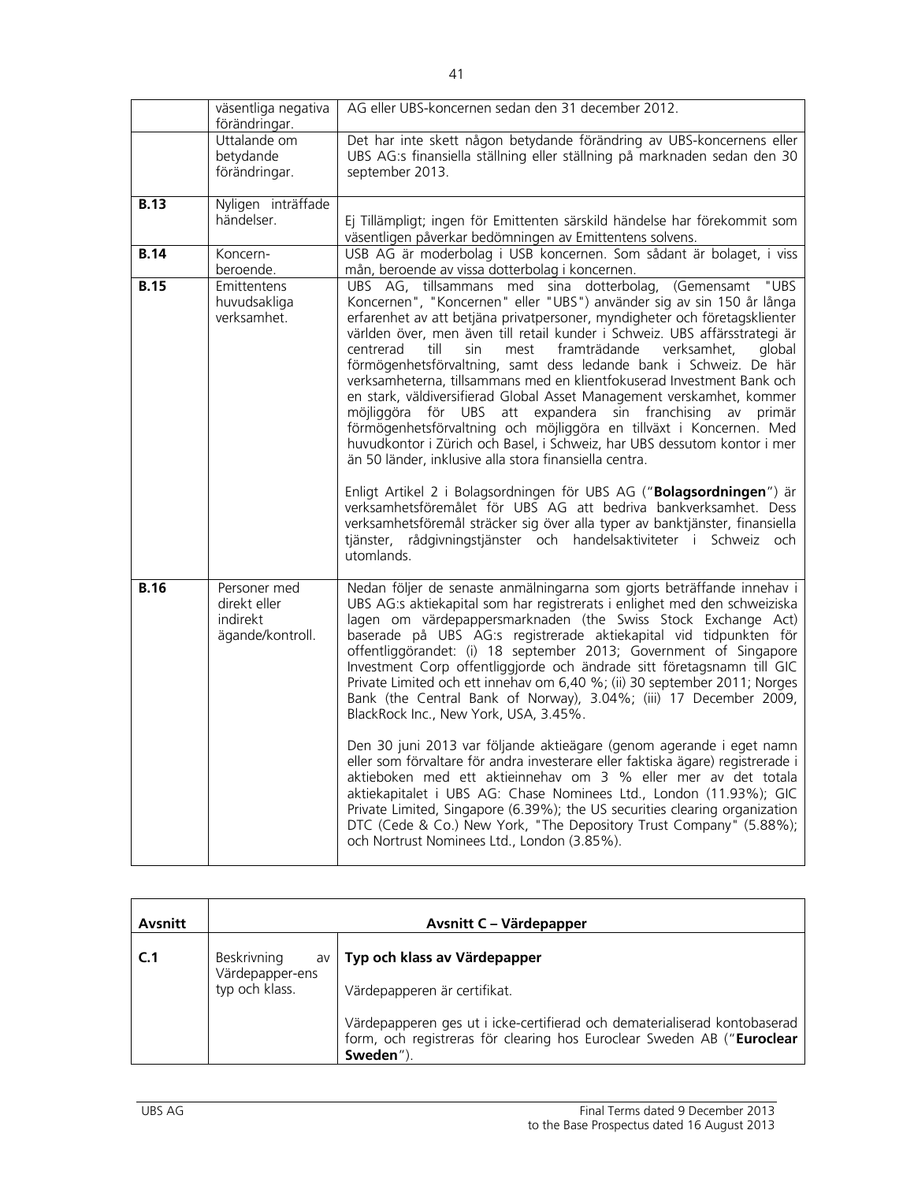| | | |
|---|---|---|
| | väsentliga negativa förändringar. | AG eller UBS-koncernen sedan den 31 december 2012. |
| | Uttalande om betydande förändringar. | Det har inte skett någon betydande förändring av UBS-koncernens eller UBS AG:s finansiella ställning eller ställning på marknaden sedan den 30 september 2013. |
| **B.13** | Nyligen inträffade händelser. | Ej Tillämpligt; ingen för Emittenten särskild händelse har förekommit som väsentligen påverkar bedömningen av Emittentens solvens. |
| **B.14** | Koncern-beroende. | USB AG är moderbolag i USB koncernen. Som sådant är bolaget, i viss mån, beroende av vissa dotterbolag i koncernen. |
| **B.15** | Emittentens huvudsakliga verksamhet. | UBS AG, tillsammans med sina dotterbolag, (Gemensamt "UBS Koncernen", "Koncernen" eller "UBS") använder sig av sin 150 år långa erfarenhet av att betjäna privatpersoner, myndigheter och företagsklienter världen över, men även till retail kunder i Schweiz. UBS affärsstrategi är centrerad till sin mest framträdande verksamhet, global förmögenhetsförvaltning, samt dess ledande bank i Schweiz. De här verksamheterna, tillsammans med en klientfokuserad Investment Bank och en stark, väldiversifierad Global Asset Management verskamhet, kommer möjliggöra för UBS att expandera sin franchising av primär förmögenhetsförvaltning och möjliggöra en tillväxt i Koncernen. Med huvudkontor i Zürich och Basel, i Schweiz, har UBS dessutom kontor i mer än 50 länder, inklusive alla stora finansiella centra.<br><br>Enligt Artikel 2 i Bolagsordningen för UBS AG ("**Bolagsordningen**") är verksamhetsföremålet för UBS AG att bedriva bankverksamhet. Dess verksamhetsföremål sträcker sig över alla typer av banktjänster, finansiella tjänster, rådgivningstjänster och handelsaktiviteter i Schweiz och utomlands. |
| **B.16** | Personer med direkt eller indirekt ägande/kontroll. | Nedan följer de senaste anmälningarna som gjorts beträffande innehav i UBS AG:s aktiekapital som har registrerats i enlighet med den schweiziska lagen om värdepappersmarknaden (the Swiss Stock Exchange Act) baserade på UBS AG:s registrerade aktiekapital vid tidpunkten för offentliggörandet: (i) 18 september 2013; Government of Singapore Investment Corp offentliggjorde och ändrade sitt företagsnamn till GIC Private Limited och ett innehav om 6,40 %; (ii) 30 september 2011; Norges Bank (the Central Bank of Norway), 3.04%; (iii) 17 December 2009, BlackRock Inc., New York, USA, 3.45%.<br><br>Den 30 juni 2013 var följande aktieägare (genom agerande i eget namn eller som förvaltare för andra investerare eller faktiska ägare) registrerade i aktieboken med ett aktieinnehav om 3 % eller mer av det totala aktiekapitalet i UBS AG: Chase Nominees Ltd., London (11.93%); GIC Private Limited, Singapore (6.39%); the US securities clearing organization DTC (Cede & Co.) New York, "The Depository Trust Company" (5.88%); och Nortrust Nominees Ltd., London (3.85%). |

| **Avsnitt** | **Avsnitt C – Värdepapper** | |
|---|---|---|
| **C.1** | Beskrivning av Värdepapper-ens typ och klass. | **Typ och klass av Värdepapper**<br><br>Värdepapperen är certifikat.<br><br>Värdepapperen ges ut i icke-certifierad och dematerialiserad kontobaserad form, och registreras för clearing hos Euroclear Sweden AB ("**Euroclear Sweden**"). |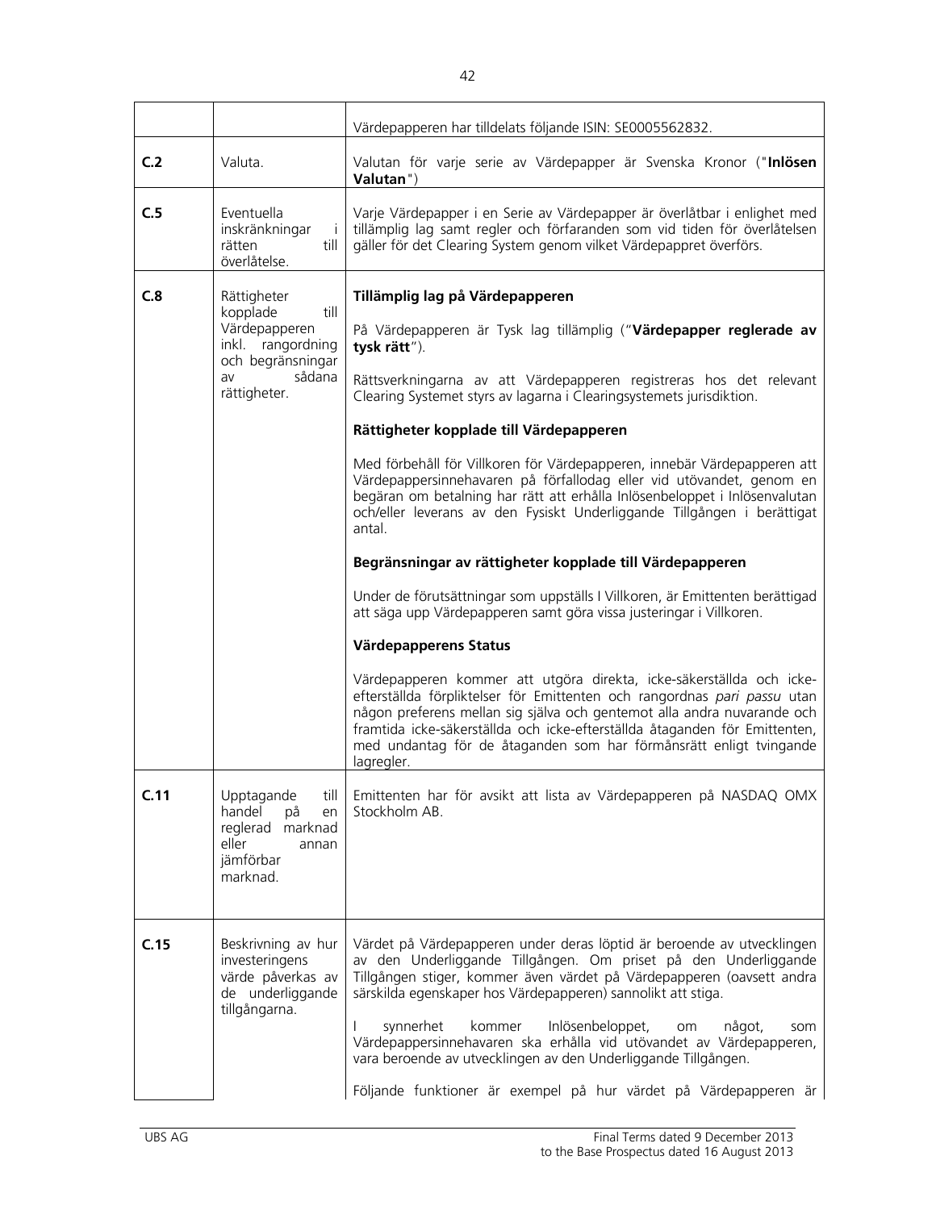| | | |
|---|---|---|
| | | Värdepapperen har tilldelats följande ISIN: SE0005562832. |
| **C.2** | Valuta. | Valutan för varje serie av Värdepapper är Svenska Kronor ("**Inlösen Valutan**") |
| **C.5** | Eventuella inskränkningar i rätten till överlåtelse. | Varje Värdepapper i en Serie av Värdepapper är överlåtbar i enlighet med tillämplig lag samt regler och förfaranden som vid tiden för överlåtelsen gäller för det Clearing System genom vilket Värdepappret överförs. |
| **C.8** | Rättigheter kopplade till Värdepapperen inkl. rangordning och begränsningar av sådana rättigheter. | **Tillämplig lag på Värdepapperen**<br><br>På Värdepapperen är Tysk lag tillämplig ("**Värdepapper reglerade av tysk rätt**").<br><br>Rättsverkningarna av att Värdepapperen registreras hos det relevant Clearing Systemet styrs av lagarna i Clearingsystemets jurisdiktion.<br><br>**Rättigheter kopplade till Värdepapperen**<br><br>Med förbehåll för Villkoren för Värdepapperen, innebär Värdepapperen att Värdepappersinnehavaren på förfallodag eller vid utövandet, genom en begäran om betalning har rätt att erhålla Inlösenbeloppet i Inlösenvalutan och/eller leverans av den Fysiskt Underliggande Tillgången i berättigat antal.<br><br>**Begränsningar av rättigheter kopplade till Värdepapperen**<br><br>Under de förutsättningar som uppställs I Villkoren, är Emittenten berättigad att säga upp Värdepapperen samt göra vissa justeringar i Villkoren.<br><br>**Värdepapperens Status**<br><br>Värdepapperen kommer att utgöra direkta, icke-säkerställda och icke-efterställda förpliktelser för Emittenten och rangordnas *pari passu* utan någon preferens mellan sig själva och gentemot alla andra nuvarande och framtida icke-säkerställda och icke-efterställda åtaganden för Emittenten, med undantag för de åtaganden som har förmånsrätt enligt tvingande lagregler. |
| **C.11** | Upptagande till handel på en reglerad marknad eller annan jämförbar marknad. | Emittenten har för avsikt att lista av Värdepapperen på NASDAQ OMX Stockholm AB. |
| **C.15** | Beskrivning av hur investeringens värde påverkas av de underliggande tillgångarna. | Värdet på Värdepapperen under deras löptid är beroende av utvecklingen av den Underliggande Tillgången. Om priset på den Underliggande Tillgången stiger, kommer även värdet på Värdepapperen (oavsett andra särskilda egenskaper hos Värdepapperen) sannolikt att stiga.<br><br>I synnerhet kommer Inlösenbeloppet, om något, som Värdepappersinnehavaren ska erhålla vid utövandet av Värdepapperen, vara beroende av utvecklingen av den Underliggande Tillgången.<br><br>Följande funktioner är exempel på hur värdet på Värdepapperen är |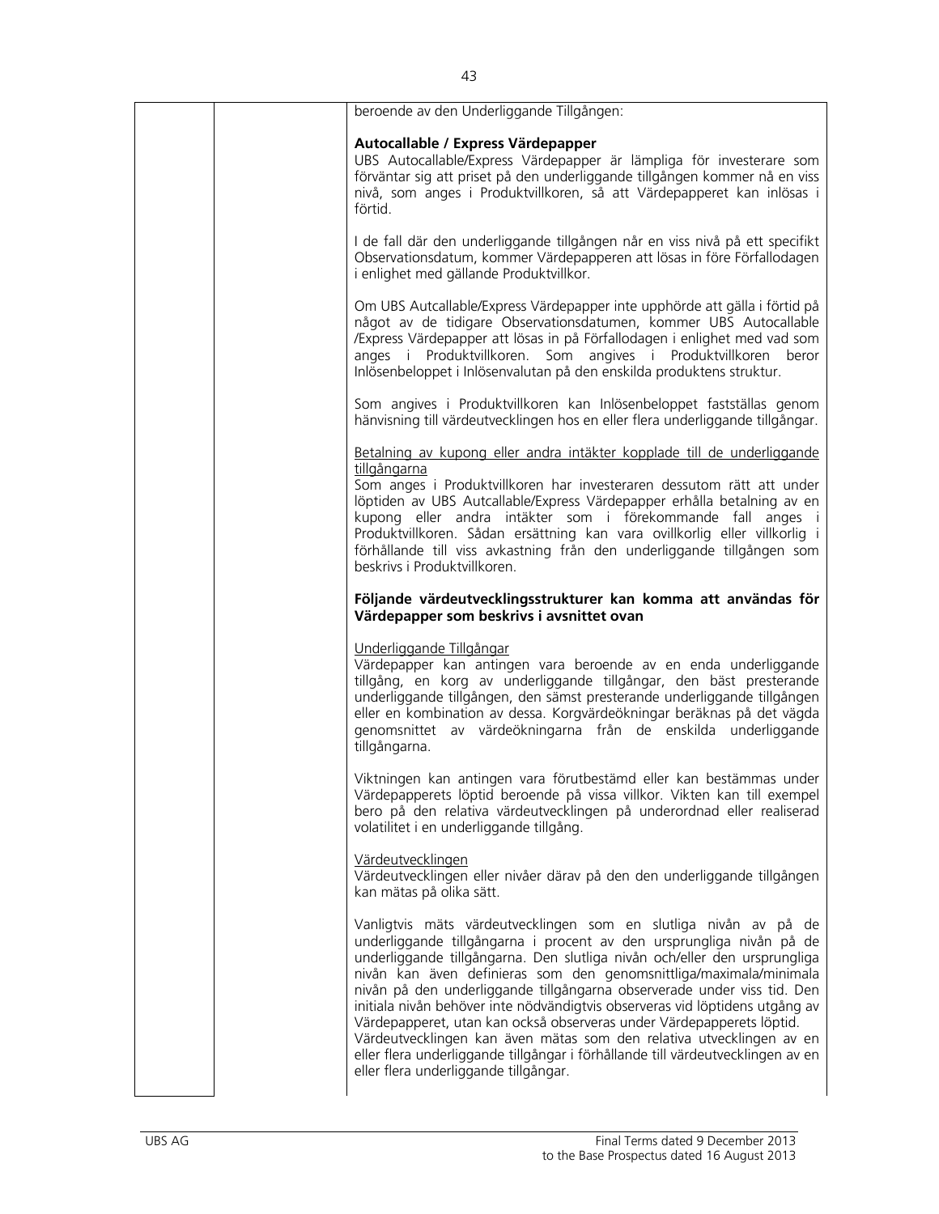beroende av den Underliggande Tillgången:

**Autocallable / Express Värdepapper**

UBS Autocallable/Express Värdepapper är lämpliga för investerare som förväntar sig att priset på den underliggande tillgången kommer nå en viss nivå, som anges i Produktvillkoren, så att Värdepapperet kan inlösas i förtid.

I de fall där den underliggande tillgången når en viss nivå på ett specifikt Observationsdatum, kommer Värdepapperen att lösas in före Förfallodagen i enlighet med gällande Produktvillkor.

Om UBS Autcallable/Express Värdepapper inte upphörde att gälla i förtid på något av de tidigare Observationsdatumen, kommer UBS Autocallable /Express Värdepapper att lösas in på Förfallodagen i enlighet med vad som anges i Produktvillkoren. Som angives i Produktvillkoren beror Inlösenbeloppet i Inlösenvalutan på den enskilda produktens struktur.

Som angives i Produktvillkoren kan Inlösenbeloppet fastställas genom hänvisning till värdeutvecklingen hos en eller flera underliggande tillgångar.

Betalning av kupong eller andra intäkter kopplade till de underliggande tillgångarna

Som anges i Produktvillkoren har investeraren dessutom rätt att under löptiden av UBS Autcallable/Express Värdepapper erhålla betalning av en kupong eller andra intäkter som i förekommande fall anges i Produktvillkoren. Sådan ersättning kan vara ovillkorlig eller villkorlig i förhållande till viss avkastning från den underliggande tillgången som beskrivs i Produktvillkoren.

**Följande värdeutvecklingsstrukturer kan komma att användas för Värdepapper som beskrivs i avsnittet ovan**

Underliggande Tillgångar

Värdepapper kan antingen vara beroende av en enda underliggande tillgång, en korg av underliggande tillgångar, den bäst presterande underliggande tillgången, den sämst presterande underliggande tillgången eller en kombination av dessa. Korgvärdeökningar beräknas på det vägda genomsnittet av värdeökningarna från de enskilda underliggande tillgångarna.

Viktningen kan antingen vara förutbestämd eller kan bestämmas under Värdepapperets löptid beroende på vissa villkor. Vikten kan till exempel bero på den relativa värdeutvecklingen på underordnad eller realiserad volatilitet i en underliggande tillgång.

Värdeutvecklingen

Värdeutvecklingen eller nivåer därav på den den underliggande tillgången kan mätas på olika sätt.

Vanligtvis mäts värdeutvecklingen som en slutliga nivån av på de underliggande tillgångarna i procent av den ursprungliga nivån på de underliggande tillgångarna. Den slutliga nivån och/eller den ursprungliga nivån kan även definieras som den genomsnittliga/maximala/minimala nivån på den underliggande tillgångarna observerade under viss tid. Den initiala nivån behöver inte nödvändigtvis observeras vid löptidens utgång av Värdepapperet, utan kan också observeras under Värdepapperets löptid. Värdeutvecklingen kan även mätas som den relativa utvecklingen av en eller flera underliggande tillgångar i förhållande till värdeutvecklingen av en eller flera underliggande tillgångar.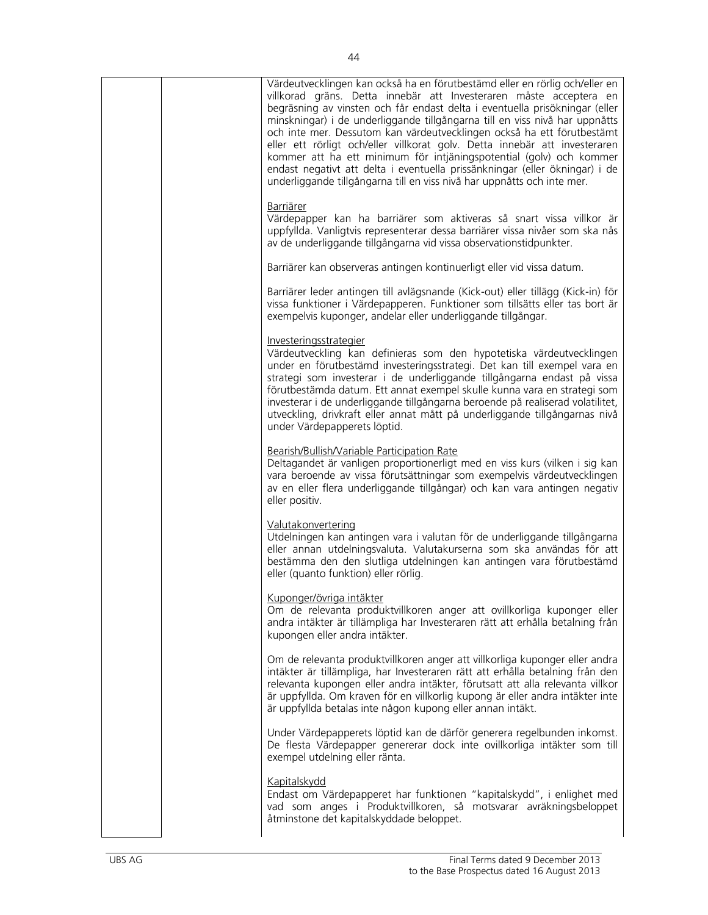Värdeutvecklingen kan också ha en förutbestämd eller en rörlig och/eller en villkorad gräns. Detta innebär att Investeraren måste acceptera en begräsning av vinsten och får endast delta i eventuella prisökningar (eller minskningar) i de underliggande tillgångarna till en viss nivå har uppnåtts och inte mer. Dessutom kan värdeutvecklingen också ha ett förutbestämt eller ett rörligt och/eller villkorat golv. Detta innebär att investeraren kommer att ha ett minimum för intjäningspotential (golv) och kommer endast negativt att delta i eventuella prissänkningar (eller ökningar) i de underliggande tillgångarna till en viss nivå har uppnåtts och inte mer.

Barriärer

Värdepapper kan ha barriärer som aktiveras så snart vissa villkor är uppfyllda. Vanligtvis representerar dessa barriärer vissa nivåer som ska nås av de underliggande tillgångarna vid vissa observationstidpunkter.

Barriärer kan observeras antingen kontinuerligt eller vid vissa datum.

Barriärer leder antingen till avlägsnande (Kick-out) eller tillägg (Kick-in) för vissa funktioner i Värdepapperen. Funktioner som tillsätts eller tas bort är exempelvis kuponger, andelar eller underliggande tillgångar.

Investeringsstrategier

Värdeutveckling kan definieras som den hypotetiska värdeutvecklingen under en förutbestämd investeringsstrategi. Det kan till exempel vara en strategi som investerar i de underliggande tillgångarna endast på vissa förutbestämda datum. Ett annat exempel skulle kunna vara en strategi som investerar i de underliggande tillgångarna beroende på realiserad volatilitet, utveckling, drivkraft eller annat mått på underliggande tillgångarnas nivå under Värdepapperets löptid.

Bearish/Bullish/Variable Participation Rate

Deltagandet är vanligen proportionerligt med en viss kurs (vilken i sig kan vara beroende av vissa förutsättningar som exempelvis värdeutvecklingen av en eller flera underliggande tillgångar) och kan vara antingen negativ eller positiv.

Valutakonvertering

Utdelningen kan antingen vara i valutan för de underliggande tillgångarna eller annan utdelningsvaluta. Valutakurserna som ska användas för att bestämma den den slutliga utdelningen kan antingen vara förutbestämd eller (quanto funktion) eller rörlig.

Kuponger/övriga intäkter

Om de relevanta produktvillkoren anger att ovillkorliga kuponger eller andra intäkter är tillämpliga har Investeraren rätt att erhålla betalning från kupongen eller andra intäkter.

Om de relevanta produktvillkoren anger att villkorliga kuponger eller andra intäkter är tillämpliga, har Investeraren rätt att erhålla betalning från den relevanta kupongen eller andra intäkter, förutsatt att alla relevanta villkor är uppfyllda. Om kraven för en villkorlig kupong är eller andra intäkter inte är uppfyllda betalas inte någon kupong eller annan intäkt.

Under Värdepapperets löptid kan de därför generera regelbunden inkomst. De flesta Värdepapper genererar dock inte ovillkorliga intäkter som till exempel utdelning eller ränta.

Kapitalskydd

Endast om Värdepapperet har funktionen "kapitalskydd", i enlighet med vad som anges i Produktvillkoren, så motsvarar avräkningsbeloppet åtminstone det kapitalskyddade beloppet.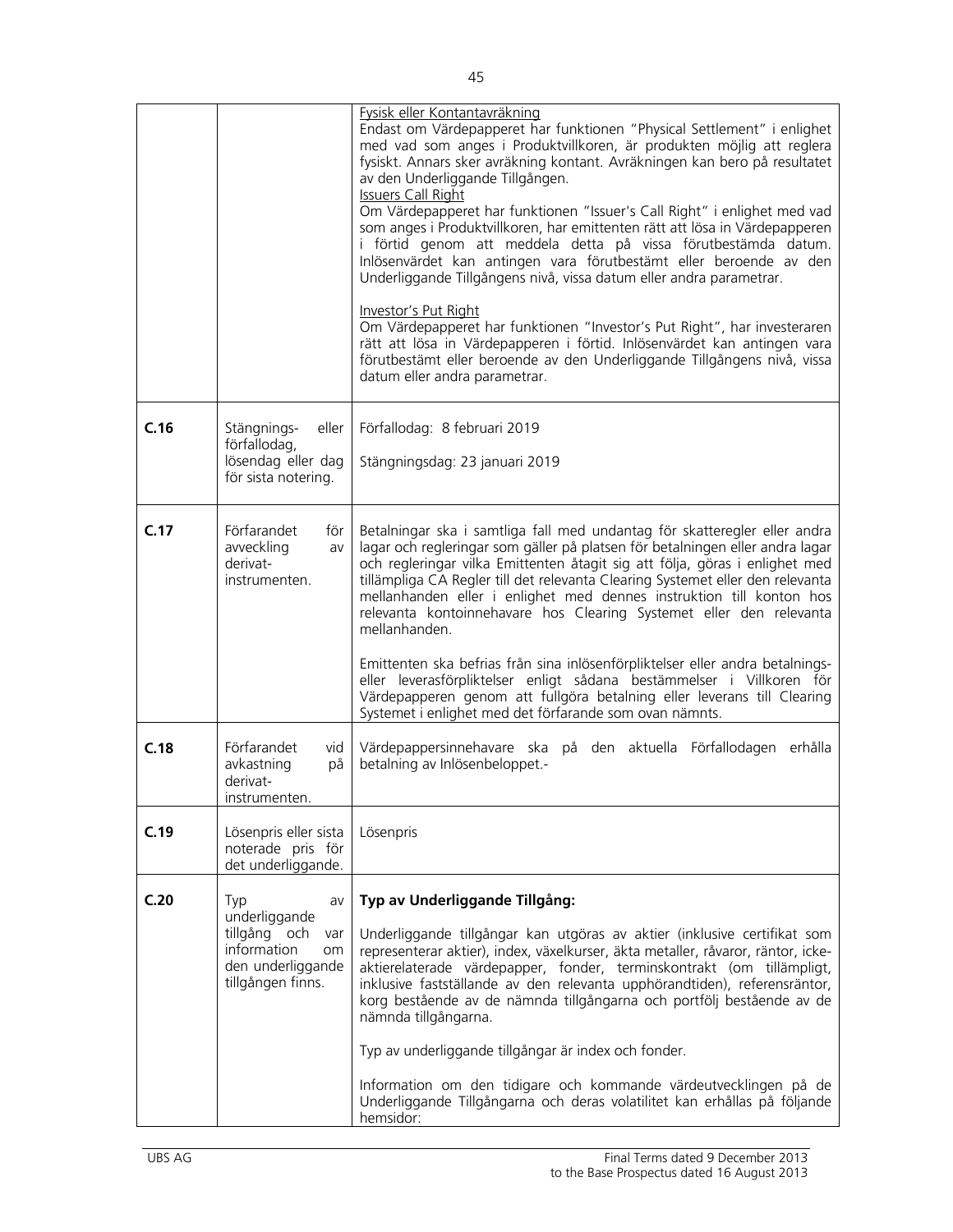| | | |
|---|---|---|
| | | <u>Fysisk eller Kontantavräkning</u><br>Endast om Värdepapperet har funktionen "Physical Settlement" i enlighet med vad som anges i Produktvillkoren, är produkten möjlig att reglera fysiskt. Annars sker avräkning kontant. Avräkningen kan bero på resultatet av den Underliggande Tillgången.<br><u>Issuers Call Right</u><br>Om Värdepapperet har funktionen "Issuer's Call Right" i enlighet med vad som anges i Produktvillkoren, har emittenten rätt att lösa in Värdepapperen i förtid genom att meddela detta på vissa förutbestämda datum. Inlösenvärdet kan antingen vara förutbestämt eller beroende av den Underliggande Tillgångens nivå, vissa datum eller andra parametrar.<br><br><u>Investor's Put Right</u><br>Om Värdepapperet har funktionen "Investor's Put Right", har investeraren rätt att lösa in Värdepapperen i förtid. Inlösenvärdet kan antingen vara förutbestämt eller beroende av den Underliggande Tillgångens nivå, vissa datum eller andra parametrar. |
| **C.16** | Stängnings- eller förfallodag, lösendag eller dag för sista notering. | Förfallodag: 8 februari 2019<br><br>Stängningsdag: 23 januari 2019 |
| **C.17** | Förfarandet för avveckling av derivat-instrumenten. | Betalningar ska i samtliga fall med undantag för skatteregler eller andra lagar och regleringar som gäller på platsen för betalningen eller andra lagar och regleringar vilka Emittenten åtagit sig att följa, göras i enlighet med tillämpliga CA Regler till det relevanta Clearing Systemet eller den relevanta mellanhanden eller i enlighet med dennes instruktion till konton hos relevanta kontoinnehavare hos Clearing Systemet eller den relevanta mellanhanden.<br><br>Emittenten ska befrias från sina inlösenförpliktelser eller andra betalnings- eller leverasförpliktelser enligt sådana bestämmelser i Villkoren för Värdepapperen genom att fullgöra betalning eller leverans till Clearing Systemet i enlighet med det förfarande som ovan nämnts. |
| **C.18** | Förfarandet vid avkastning på derivat-instrumenten. | Värdepappersinnehavare ska på den aktuella Förfallodagen erhålla betalning av Inlösenbeloppet.- |
| **C.19** | Lösenpris eller sista noterade pris för det underliggande. | Lösenpris |
| **C.20** | Typ av underliggande tillgång och var information om den underliggande tillgången finns. | **Typ av Underliggande Tillgång:**<br><br>Underliggande tillgångar kan utgöras av aktier (inklusive certifikat som representerar aktier), index, växelkurser, äkta metaller, råvaror, räntor, icke-aktierelaterade värdepapper, fonder, terminskontrakt (om tillämpligt, inklusive fastställande av den relevanta upphörandtiden), referensräntor, korg bestående av de nämnda tillgångarna och portfölj bestående av de nämnda tillgångarna.<br><br>Typ av underliggande tillgångar är index och fonder.<br><br>Information om den tidigare och kommande värdeutvecklingen på de Underliggande Tillgångarna och deras volatilitet kan erhållas på följande hemsidor: |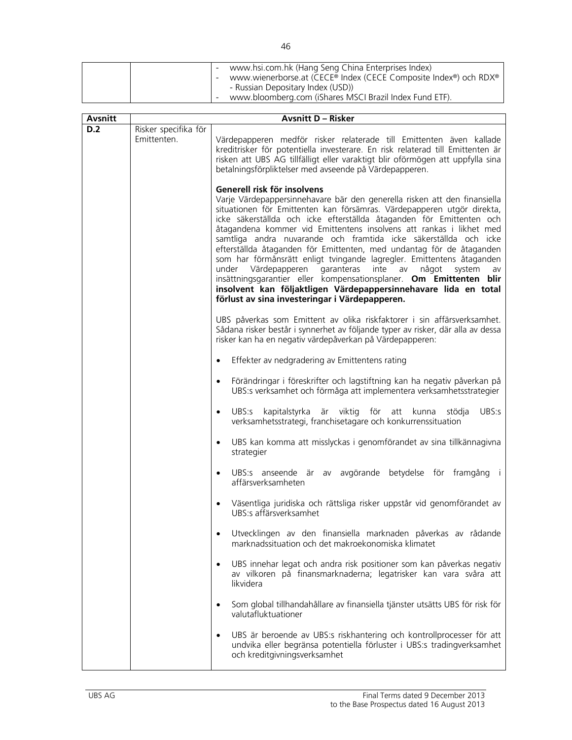| | | - www.hsi.com.hk (Hang Seng China Enterprises Index)<br>- www.wienerborse.at (CECE® Index (CECE Composite Index®) och RDX® - Russian Depositary Index (USD))<br>- www.bloomberg.com (iShares MSCI Brazil Index Fund ETF). |
|---|---|---|

| **Avsnitt** | **Avsnitt D – Risker** | |
|---|---|---|
| **D.2** | Risker specifika för Emittenten. | Värdepapperen medför risker relaterade till Emittenten även kallade kreditrisker för potentiella investerare. En risk relaterad till Emittenten är risken att UBS AG tillfälligt eller varaktigt blir oförmögen att uppfylla sina betalningsförpliktelser med avseende på Värdepapperen.<br><br>**Generell risk för insolvens**<br>Varje Värdepappersinnehavare bär den generella risken att den finansiella situationen för Emittenten kan försämras. Värdepapperen utgör direkta, icke säkerställda och icke efterställda åtaganden för Emittenten och åtagandena kommer vid Emittentens insolvens att rankas i likhet med samtliga andra nuvarande och framtida icke säkerställda och icke efterställda åtaganden för Emittenten, med undantag för de åtaganden som har förmånsrätt enligt tvingande lagregler. Emittentens åtaganden under Värdepapperen garanteras inte av något system av insättningsgarantier eller kompensationsplaner. **Om Emittenten blir insolvent kan följaktligen Värdepappersinnehavare lida en total förlust av sina investeringar i Värdepapperen.**<br><br>UBS påverkas som Emittent av olika riskfaktorer i sin affärsverksamhet. Sådana risker består i synnerhet av följande typer av risker, där alla av dessa risker kan ha en negativ värdepåverkan på Värdepapperen:<br><br>• Effekter av nedgradering av Emittentens rating<br><br>• Förändringar i föreskrifter och lagstiftning kan ha negativ påverkan på UBS:s verksamhet och förmåga att implementera verksamhetsstrategier<br><br>• UBS:s kapitalstyrka är viktig för att kunna stödja UBS:s verksamhetsstrategi, franchisetagare och konkurrenssituation<br><br>• UBS kan komma att misslyckas i genomförandet av sina tillkännagivna strategier<br><br>• UBS:s anseende är av avgörande betydelse för framgång i affärsverksamheten<br><br>• Väsentliga juridiska och rättsliga risker uppstår vid genomförandet av UBS:s affärsverksamhet<br><br>• Utvecklingen av den finansiella marknaden påverkas av rådande marknadssituation och det makroekonomiska klimatet<br><br>• UBS innehar legat och andra risk positioner som kan påverkas negativ av vilkoren på finansmarknaderna; legatrisker kan vara svåra att likvidera<br><br>• Som global tillhandahållare av finansiella tjänster utsätts UBS för risk för valutafluktuationer<br><br>• UBS är beroende av UBS:s riskhantering och kontrollprocesser för att undvika eller begränsa potentiella förluster i UBS:s tradingverksamhet och kreditgivningsverksamhet |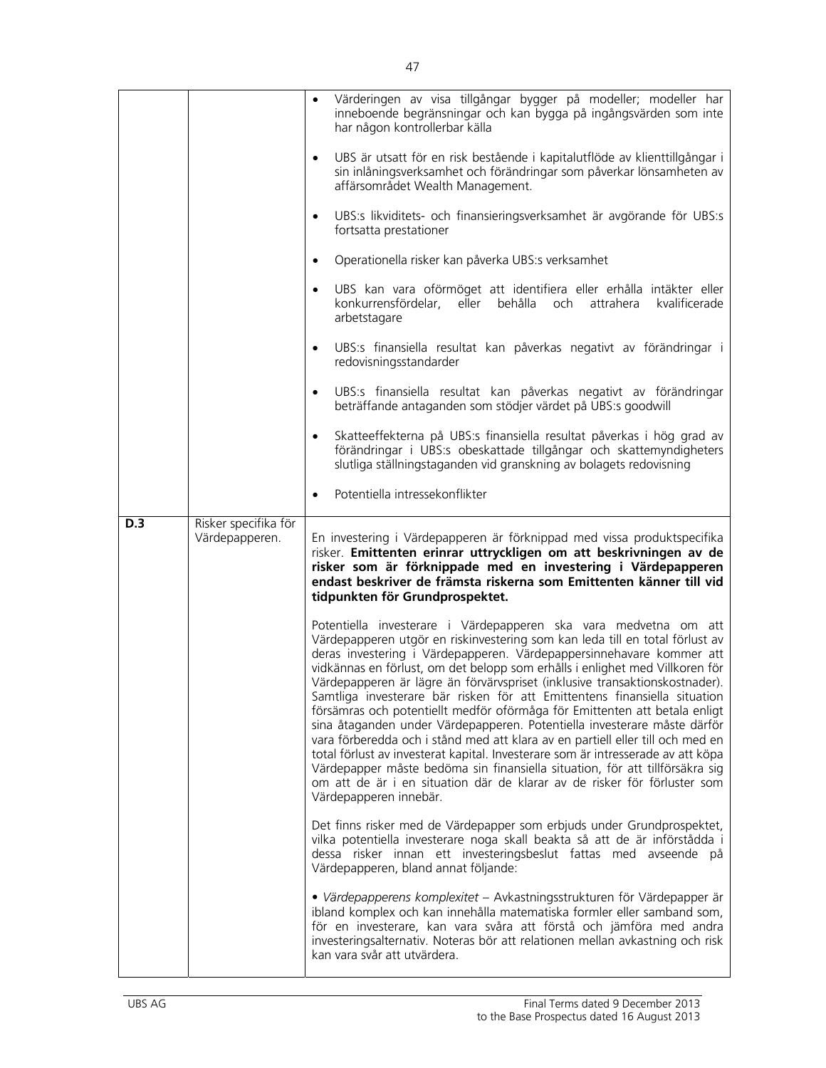| | | |
|---|---|---|
| | | • Värderingen av visa tillgångar bygger på modeller; modeller har inneboende begränsningar och kan bygga på ingångsvärden som inte har någon kontrollerbar källa<br><br>• UBS är utsatt för en risk bestående i kapitalutflöde av klienttillgångar i sin inlåningsverksamhet och förändringar som påverkar lönsamheten av affärsområdet Wealth Management.<br><br>• UBS:s likviditets- och finansieringsverksamhet är avgörande för UBS:s fortsatta prestationer<br><br>• Operationella risker kan påverka UBS:s verksamhet<br><br>• UBS kan vara oförmöget att identifiera eller erhålla intäkter eller konkurrensfördelar, eller behålla och attrahera kvalificerade arbetstagare<br><br>• UBS:s finansiella resultat kan påverkas negativt av förändringar i redovisningsstandarder<br><br>• UBS:s finansiella resultat kan påverkas negativt av förändringar beträffande antaganden som stödjer värdet på UBS:s goodwill<br><br>• Skatteeffekterna på UBS:s finansiella resultat påverkas i hög grad av förändringar i UBS:s obeskattade tillgångar och skattemyndigheters slutliga ställningstaganden vid granskning av bolagets redovisning<br><br>• Potentiella intressekonflikter |
| **D.3** | Risker specifika för Värdepapperen. | En investering i Värdepapperen är förknippad med vissa produktspecifika risker. **Emittenten erinrar uttryckligen om att beskrivningen av de risker som är förknippade med en investering i Värdepapperen endast beskriver de främsta riskerna som Emittenten känner till vid tidpunkten för Grundprospektet.**<br><br>Potentiella investerare i Värdepapperen ska vara medvetna om att Värdepapperen utgör en riskinvestering som kan leda till en total förlust av deras investering i Värdepapperen. Värdepappersinnehavare kommer att vidkännas en förlust, om det belopp som erhålls i enlighet med Villkoren för Värdepapperen är lägre än förvärvspriset (inklusive transaktionskostnader). Samtliga investerare bär risken för att Emittentens finansiella situation försämras och potentiellt medför oförmåga för Emittenten att betala enligt sina åtaganden under Värdepapperen. Potentiella investerare måste därför vara förberedda och i stånd med att klara av en partiell eller till och med en total förlust av investerat kapital. Investerare som är intresserade av att köpa Värdepapper måste bedöma sin finansiella situation, för att tillförsäkra sig om att de är i en situation där de klarar av de risker för förluster som Värdepapperen innebär.<br><br>Det finns risker med de Värdepapper som erbjuds under Grundprospektet, vilka potentiella investerare noga skall beakta så att de är införstådda i dessa risker innan ett investeringsbeslut fattas med avseende på Värdepapperen, bland annat följande:<br><br>• *Värdepapperens komplexitet* – Avkastningsstrukturen för Värdepapper är ibland komplex och kan innehålla matematiska formler eller samband som, för en investerare, kan vara svåra att förstå och jämföra med andra investeringsalternativ. Noteras bör att relationen mellan avkastning och risk kan vara svår att utvärdera. |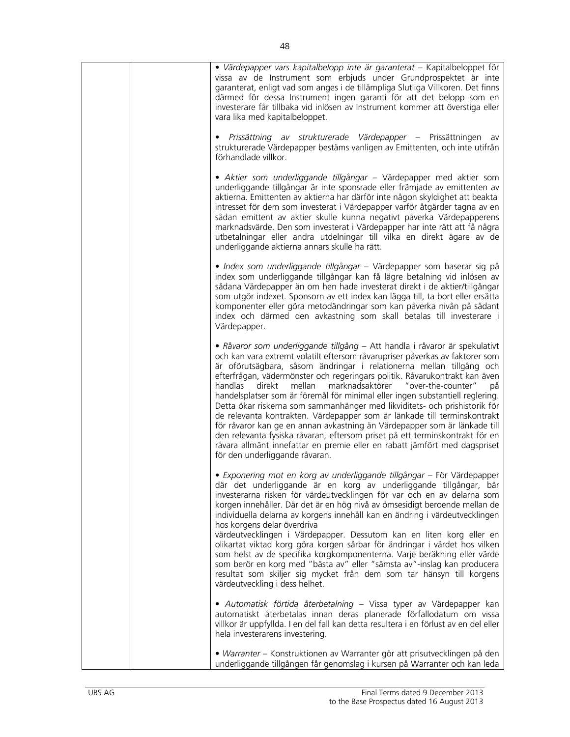| | | • *Värdepapper vars kapitalbelopp inte är garanterat* – Kapitalbeloppet för vissa av de Instrument som erbjuds under Grundprospektet är inte garanterat, enligt vad som anges i de tillämpliga Slutliga Villkoren. Det finns därmed för dessa Instrument ingen garanti för att det belopp som en investerare får tillbaka vid inlösen av Instrument kommer att överstiga eller vara lika med kapitalbeloppet.<br><br>• *Prissättning av strukturerade Värdepapper* – Prissättningen av strukturerade Värdepapper bestäms vanligen av Emittenten, och inte utifrån förhandlade villkor.<br><br>• *Aktier som underliggande tillgångar* – Värdepapper med aktier som underliggande tillgångar är inte sponsrade eller främjade av emittenten av aktierna. Emittenten av aktierna har därför inte någon skyldighet att beakta intresset för dem som investerat i Värdepapper varför åtgärder tagna av en sådan emittent av aktier skulle kunna negativt påverka Värdepapperens marknadsvärde. Den som investerat i Värdepapper har inte rätt att få några utbetalningar eller andra utdelningar till vilka en direkt ägare av de underliggande aktierna annars skulle ha rätt.<br><br>• *Index som underliggande tillgångar* – Värdepapper som baserar sig på index som underliggande tillgångar kan få lägre betalning vid inlösen av sådana Värdepapper än om hen hade investerat direkt i de aktier/tillgångar som utgör indexet. Sponsorn av ett index kan lägga till, ta bort eller ersätta komponenter eller göra metodändringar som kan påverka nivån på sådant index och därmed den avkastning som skall betalas till investerare i Värdepapper.<br><br>• *Råvaror som underliggande tillgång* – Att handla i råvaror är spekulativt och kan vara extremt volatilt eftersom råvarupriser påverkas av faktorer som är oförutsägbara, såsom ändringar i relationerna mellan tillgång och efterfrågan, vädermönster och regeringars politik. Råvarukontrakt kan även handlas direkt mellan marknadsaktörer "over-the-counter" på handelsplatser som är föremål för minimal eller ingen substantiell reglering. Detta ökar riskerna som sammanhänger med likviditets- och prishistorik för de relevanta kontrakten. Värdepapper som är länkade till terminskontrakt för råvaror kan ge en annan avkastning än Värdepapper som är länkade till den relevanta fysiska råvaran, eftersom priset på ett terminskontrakt för en råvara allmänt innefattar en premie eller en rabatt jämfört med dagspriset för den underliggande råvaran.<br><br>• *Exponering mot en korg av underliggande tillgångar* – För Värdepapper där det underliggande är en korg av underliggande tillgångar, bär investerarna risken för värdeutvecklingen för var och en av delarna som korgen innehåller. Där det är en hög nivå av ömsesidigt beroende mellan de individuella delarna av korgens innehåll kan en ändring i värdeutvecklingen hos korgens delar överdriva värdeutvecklingen i Värdepapper. Dessutom kan en liten korg eller en olikartat viktad korg göra korgen sårbar för ändringar i värdet hos vilken som helst av de specifika korgkomponenterna. Varje beräkning eller värde som berör en korg med "bästa av" eller "sämsta av"-inslag kan producera resultat som skiljer sig mycket från dem som tar hänsyn till korgens värdeutveckling i dess helhet.<br><br>• *Automatisk förtida återbetalning* – Vissa typer av Värdepapper kan automatiskt återbetalas innan deras planerade förfallodatum om vissa villkor är uppfyllda. I en del fall kan detta resultera i en förlust av en del eller hela investerarens investering.<br><br>• *Warranter* – Konstruktionen av Warranter gör att prisutvecklingen på den underliggande tillgången får genomslag i kursen på Warranter och kan leda |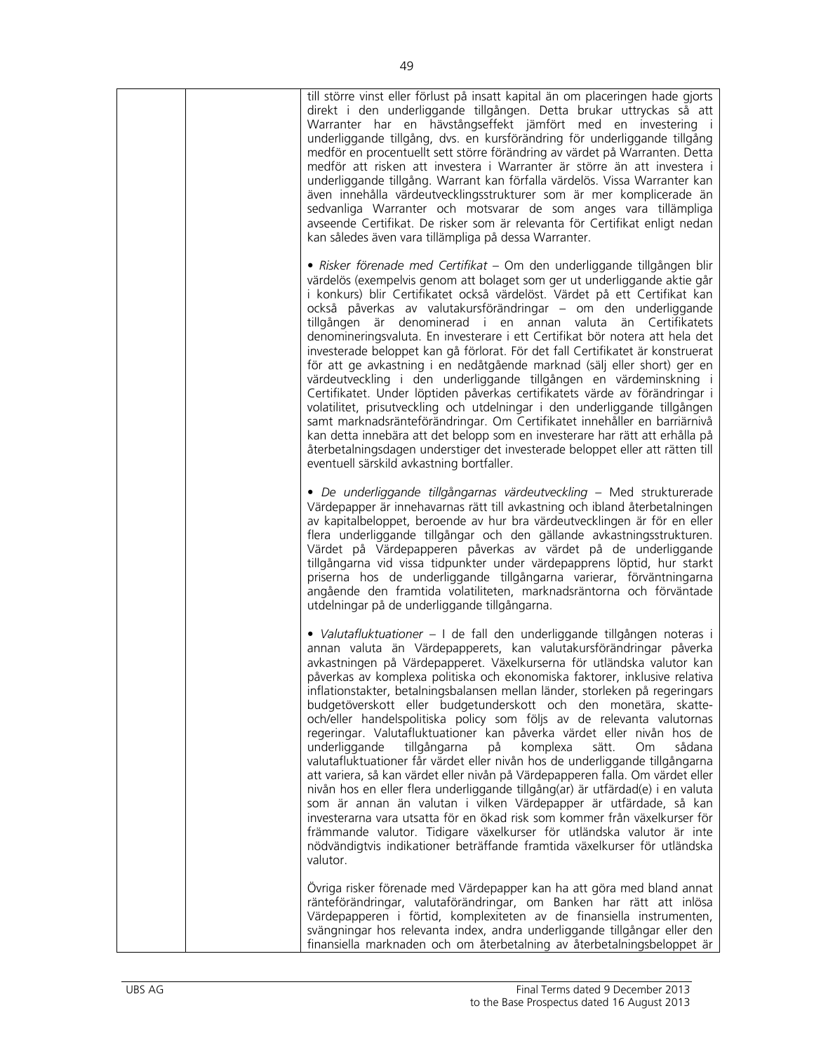| | | till större vinst eller förlust på insatt kapital än om placeringen hade gjorts direkt i den underliggande tillgången. Detta brukar uttryckas så att Warranter har en hävstångseffekt jämfört med en investering i underliggande tillgång, dvs. en kursförändring för underliggande tillgång medför en procentuellt sett större förändring av värdet på Warranten. Detta medför att risken att investera i Warranter är större än att investera i underliggande tillgång. Warrant kan förfalla värdelös. Vissa Warranter kan även innehålla värdeutvecklingsstrukturer som är mer komplicerade än sedvanliga Warranter och motsvarar de som anges vara tillämpliga avseende Certifikat. De risker som är relevanta för Certifikat enligt nedan kan således även vara tillämpliga på dessa Warranter.<br><br>• *Risker förenade med Certifikat* – Om den underliggande tillgången blir värdelös (exempelvis genom att bolaget som ger ut underliggande aktie går i konkurs) blir Certifikatet också värdelöst. Värdet på ett Certifikat kan också påverkas av valutakursförändringar – om den underliggande tillgången är denominerad i en annan valuta än Certifikatets denomineringsvaluta. En investerare i ett Certifikat bör notera att hela det investerade beloppet kan gå förlorat. För det fall Certifikatet är konstruerat för att ge avkastning i en nedåtgående marknad (sälj eller short) ger en värdeutveckling i den underliggande tillgången en värdeminskning i Certifikatet. Under löptiden påverkas certifikatets värde av förändringar i volatilitet, prisutveckling och utdelningar i den underliggande tillgången samt marknadsränteförändringar. Om Certifikatet innehåller en barriärnivå kan detta innebära att det belopp som en investerare har rätt att erhålla på återbetalningsdagen understiger det investerade beloppet eller att rätten till eventuell särskild avkastning bortfaller.<br><br>• *De underliggande tillgångarnas värdeutveckling* – Med strukturerade Värdepapper är innehavarnas rätt till avkastning och ibland återbetalningen av kapitalbeloppet, beroende av hur bra värdeutvecklingen är för en eller flera underliggande tillgångar och den gällande avkastningsstrukturen. Värdet på Värdepapperen påverkas av värdet på de underliggande tillgångarna vid vissa tidpunkter under värdepapprens löptid, hur starkt priserna hos de underliggande tillgångarna varierar, förväntningarna angående den framtida volatiliteten, marknadsräntorna och förväntade utdelningar på de underliggande tillgångarna.<br><br>• *Valutafluktuationer* – I de fall den underliggande tillgången noteras i annan valuta än Värdepapperets, kan valutakursförändringar påverka avkastningen på Värdepapperet. Växelkurserna för utländska valutor kan påverkas av komplexa politiska och ekonomiska faktorer, inklusive relativa inflationstakter, betalningsbalansen mellan länder, storleken på regeringars budgetöverskott eller budgetunderskott och den monetära, skatte- och/eller handelspolitiska policy som följs av de relevanta valutornas regeringar. Valutafluktuationer kan påverka värdet eller nivån hos de underliggande tillgångarna på komplexa sätt. Om sådana valutafluktuationer får värdet eller nivån hos de underliggande tillgångarna att variera, så kan värdet eller nivån på Värdepapperen falla. Om värdet eller nivån hos en eller flera underliggande tillgång(ar) är utfärdad(e) i en valuta som är annan än valutan i vilken Värdepapper är utfärdade, så kan investerarna vara utsatta för en ökad risk som kommer från växelkurser för främmande valutor. Tidigare växelkurser för utländska valutor är inte nödvändigtvis indikationer beträffande framtida växelkurser för utländska valutor.<br><br>Övriga risker förenade med Värdepapper kan ha att göra med bland annat ränteförändringar, valutaförändringar, om Banken har rätt att inlösa Värdepapperen i förtid, komplexiteten av de finansiella instrumenten, svängningar hos relevanta index, andra underliggande tillgångar eller den finansiella marknaden och om återbetalning av återbetalningsbeloppet är |
|---|---|---|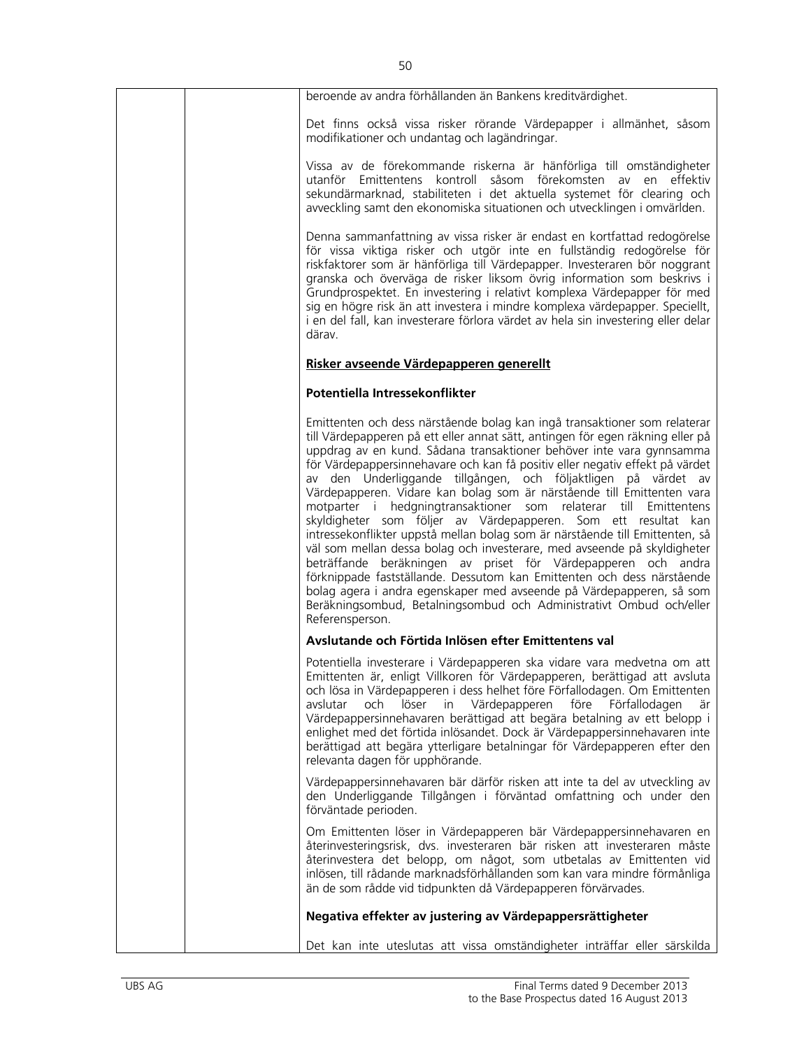beroende av andra förhållanden än Bankens kreditvärdighet.

Det finns också vissa risker rörande Värdepapper i allmänhet, såsom modifikationer och undantag och lagändringar.

Vissa av de förekommande riskerna är hänförliga till omständigheter utanför Emittentens kontroll såsom förekomsten av en effektiv sekundärmarknad, stabiliteten i det aktuella systemet för clearing och avveckling samt den ekonomiska situationen och utvecklingen i omvärlden.

Denna sammanfattning av vissa risker är endast en kortfattad redogörelse för vissa viktiga risker och utgör inte en fullständig redogörelse för riskfaktorer som är hänförliga till Värdepapper. Investeraren bör noggrant granska och överväga de risker liksom övrig information som beskrivs i Grundprospektet. En investering i relativt komplexa Värdepapper för med sig en högre risk än att investera i mindre komplexa värdepapper. Speciellt, i en del fall, kan investerare förlora värdet av hela sin investering eller delar därav.

**Risker avseende Värdepapperen generellt**

**Potentiella Intressekonflikter**

Emittenten och dess närstående bolag kan ingå transaktioner som relaterar till Värdepapperen på ett eller annat sätt, antingen för egen räkning eller på uppdrag av en kund. Sådana transaktioner behöver inte vara gynnsamma för Värdepappersinnehavare och kan få positiv eller negativ effekt på värdet av den Underliggande tillgången, och följaktligen på värdet av Värdepapperen. Vidare kan bolag som är närstående till Emittenten vara motparter i hedgningtransaktioner som relaterar till Emittentens skyldigheter som följer av Värdepapperen. Som ett resultat kan intressekonflikter uppstå mellan bolag som är närstående till Emittenten, så väl som mellan dessa bolag och investerare, med avseende på skyldigheter beträffande beräkningen av priset för Värdepapperen och andra förknippade fastställande. Dessutom kan Emittenten och dess närstående bolag agera i andra egenskaper med avseende på Värdepapperen, så som Beräkningsombud, Betalningsombud och Administrativt Ombud och/eller Referensperson.

**Avslutande och Förtida Inlösen efter Emittentens val**

Potentiella investerare i Värdepapperen ska vidare vara medvetna om att Emittenten är, enligt Villkoren för Värdepapperen, berättigad att avsluta och lösa in Värdepapperen i dess helhet före Förfallodagen. Om Emittenten avslutar och löser in Värdepapperen före Förfallodagen är Värdepappersinnehavaren berättigad att begära betalning av ett belopp i enlighet med det förtida inlösandet. Dock är Värdepappersinnehavaren inte berättigad att begära ytterligare betalningar för Värdepapperen efter den relevanta dagen för upphörande.

Värdepappersinnehavaren bär därför risken att inte ta del av utveckling av den Underliggande Tillgången i förväntad omfattning och under den förväntade perioden.

Om Emittenten löser in Värdepapperen bär Värdepappersinnehavaren en återinvesteringsrisk, dvs. investeraren bär risken att investeraren måste återinvestera det belopp, om något, som utbetalas av Emittenten vid inlösen, till rådande marknadsförhållanden som kan vara mindre förmånliga än de som rådde vid tidpunkten då Värdepapperen förvärvades.

**Negativa effekter av justering av Värdepappersrättigheter**

Det kan inte uteslutas att vissa omständigheter inträffar eller särskilda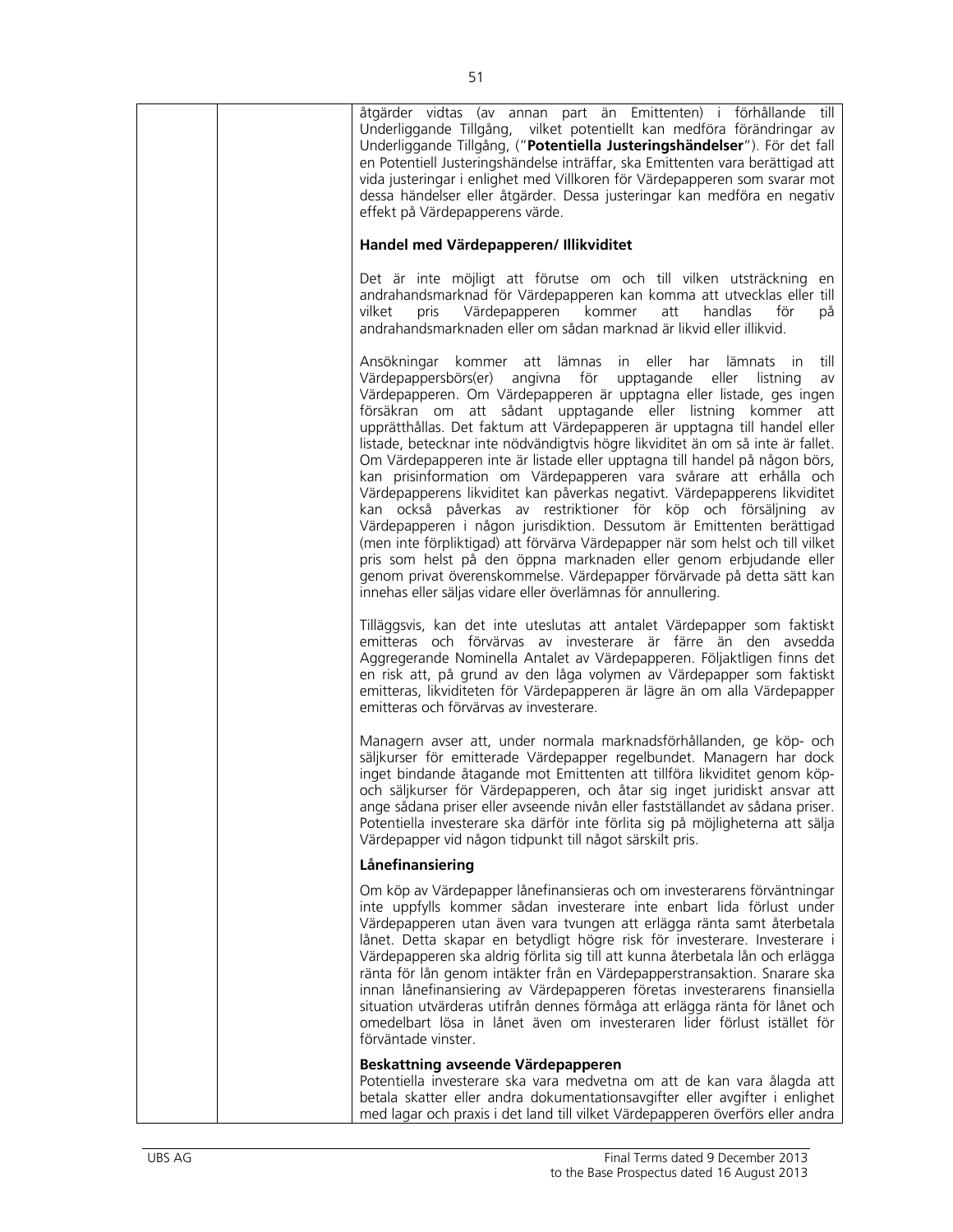| | | åtgärder vidtas (av annan part än Emittenten) i förhållande till Underliggande Tillgång, vilket potentiellt kan medföra förändringar av Underliggande Tillgång, ("**Potentiella Justeringshändelser**"). För det fall en Potentiell Justeringshändelse inträffar, ska Emittenten vara berättigad att vida justeringar i enlighet med Villkoren för Värdepapperen som svarar mot dessa händelser eller åtgärder. Dessa justeringar kan medföra en negativ effekt på Värdepapperens värde.<br><br>**Handel med Värdepapperen/ Illikviditet**<br><br>Det är inte möjligt att förutse om och till vilken utsträckning en andrahandsmarknad för Värdepapperen kan komma att utvecklas eller till vilket pris Värdepapperen kommer att handlas för på andrahandsmarknaden eller om sådan marknad är likvid eller illikvid.<br><br>Ansökningar kommer att lämnas in eller har lämnats in till Värdepappersbörs(er) angivna för upptagande eller listning av Värdepapperen. Om Värdepapperen är upptagna eller listade, ges ingen försäkran om att sådant upptagande eller listning kommer att upprätthållas. Det faktum att Värdepapperen är upptagna till handel eller listade, betecknar inte nödvändigtvis högre likviditet än om så inte är fallet. Om Värdepapperen inte är listade eller upptagna till handel på någon börs, kan prisinformation om Värdepapperen vara svårare att erhålla och Värdepapperens likviditet kan påverkas negativt. Värdepapperens likviditet kan också påverkas av restriktioner för köp och försäljning av Värdepapperen i någon jurisdiktion. Dessutom är Emittenten berättigad (men inte förpliktigad) att förvärva Värdepapper när som helst och till vilket pris som helst på den öppna marknaden eller genom erbjudande eller genom privat överenskommelse. Värdepapper förvärvade på detta sätt kan innehas eller säljas vidare eller överlämnas för annullering.<br><br>Tilläggsvis, kan det inte uteslutas att antalet Värdepapper som faktiskt emitteras och förvärvas av investerare är färre än den avsedda Aggregerande Nominella Antalet av Värdepapperen. Följaktligen finns det en risk att, på grund av den låga volymen av Värdepapper som faktiskt emitteras, likviditeten för Värdepapperen är lägre än om alla Värdepapper emitteras och förvärvas av investerare.<br><br>Managern avser att, under normala marknadsförhållanden, ge köp- och säljkurser för emitterade Värdepapper regelbundet. Managern har dock inget bindande åtagande mot Emittenten att tillföra likviditet genom köp- och säljkurser för Värdepapperen, och åtar sig inget juridiskt ansvar att ange sådana priser eller avseende nivån eller fastställandet av sådana priser. Potentiella investerare ska därför inte förlita sig på möjligheterna att sälja Värdepapper vid någon tidpunkt till något särskilt pris.<br><br>**Lånefinansiering**<br><br>Om köp av Värdepapper lånefinansieras och om investerarens förväntningar inte uppfylls kommer sådan investerare inte enbart lida förlust under Värdepapperen utan även vara tvungen att erlägga ränta samt återbetala lånet. Detta skapar en betydligt högre risk för investerare. Investerare i Värdepapperen ska aldrig förlita sig till att kunna återbetala lån och erlägga ränta för lån genom intäkter från en Värdepapperstransaktion. Snarare ska innan lånefinansiering av Värdepapperen företas investerarens finansiella situation utvärderas utifrån dennes förmåga att erlägga ränta för lånet och omedelbart lösa in lånet även om investeraren lider förlust istället för förväntade vinster.<br><br>**Beskattning avseende Värdepapperen**<br>Potentiella investerare ska vara medvetna om att de kan vara ålagda att betala skatter eller andra dokumentationsavgifter eller avgifter i enlighet med lagar och praxis i det land till vilket Värdepapperen överförs eller andra |
|---|---|---|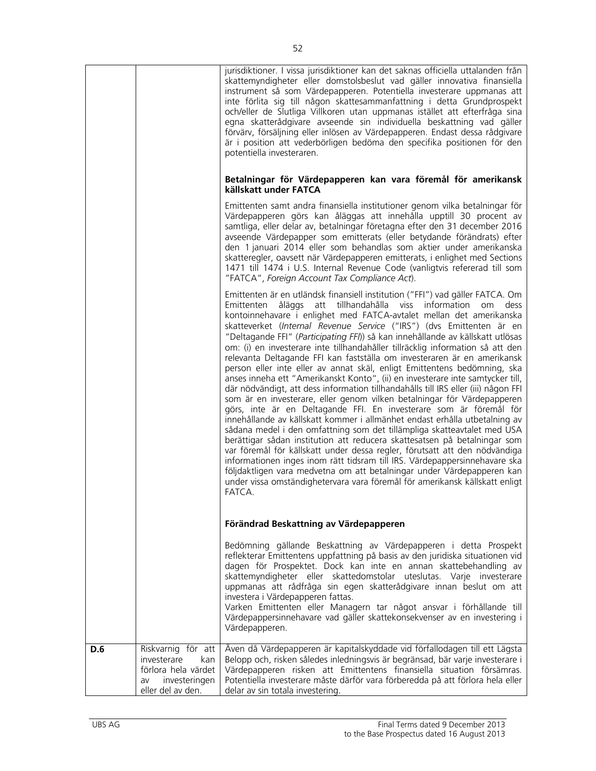| | | |
|---|---|---|
| | | jurisdiktioner. I vissa jurisdiktioner kan det saknas officiella uttalanden från skattemyndigheter eller domstolsbeslut vad gäller innovativa finansiella instrument så som Värdepapperen. Potentiella investerare uppmanas att inte förlita sig till någon skattesammanfattning i detta Grundprospekt och/eller de Slutliga Villkoren utan uppmanas istället att efterfråga sina egna skatterådgivare avseende sin individuella beskattning vad gäller förvärv, försäljning eller inlösen av Värdepapperen. Endast dessa rådgivare är i position att vederbörligen bedöma den specifika positionen för den potentiella investeraren.<br><br>**Betalningar för Värdepapperen kan vara föremål för amerikansk källskatt under FATCA**<br><br>Emittenten samt andra finansiella institutioner genom vilka betalningar för Värdepapperen görs kan åläggas att innehålla upptill 30 procent av samtliga, eller delar av, betalningar företagna efter den 31 december 2016 avseende Värdepapper som emitterats (eller betydande förändrats) efter den 1 januari 2014 eller som behandlas som aktier under amerikanska skatteregler, oavsett när Värdepapperen emitterats, i enlighet med Sections 1471 till 1474 i U.S. Internal Revenue Code (vanligtvis refererad till som "FATCA", *Foreign Account Tax Compliance Act*).<br><br>Emittenten är en utländsk finansiell institution ("FFI") vad gäller FATCA. Om Emittenten åläggs att tillhandahålla viss information om dess kontoinnehavare i enlighet med FATCA-avtalet mellan det amerikanska skatteverket (*Internal Revenue Service* ("IRS") (dvs Emittenten är en "Deltagande FFI" (*Participating FFI*)) så kan innehållande av källskatt utlösas om: (i) en investerare inte tillhandahåller tillräcklig information så att den relevanta Deltagande FFI kan fastställa om investeraren är en amerikansk person eller inte eller av annat skäl, enligt Emittentens bedömning, ska anses inneha ett "Amerikanskt Konto", (ii) en investerare inte samtycker till, där nödvändigt, att dess information tillhandahålls till IRS eller (iii) någon FFI som är en investerare, eller genom vilken betalningar för Värdepapperen görs, inte är en Deltagande FFI. En investerare som är föremål för innehållande av källskatt kommer i allmänhet endast erhålla utbetalning av sådana medel i den omfattning som det tillämpliga skatteavtalet med USA berättigar sådan institution att reducera skattesatsen på betalningar som var föremål för källskatt under dessa regler, förutsatt att den nödvändiga informationen inges inom rätt tidsram till IRS. Värdepappersinnehavare ska följaktligen vara medvetna om att betalningar under Värdepapperen kan under vissa omständighetervara vara föremål för amerikansk källskatt enligt FATCA.<br><br>**Förändrad Beskattning av Värdepapperen**<br><br>Bedömning gällande Beskattning av Värdepapperen i detta Prospekt reflekterar Emittentens uppfattning på basis av den juridiska situationen vid dagen för Prospektet. Dock kan inte en annan skattebehandling av skattemyndigheter eller skattedomstolar uteslutas. Varje investerare uppmanas att rådfråga sin egen skatterådgivare innan beslut om att investera i Värdepapperen fattas.<br>Varken Emittenten eller Managern tar något ansvar i förhållande till Värdepappersinnehavare vad gäller skattekonsekvenser av en investering i Värdepapperen. |
| **D.6** | Riskvarnig för att investerare kan förlora hela värdet av investeringen eller del av den. | Även då Värdepapperen är kapitalskyddade vid förfallodagen till ett Lägsta Belopp och, risken således inledningsvis är begränsad, bär varje investerare i Värdepapperen risken att Emittentens finansiella situation försämras. Potentiella investerare måste därför vara förberedda på att förlora hela eller delar av sin totala investering. |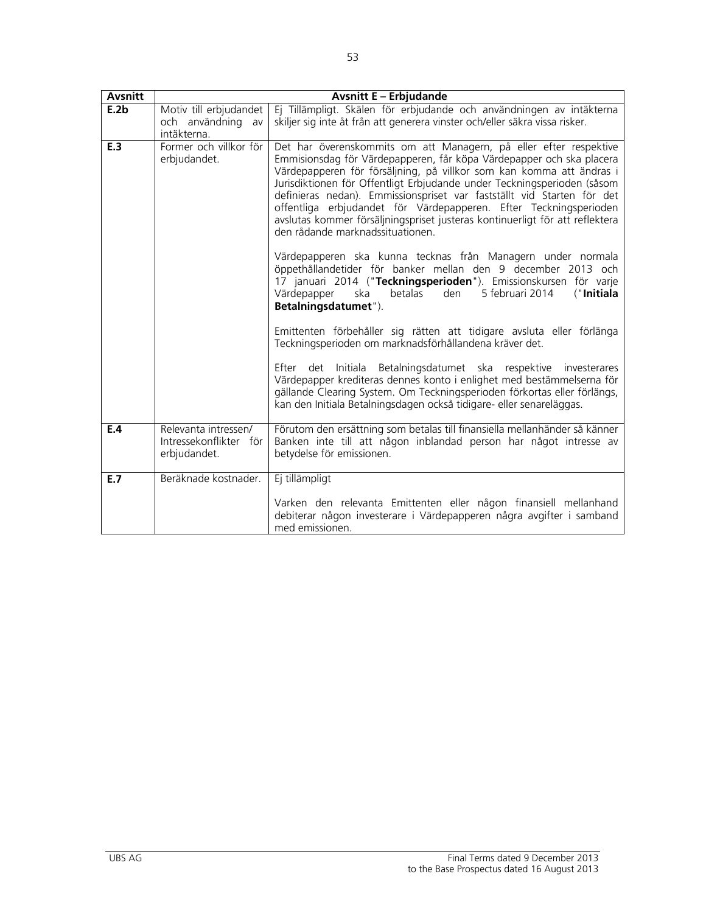| Avsnitt | Avsnitt E – Erbjudande | |
|---|---|---|
| **E.2b** | Motiv till erbjudandet och användning av intäkterna. | Ej Tillämpligt. Skälen för erbjudande och användningen av intäkterna skiljer sig inte åt från att generera vinster och/eller säkra vissa risker. |
| **E.3** | Former och villkor för erbjudandet. | Det har överenskommits om att Managern, på eller efter respektive Emmisionsdag för Värdepapperen, får köpa Värdepapper och ska placera Värdepapperen för försäljning, på villkor som kan komma att ändras i Jurisdiktionen för Offentligt Erbjudande under Teckningsperioden (såsom definieras nedan). Emmissionspriset var fastställt vid Starten för det offentliga erbjudandet för Värdepapperen. Efter Teckningsperioden avslutas kommer försäljningspriset justeras kontinuerligt för att reflektera den rådande marknadssituationen.<br><br>Värdepapperen ska kunna tecknas från Managern under normala öppethållandetider för banker mellan den 9 december 2013 och 17 januari 2014 ("**Teckningsperioden**"). Emissionskursen för varje Värdepapper ska betalas den 5 februari 2014 ("**Initiala Betalningsdatumet**").<br><br>Emittenten förbehåller sig rätten att tidigare avsluta eller förlänga Teckningsperioden om marknadsförhållandena kräver det.<br><br>Efter det Initiala Betalningsdatumet ska respektive investerares Värdepapper krediteras dennes konto i enlighet med bestämmelserna för gällande Clearing System. Om Teckningsperioden förkortas eller förlängs, kan den Initiala Betalningsdagen också tidigare- eller senareläggas. |
| **E.4** | Relevanta intressen/ Intressekonflikter för erbjudandet. | Förutom den ersättning som betalas till finansiella mellanhänder så känner Banken inte till att någon inblandad person har något intresse av betydelse för emissionen. |
| **E.7** | Beräknade kostnader. | Ej tillämpligt<br><br>Varken den relevanta Emittenten eller någon finansiell mellanhand debiterar någon investerare i Värdepapperen några avgifter i samband med emissionen. |